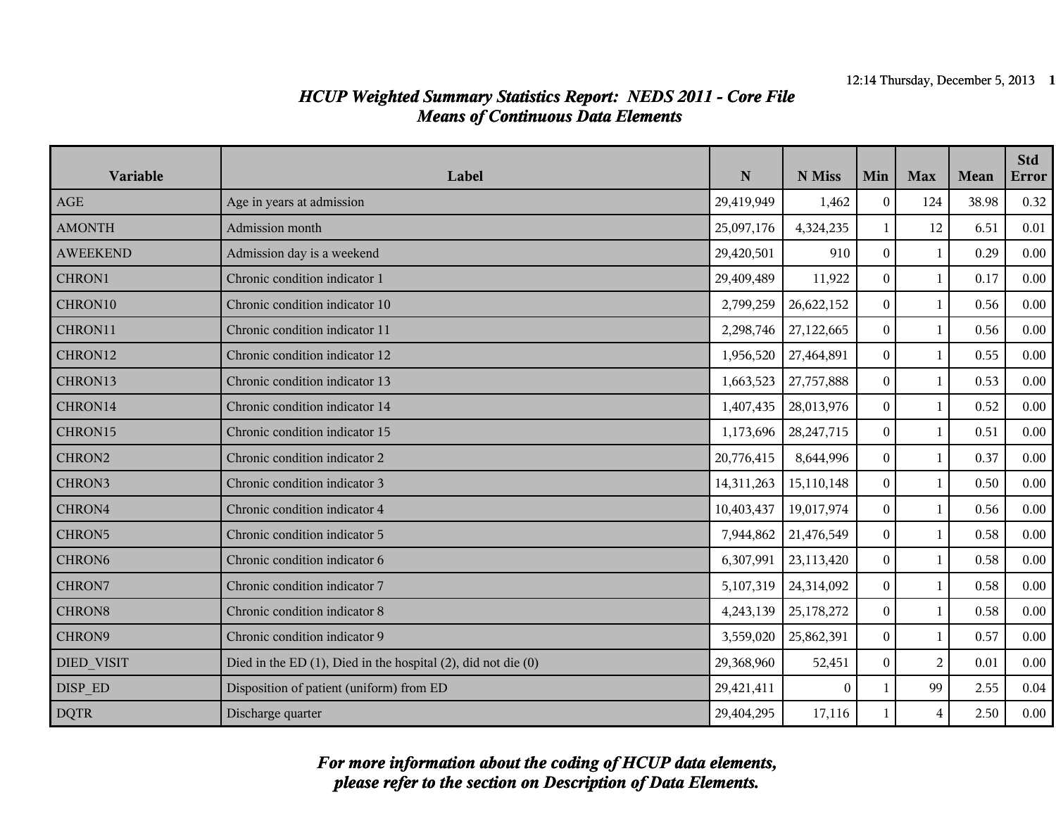# *HCUP Weighted Summary Statistics Report: NEDS 2011 - Core File*
## *Means of Continuous Data Elements*

| Variable | Label | N | N Miss | Min | Max | Mean | Std Error |
|---|---|---|---|---|---|---|---|
| AGE | Age in years at admission | 29,419,949 | 1,462 | 0 | 124 | 38.98 | 0.32 |
| AMONTH | Admission month | 25,097,176 | 4,324,235 | 1 | 12 | 6.51 | 0.01 |
| AWEEKEND | Admission day is a weekend | 29,420,501 | 910 | 0 | 1 | 0.29 | 0.00 |
| CHRON1 | Chronic condition indicator 1 | 29,409,489 | 11,922 | 0 | 1 | 0.17 | 0.00 |
| CHRON10 | Chronic condition indicator 10 | 2,799,259 | 26,622,152 | 0 | 1 | 0.56 | 0.00 |
| CHRON11 | Chronic condition indicator 11 | 2,298,746 | 27,122,665 | 0 | 1 | 0.56 | 0.00 |
| CHRON12 | Chronic condition indicator 12 | 1,956,520 | 27,464,891 | 0 | 1 | 0.55 | 0.00 |
| CHRON13 | Chronic condition indicator 13 | 1,663,523 | 27,757,888 | 0 | 1 | 0.53 | 0.00 |
| CHRON14 | Chronic condition indicator 14 | 1,407,435 | 28,013,976 | 0 | 1 | 0.52 | 0.00 |
| CHRON15 | Chronic condition indicator 15 | 1,173,696 | 28,247,715 | 0 | 1 | 0.51 | 0.00 |
| CHRON2 | Chronic condition indicator 2 | 20,776,415 | 8,644,996 | 0 | 1 | 0.37 | 0.00 |
| CHRON3 | Chronic condition indicator 3 | 14,311,263 | 15,110,148 | 0 | 1 | 0.50 | 0.00 |
| CHRON4 | Chronic condition indicator 4 | 10,403,437 | 19,017,974 | 0 | 1 | 0.56 | 0.00 |
| CHRON5 | Chronic condition indicator 5 | 7,944,862 | 21,476,549 | 0 | 1 | 0.58 | 0.00 |
| CHRON6 | Chronic condition indicator 6 | 6,307,991 | 23,113,420 | 0 | 1 | 0.58 | 0.00 |
| CHRON7 | Chronic condition indicator 7 | 5,107,319 | 24,314,092 | 0 | 1 | 0.58 | 0.00 |
| CHRON8 | Chronic condition indicator 8 | 4,243,139 | 25,178,272 | 0 | 1 | 0.58 | 0.00 |
| CHRON9 | Chronic condition indicator 9 | 3,559,020 | 25,862,391 | 0 | 1 | 0.57 | 0.00 |
| DIED_VISIT | Died in the ED (1), Died in the hospital (2), did not die (0) | 29,368,960 | 52,451 | 0 | 2 | 0.01 | 0.00 |
| DISP_ED | Disposition of patient (uniform) from ED | 29,421,411 | 0 | 1 | 99 | 2.55 | 0.04 |
| DQTR | Discharge quarter | 29,404,295 | 17,116 | 1 | 4 | 2.50 | 0.00 |

***For more information about the coding of HCUP data elements, please refer to the section on Description of Data Elements.***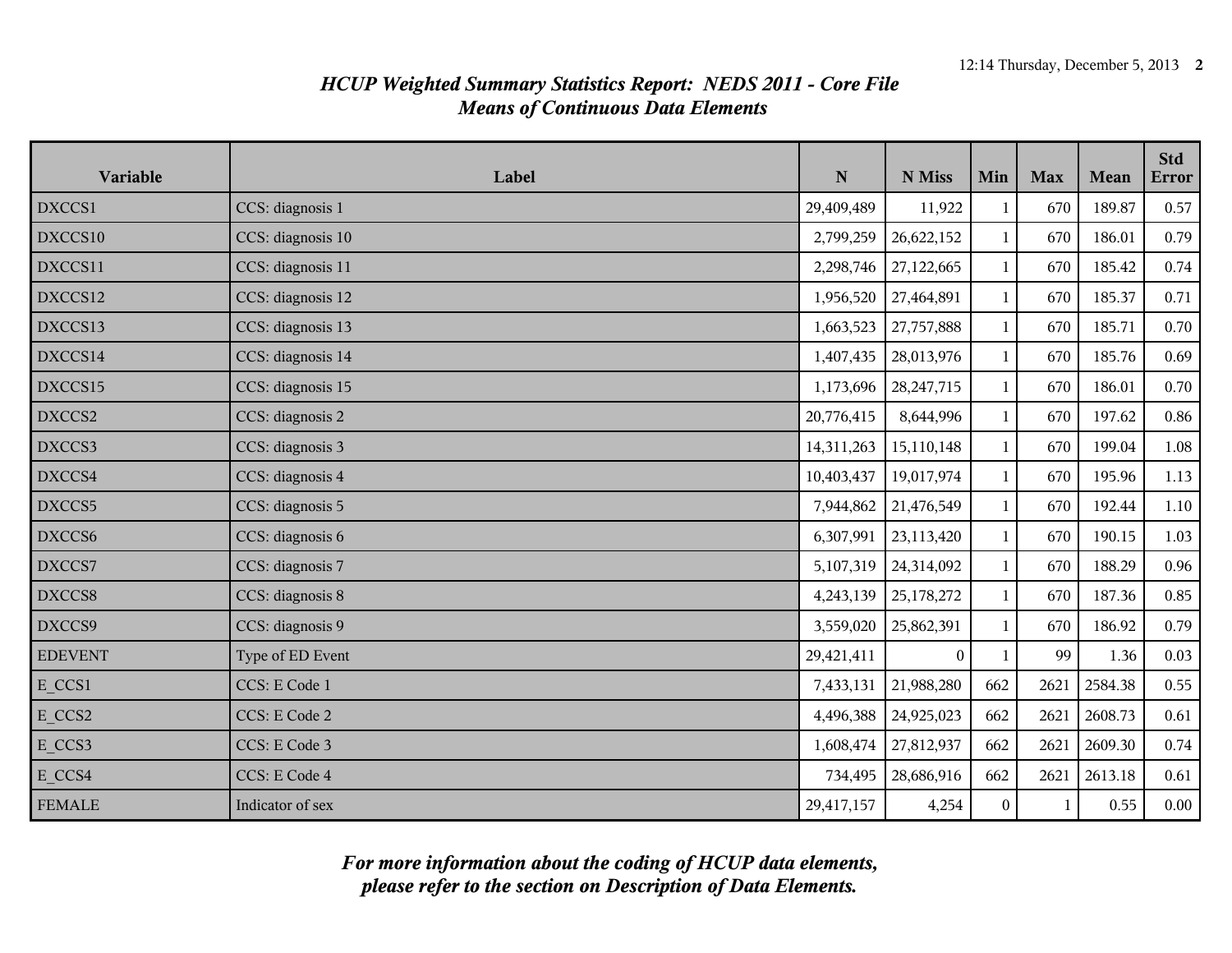## *HCUP Weighted Summary Statistics Report: NEDS 2011 - Core File*
## *Means of Continuous Data Elements*

| Variable | Label | N | N Miss | Min | Max | Mean | Std Error |
|---|---|---|---|---|---|---|---|
| DXCCS1 | CCS: diagnosis 1 | 29,409,489 | 11,922 | 1 | 670 | 189.87 | 0.57 |
| DXCCS10 | CCS: diagnosis 10 | 2,799,259 | 26,622,152 | 1 | 670 | 186.01 | 0.79 |
| DXCCS11 | CCS: diagnosis 11 | 2,298,746 | 27,122,665 | 1 | 670 | 185.42 | 0.74 |
| DXCCS12 | CCS: diagnosis 12 | 1,956,520 | 27,464,891 | 1 | 670 | 185.37 | 0.71 |
| DXCCS13 | CCS: diagnosis 13 | 1,663,523 | 27,757,888 | 1 | 670 | 185.71 | 0.70 |
| DXCCS14 | CCS: diagnosis 14 | 1,407,435 | 28,013,976 | 1 | 670 | 185.76 | 0.69 |
| DXCCS15 | CCS: diagnosis 15 | 1,173,696 | 28,247,715 | 1 | 670 | 186.01 | 0.70 |
| DXCCS2 | CCS: diagnosis 2 | 20,776,415 | 8,644,996 | 1 | 670 | 197.62 | 0.86 |
| DXCCS3 | CCS: diagnosis 3 | 14,311,263 | 15,110,148 | 1 | 670 | 199.04 | 1.08 |
| DXCCS4 | CCS: diagnosis 4 | 10,403,437 | 19,017,974 | 1 | 670 | 195.96 | 1.13 |
| DXCCS5 | CCS: diagnosis 5 | 7,944,862 | 21,476,549 | 1 | 670 | 192.44 | 1.10 |
| DXCCS6 | CCS: diagnosis 6 | 6,307,991 | 23,113,420 | 1 | 670 | 190.15 | 1.03 |
| DXCCS7 | CCS: diagnosis 7 | 5,107,319 | 24,314,092 | 1 | 670 | 188.29 | 0.96 |
| DXCCS8 | CCS: diagnosis 8 | 4,243,139 | 25,178,272 | 1 | 670 | 187.36 | 0.85 |
| DXCCS9 | CCS: diagnosis 9 | 3,559,020 | 25,862,391 | 1 | 670 | 186.92 | 0.79 |
| EDEVENT | Type of ED Event | 29,421,411 | 0 | 1 | 99 | 1.36 | 0.03 |
| E_CCS1 | CCS: E Code 1 | 7,433,131 | 21,988,280 | 662 | 2621 | 2584.38 | 0.55 |
| E_CCS2 | CCS: E Code 2 | 4,496,388 | 24,925,023 | 662 | 2621 | 2608.73 | 0.61 |
| E_CCS3 | CCS: E Code 3 | 1,608,474 | 27,812,937 | 662 | 2621 | 2609.30 | 0.74 |
| E_CCS4 | CCS: E Code 4 | 734,495 | 28,686,916 | 662 | 2621 | 2613.18 | 0.61 |
| FEMALE | Indicator of sex | 29,417,157 | 4,254 | 0 | 1 | 0.55 | 0.00 |

***For more information about the coding of HCUP data elements, please refer to the section on Description of Data Elements.***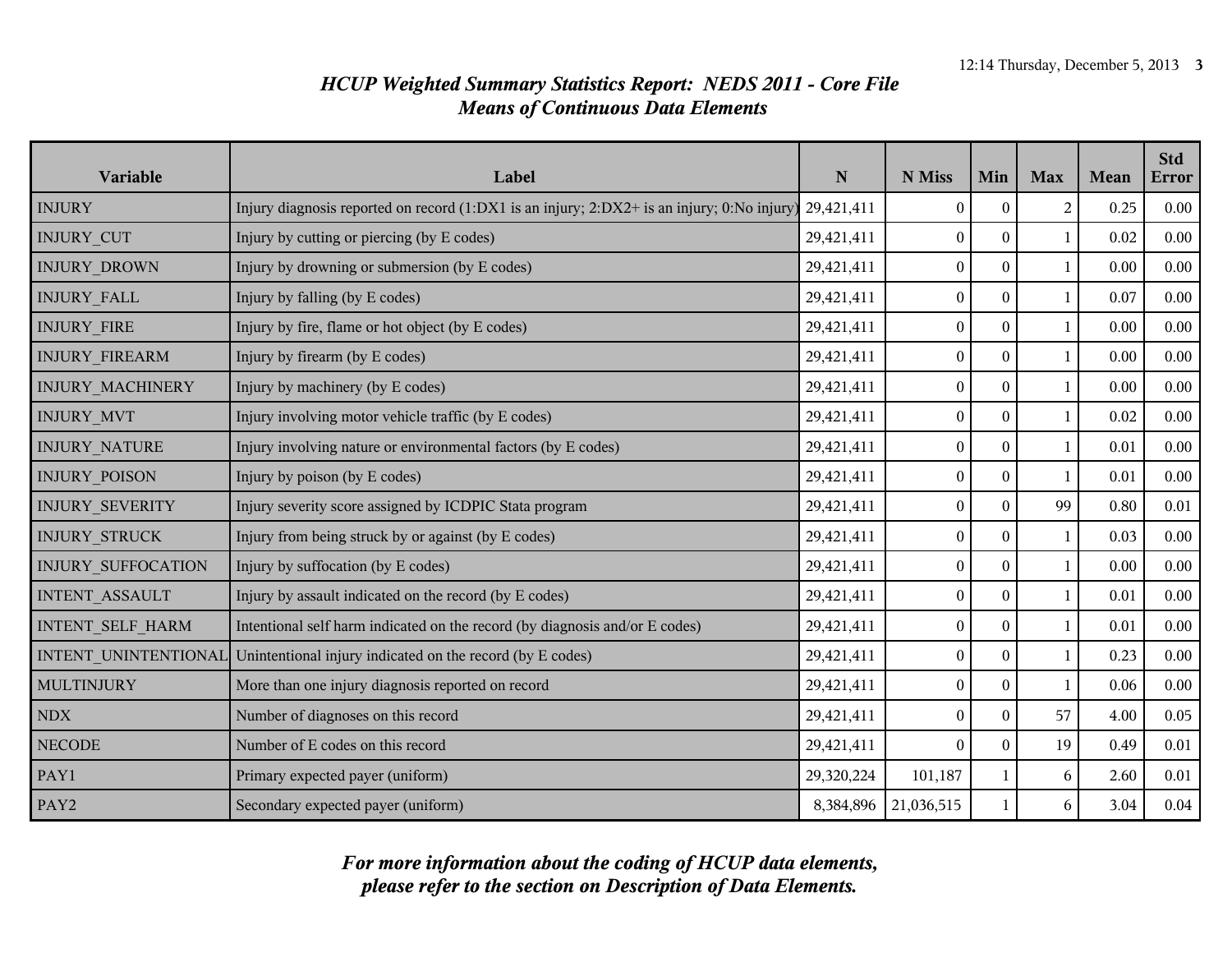*HCUP Weighted Summary Statistics Report: NEDS 2011 - Core File*
*Means of Continuous Data Elements*

| Variable | Label | N | N Miss | Min | Max | Mean | Std Error |
|---|---|---|---|---|---|---|---|
| INJURY | Injury diagnosis reported on record (1:DX1 is an injury; 2:DX2+ is an injury; 0:No injury) | 29,421,411 | 0 | 0 | 2 | 0.25 | 0.00 |
| INJURY_CUT | Injury by cutting or piercing (by E codes) | 29,421,411 | 0 | 0 | 1 | 0.02 | 0.00 |
| INJURY_DROWN | Injury by drowning or submersion (by E codes) | 29,421,411 | 0 | 0 | 1 | 0.00 | 0.00 |
| INJURY_FALL | Injury by falling (by E codes) | 29,421,411 | 0 | 0 | 1 | 0.07 | 0.00 |
| INJURY_FIRE | Injury by fire, flame or hot object (by E codes) | 29,421,411 | 0 | 0 | 1 | 0.00 | 0.00 |
| INJURY_FIREARM | Injury by firearm (by E codes) | 29,421,411 | 0 | 0 | 1 | 0.00 | 0.00 |
| INJURY_MACHINERY | Injury by machinery (by E codes) | 29,421,411 | 0 | 0 | 1 | 0.00 | 0.00 |
| INJURY_MVT | Injury involving motor vehicle traffic (by E codes) | 29,421,411 | 0 | 0 | 1 | 0.02 | 0.00 |
| INJURY_NATURE | Injury involving nature or environmental factors (by E codes) | 29,421,411 | 0 | 0 | 1 | 0.01 | 0.00 |
| INJURY_POISON | Injury by poison (by E codes) | 29,421,411 | 0 | 0 | 1 | 0.01 | 0.00 |
| INJURY_SEVERITY | Injury severity score assigned by ICDPIC Stata program | 29,421,411 | 0 | 0 | 99 | 0.80 | 0.01 |
| INJURY_STRUCK | Injury from being struck by or against (by E codes) | 29,421,411 | 0 | 0 | 1 | 0.03 | 0.00 |
| INJURY_SUFFOCATION | Injury by suffocation (by E codes) | 29,421,411 | 0 | 0 | 1 | 0.00 | 0.00 |
| INTENT_ASSAULT | Injury by assault indicated on the record (by E codes) | 29,421,411 | 0 | 0 | 1 | 0.01 | 0.00 |
| INTENT_SELF_HARM | Intentional self harm indicated on the record (by diagnosis and/or E codes) | 29,421,411 | 0 | 0 | 1 | 0.01 | 0.00 |
| INTENT_UNINTENTIONAL | Unintentional injury indicated on the record (by E codes) | 29,421,411 | 0 | 0 | 1 | 0.23 | 0.00 |
| MULTINJURY | More than one injury diagnosis reported on record | 29,421,411 | 0 | 0 | 1 | 0.06 | 0.00 |
| NDX | Number of diagnoses on this record | 29,421,411 | 0 | 0 | 57 | 4.00 | 0.05 |
| NECODE | Number of E codes on this record | 29,421,411 | 0 | 0 | 19 | 0.49 | 0.01 |
| PAY1 | Primary expected payer (uniform) | 29,320,224 | 101,187 | 1 | 6 | 2.60 | 0.01 |
| PAY2 | Secondary expected payer (uniform) | 8,384,896 | 21,036,515 | 1 | 6 | 3.04 | 0.04 |

*For more information about the coding of HCUP data elements, please refer to the section on Description of Data Elements.*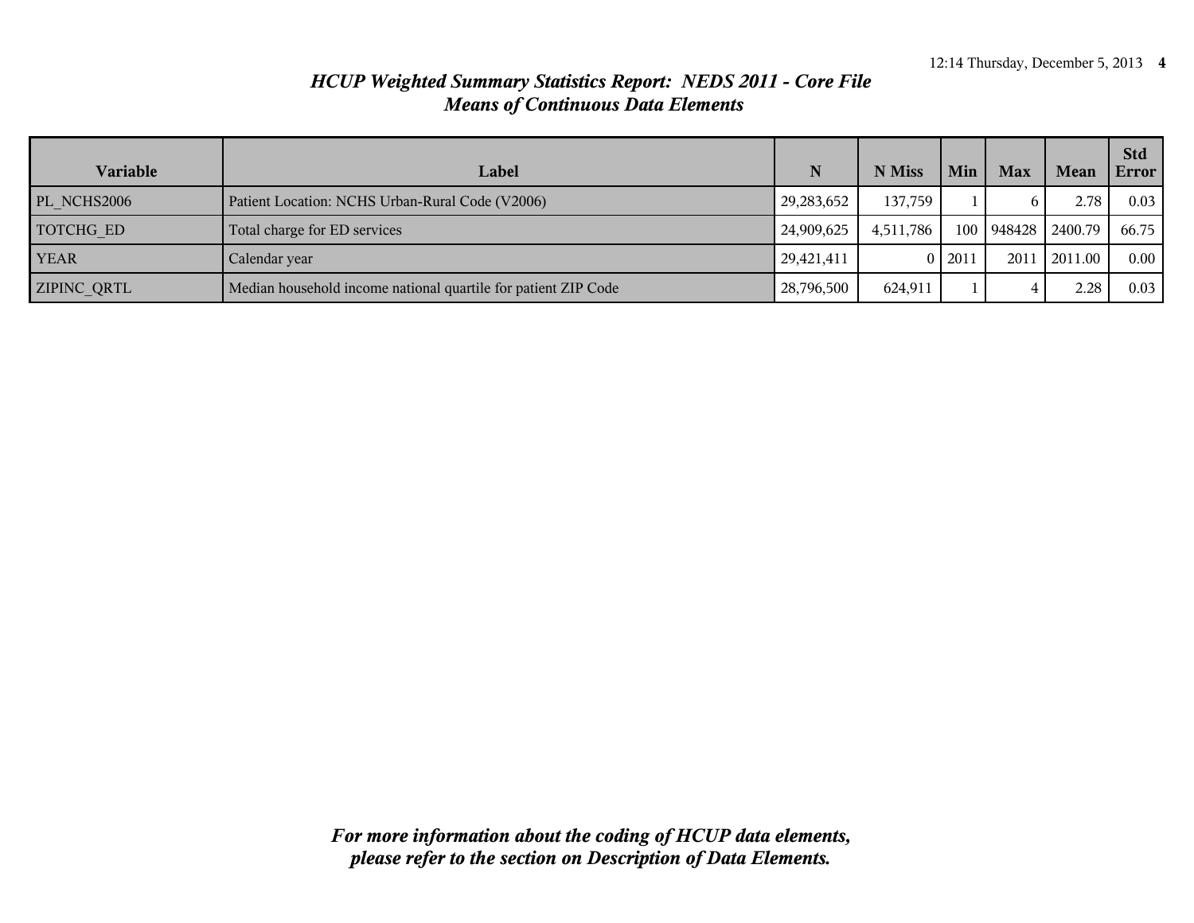# *HCUP Weighted Summary Statistics Report: NEDS 2011 - Core File*
## *Means of Continuous Data Elements*

| Variable | Label | N | N Miss | Min | Max | Mean | Std Error |
|---|---|---|---|---|---|---|---|
| PL_NCHS2006 | Patient Location: NCHS Urban-Rural Code (V2006) | 29,283,652 | 137,759 | 1 | 6 | 2.78 | 0.03 |
| TOTCHG_ED | Total charge for ED services | 24,909,625 | 4,511,786 | 100 | 948428 | 2400.79 | 66.75 |
| YEAR | Calendar year | 29,421,411 | 0 | 2011 | 2011 | 2011.00 | 0.00 |
| ZIPINC_QRTL | Median household income national quartile for patient ZIP Code | 28,796,500 | 624,911 | 1 | 4 | 2.28 | 0.03 |

***For more information about the coding of HCUP data elements, please refer to the section on Description of Data Elements.***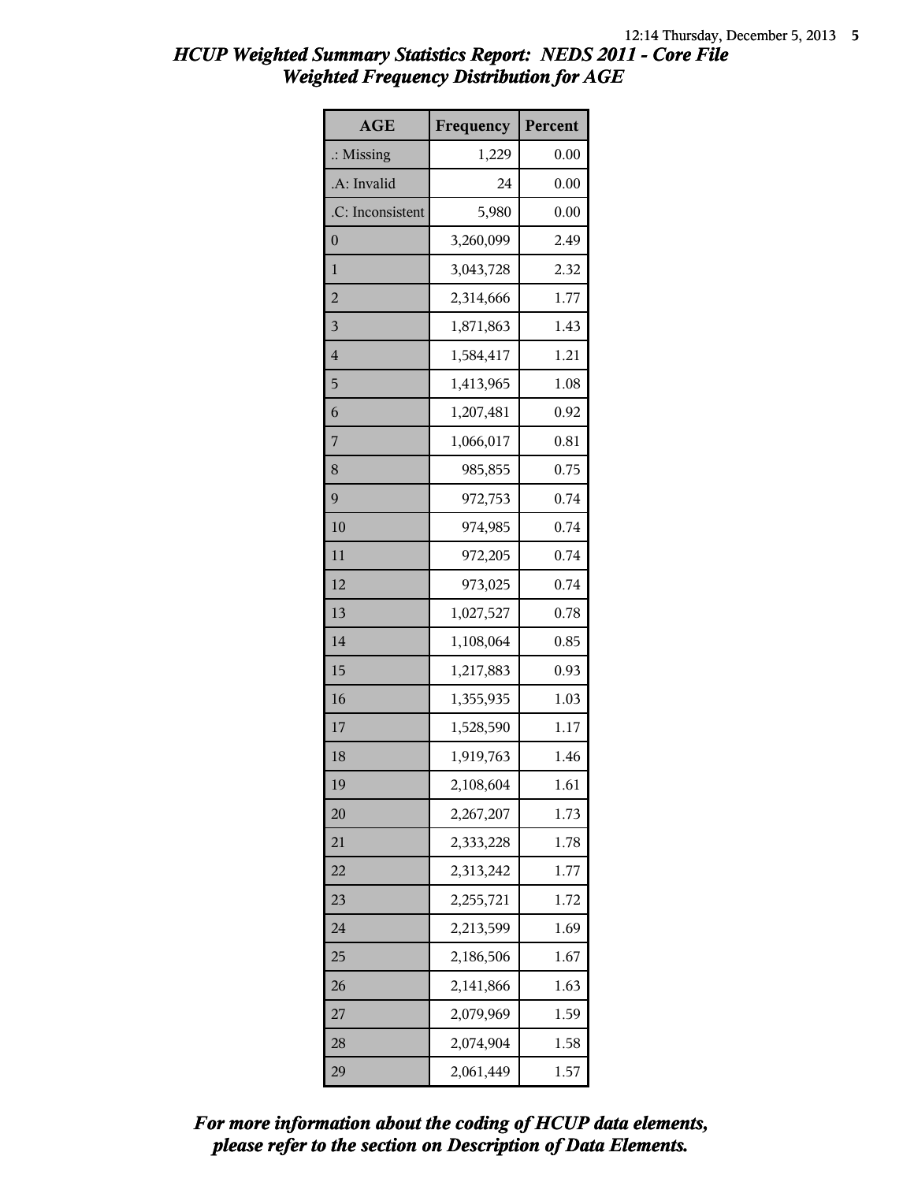# HCUP Weighted Summary Statistics Report: NEDS 2011 - Core File
## Weighted Frequency Distribution for AGE

| AGE | Frequency | Percent |
|---|---|---|
| .: Missing | 1,229 | 0.00 |
| .A: Invalid | 24 | 0.00 |
| .C: Inconsistent | 5,980 | 0.00 |
| 0 | 3,260,099 | 2.49 |
| 1 | 3,043,728 | 2.32 |
| 2 | 2,314,666 | 1.77 |
| 3 | 1,871,863 | 1.43 |
| 4 | 1,584,417 | 1.21 |
| 5 | 1,413,965 | 1.08 |
| 6 | 1,207,481 | 0.92 |
| 7 | 1,066,017 | 0.81 |
| 8 | 985,855 | 0.75 |
| 9 | 972,753 | 0.74 |
| 10 | 974,985 | 0.74 |
| 11 | 972,205 | 0.74 |
| 12 | 973,025 | 0.74 |
| 13 | 1,027,527 | 0.78 |
| 14 | 1,108,064 | 0.85 |
| 15 | 1,217,883 | 0.93 |
| 16 | 1,355,935 | 1.03 |
| 17 | 1,528,590 | 1.17 |
| 18 | 1,919,763 | 1.46 |
| 19 | 2,108,604 | 1.61 |
| 20 | 2,267,207 | 1.73 |
| 21 | 2,333,228 | 1.78 |
| 22 | 2,313,242 | 1.77 |
| 23 | 2,255,721 | 1.72 |
| 24 | 2,213,599 | 1.69 |
| 25 | 2,186,506 | 1.67 |
| 26 | 2,141,866 | 1.63 |
| 27 | 2,079,969 | 1.59 |
| 28 | 2,074,904 | 1.58 |
| 29 | 2,061,449 | 1.57 |

*For more information about the coding of HCUP data elements, please refer to the section on Description of Data Elements.*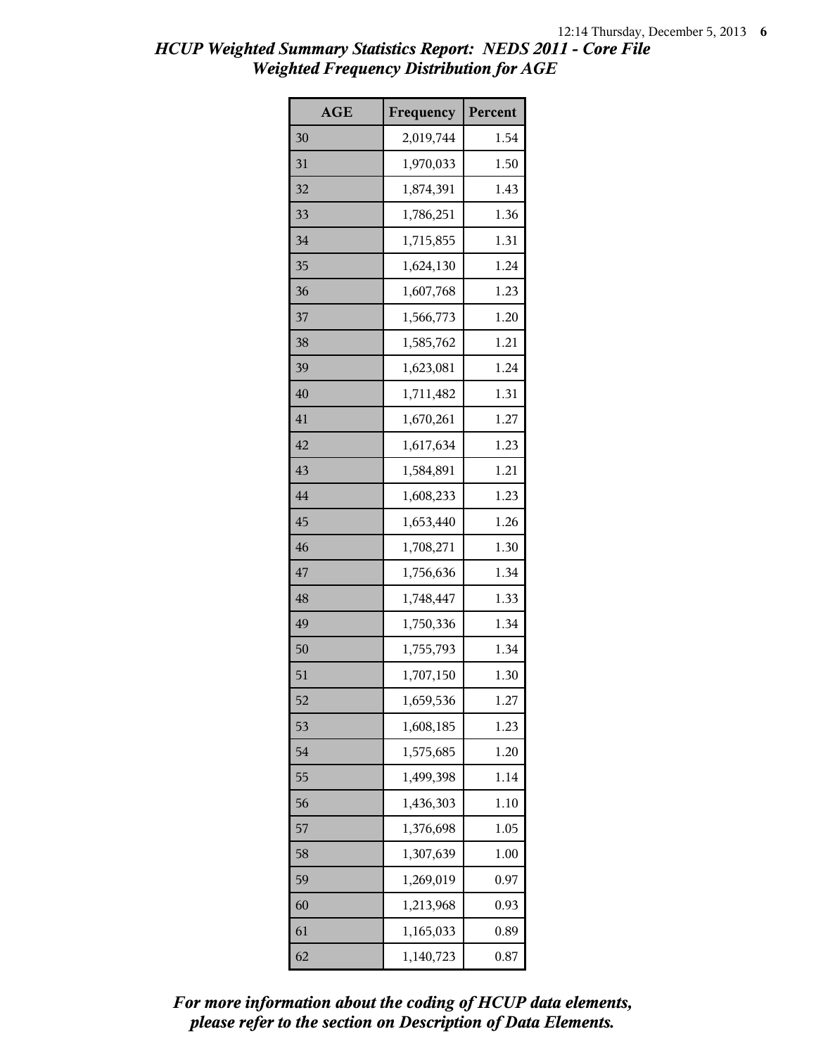# HCUP Weighted Summary Statistics Report: NEDS 2011 - Core File
## Weighted Frequency Distribution for AGE

| AGE | Frequency | Percent |
|---|---|---|
| 30 | 2,019,744 | 1.54 |
| 31 | 1,970,033 | 1.50 |
| 32 | 1,874,391 | 1.43 |
| 33 | 1,786,251 | 1.36 |
| 34 | 1,715,855 | 1.31 |
| 35 | 1,624,130 | 1.24 |
| 36 | 1,607,768 | 1.23 |
| 37 | 1,566,773 | 1.20 |
| 38 | 1,585,762 | 1.21 |
| 39 | 1,623,081 | 1.24 |
| 40 | 1,711,482 | 1.31 |
| 41 | 1,670,261 | 1.27 |
| 42 | 1,617,634 | 1.23 |
| 43 | 1,584,891 | 1.21 |
| 44 | 1,608,233 | 1.23 |
| 45 | 1,653,440 | 1.26 |
| 46 | 1,708,271 | 1.30 |
| 47 | 1,756,636 | 1.34 |
| 48 | 1,748,447 | 1.33 |
| 49 | 1,750,336 | 1.34 |
| 50 | 1,755,793 | 1.34 |
| 51 | 1,707,150 | 1.30 |
| 52 | 1,659,536 | 1.27 |
| 53 | 1,608,185 | 1.23 |
| 54 | 1,575,685 | 1.20 |
| 55 | 1,499,398 | 1.14 |
| 56 | 1,436,303 | 1.10 |
| 57 | 1,376,698 | 1.05 |
| 58 | 1,307,639 | 1.00 |
| 59 | 1,269,019 | 0.97 |
| 60 | 1,213,968 | 0.93 |
| 61 | 1,165,033 | 0.89 |
| 62 | 1,140,723 | 0.87 |

*For more information about the coding of HCUP data elements, please refer to the section on Description of Data Elements.*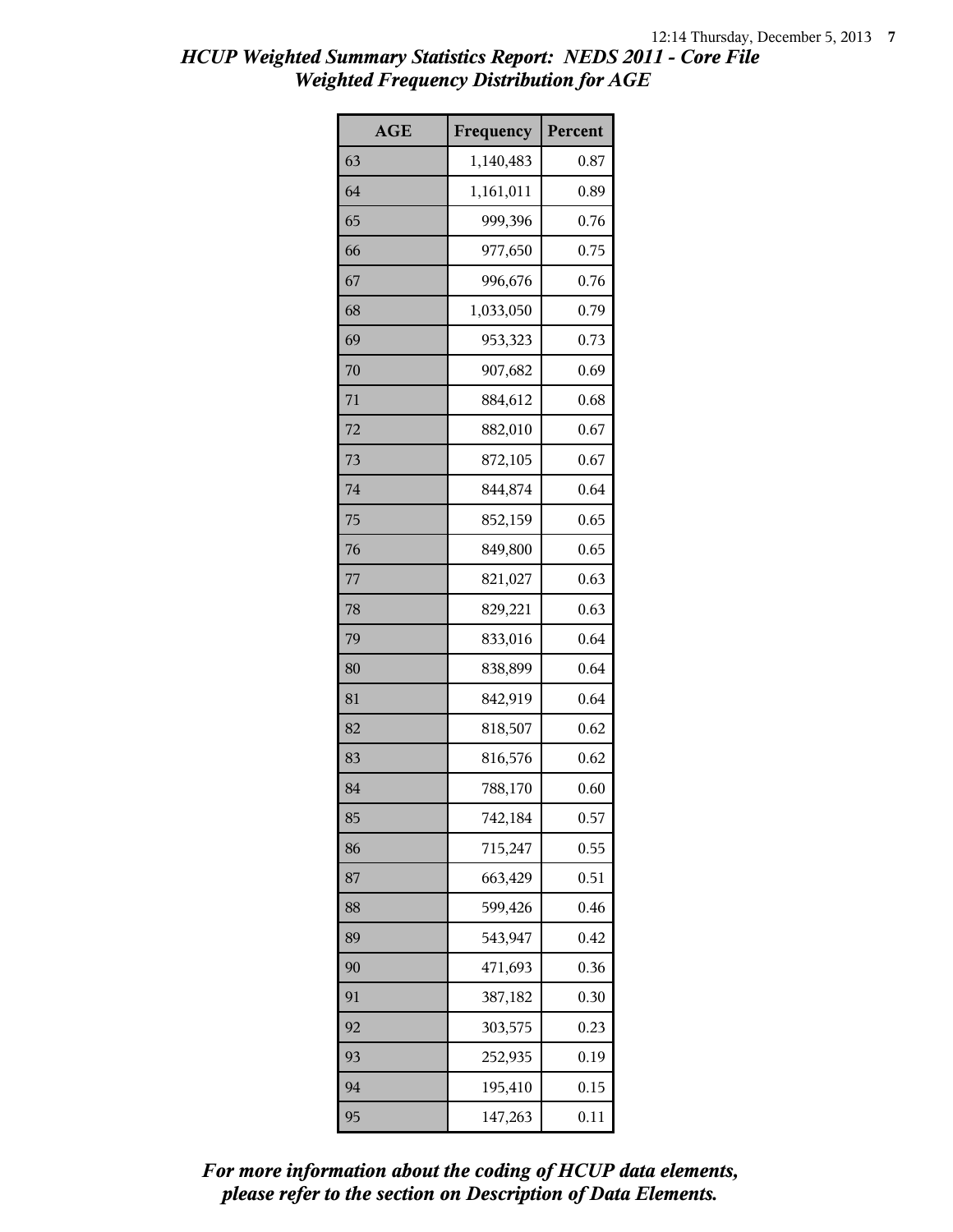# *HCUP Weighted Summary Statistics Report: NEDS 2011 - Core File*
## *Weighted Frequency Distribution for AGE*

| AGE | Frequency | Percent |
|---|---|---|
| 63 | 1,140,483 | 0.87 |
| 64 | 1,161,011 | 0.89 |
| 65 | 999,396 | 0.76 |
| 66 | 977,650 | 0.75 |
| 67 | 996,676 | 0.76 |
| 68 | 1,033,050 | 0.79 |
| 69 | 953,323 | 0.73 |
| 70 | 907,682 | 0.69 |
| 71 | 884,612 | 0.68 |
| 72 | 882,010 | 0.67 |
| 73 | 872,105 | 0.67 |
| 74 | 844,874 | 0.64 |
| 75 | 852,159 | 0.65 |
| 76 | 849,800 | 0.65 |
| 77 | 821,027 | 0.63 |
| 78 | 829,221 | 0.63 |
| 79 | 833,016 | 0.64 |
| 80 | 838,899 | 0.64 |
| 81 | 842,919 | 0.64 |
| 82 | 818,507 | 0.62 |
| 83 | 816,576 | 0.62 |
| 84 | 788,170 | 0.60 |
| 85 | 742,184 | 0.57 |
| 86 | 715,247 | 0.55 |
| 87 | 663,429 | 0.51 |
| 88 | 599,426 | 0.46 |
| 89 | 543,947 | 0.42 |
| 90 | 471,693 | 0.36 |
| 91 | 387,182 | 0.30 |
| 92 | 303,575 | 0.23 |
| 93 | 252,935 | 0.19 |
| 94 | 195,410 | 0.15 |
| 95 | 147,263 | 0.11 |

*For more information about the coding of HCUP data elements, please refer to the section on Description of Data Elements.*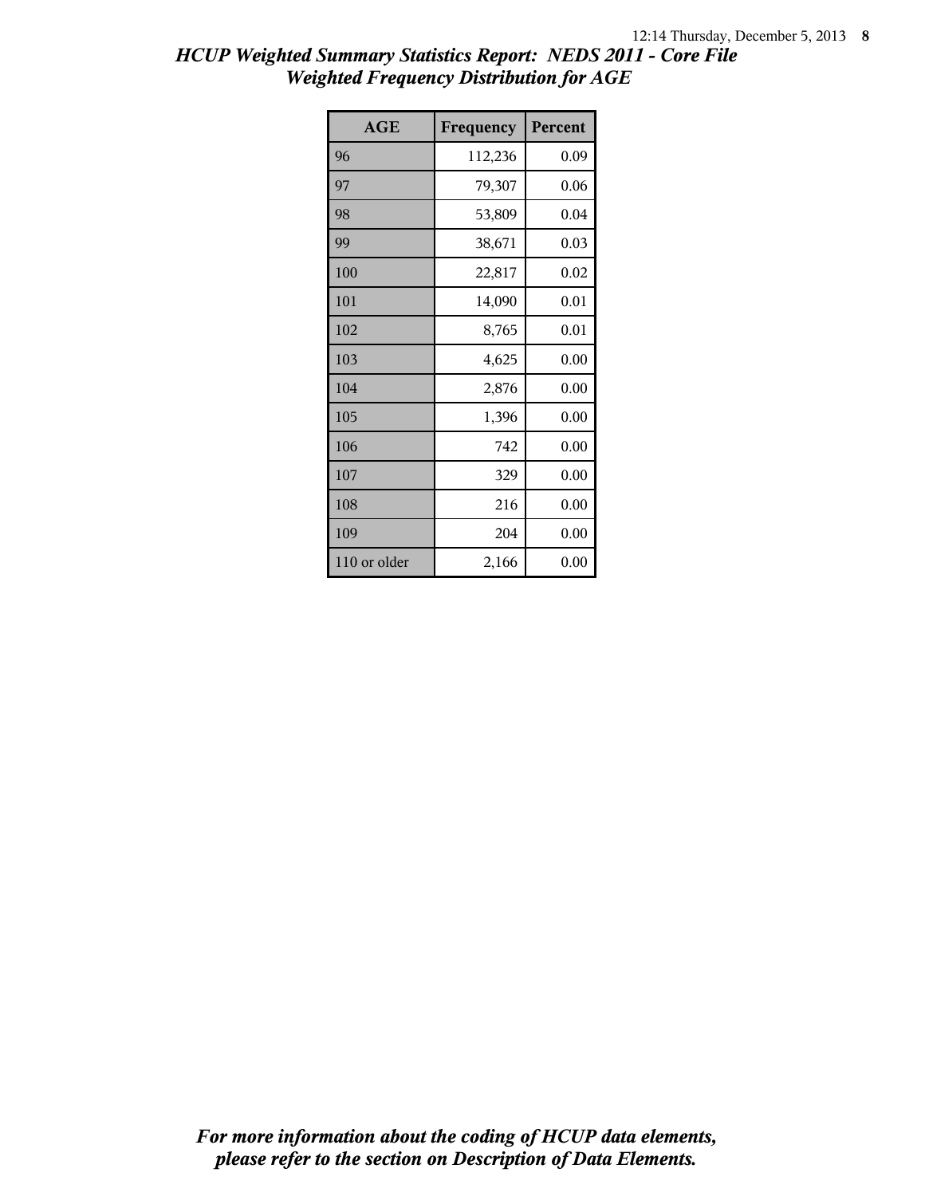# *HCUP Weighted Summary Statistics Report: NEDS 2011 - Core File*
## *Weighted Frequency Distribution for AGE*

| AGE | Frequency | Percent |
|---|---|---|
| 96 | 112,236 | 0.09 |
| 97 | 79,307 | 0.06 |
| 98 | 53,809 | 0.04 |
| 99 | 38,671 | 0.03 |
| 100 | 22,817 | 0.02 |
| 101 | 14,090 | 0.01 |
| 102 | 8,765 | 0.01 |
| 103 | 4,625 | 0.00 |
| 104 | 2,876 | 0.00 |
| 105 | 1,396 | 0.00 |
| 106 | 742 | 0.00 |
| 107 | 329 | 0.00 |
| 108 | 216 | 0.00 |
| 109 | 204 | 0.00 |
| 110 or older | 2,166 | 0.00 |

***For more information about the coding of HCUP data elements, please refer to the section on Description of Data Elements.***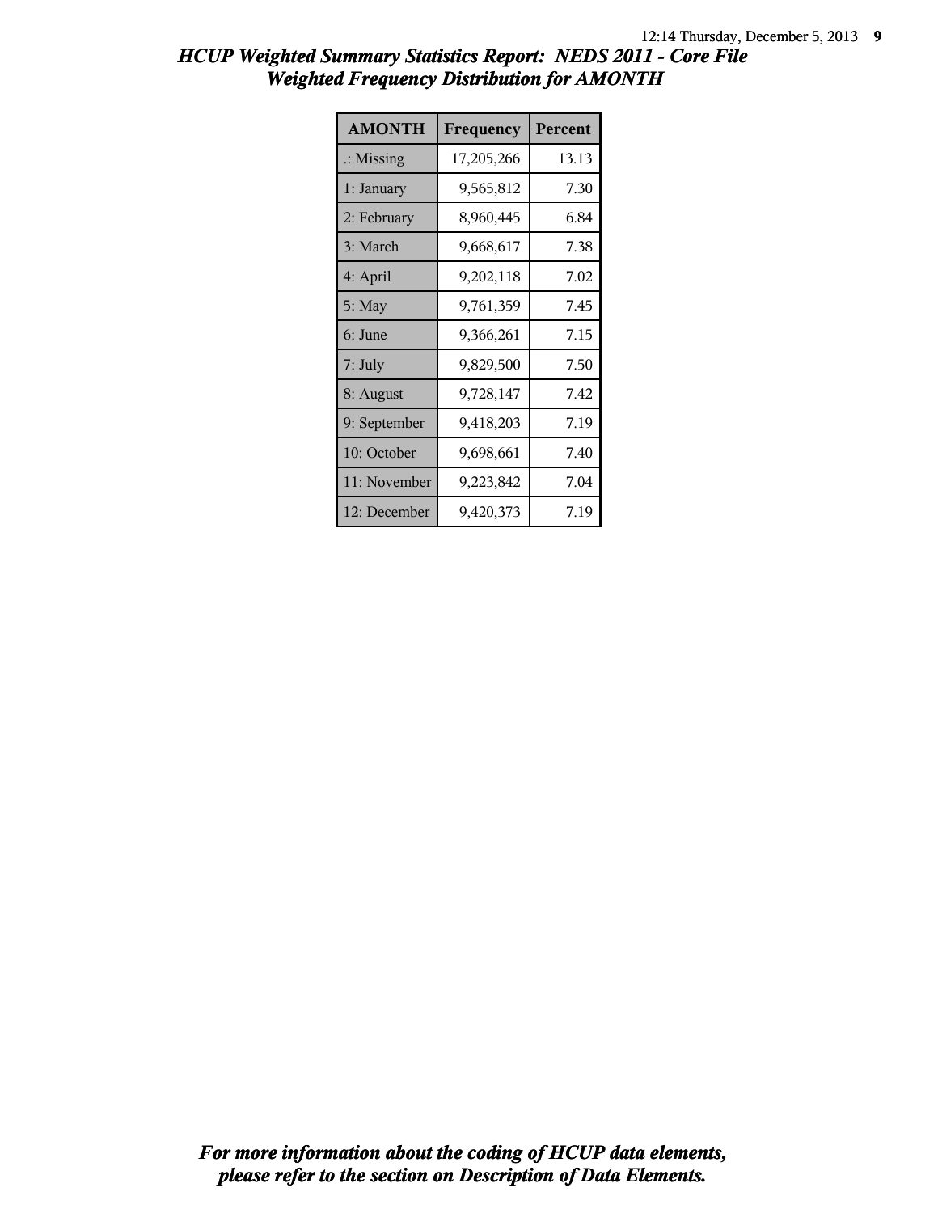# HCUP Weighted Summary Statistics Report: NEDS 2011 - Core File
## Weighted Frequency Distribution for AMONTH

| AMONTH | Frequency | Percent |
|---|---|---|
| .: Missing | 17,205,266 | 13.13 |
| 1: January | 9,565,812 | 7.30 |
| 2: February | 8,960,445 | 6.84 |
| 3: March | 9,668,617 | 7.38 |
| 4: April | 9,202,118 | 7.02 |
| 5: May | 9,761,359 | 7.45 |
| 6: June | 9,366,261 | 7.15 |
| 7: July | 9,829,500 | 7.50 |
| 8: August | 9,728,147 | 7.42 |
| 9: September | 9,418,203 | 7.19 |
| 10: October | 9,698,661 | 7.40 |
| 11: November | 9,223,842 | 7.04 |
| 12: December | 9,420,373 | 7.19 |

*For more information about the coding of HCUP data elements, please refer to the section on Description of Data Elements.*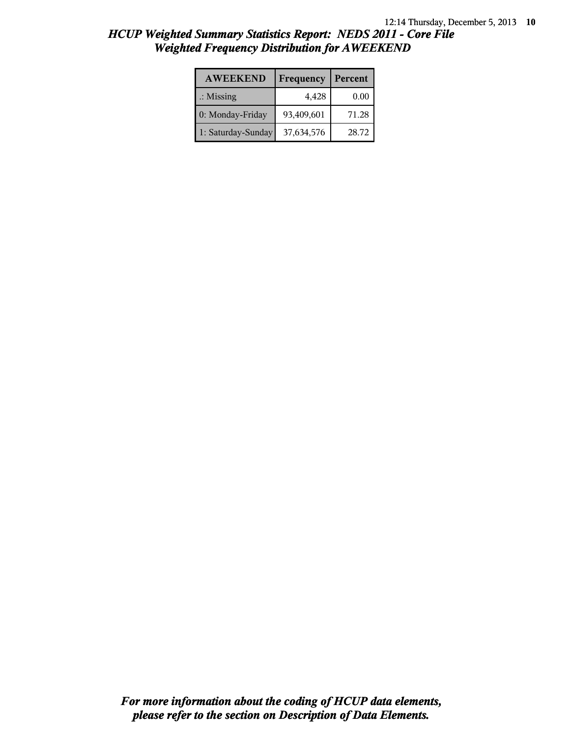## *HCUP Weighted Summary Statistics Report: NEDS 2011 - Core File*
## *Weighted Frequency Distribution for AWEEKEND*

| AWEEKEND | Frequency | Percent |
|---|---|---|
| .: Missing | 4,428 | 0.00 |
| 0: Monday-Friday | 93,409,601 | 71.28 |
| 1: Saturday-Sunday | 37,634,576 | 28.72 |

***For more information about the coding of HCUP data elements, please refer to the section on Description of Data Elements.***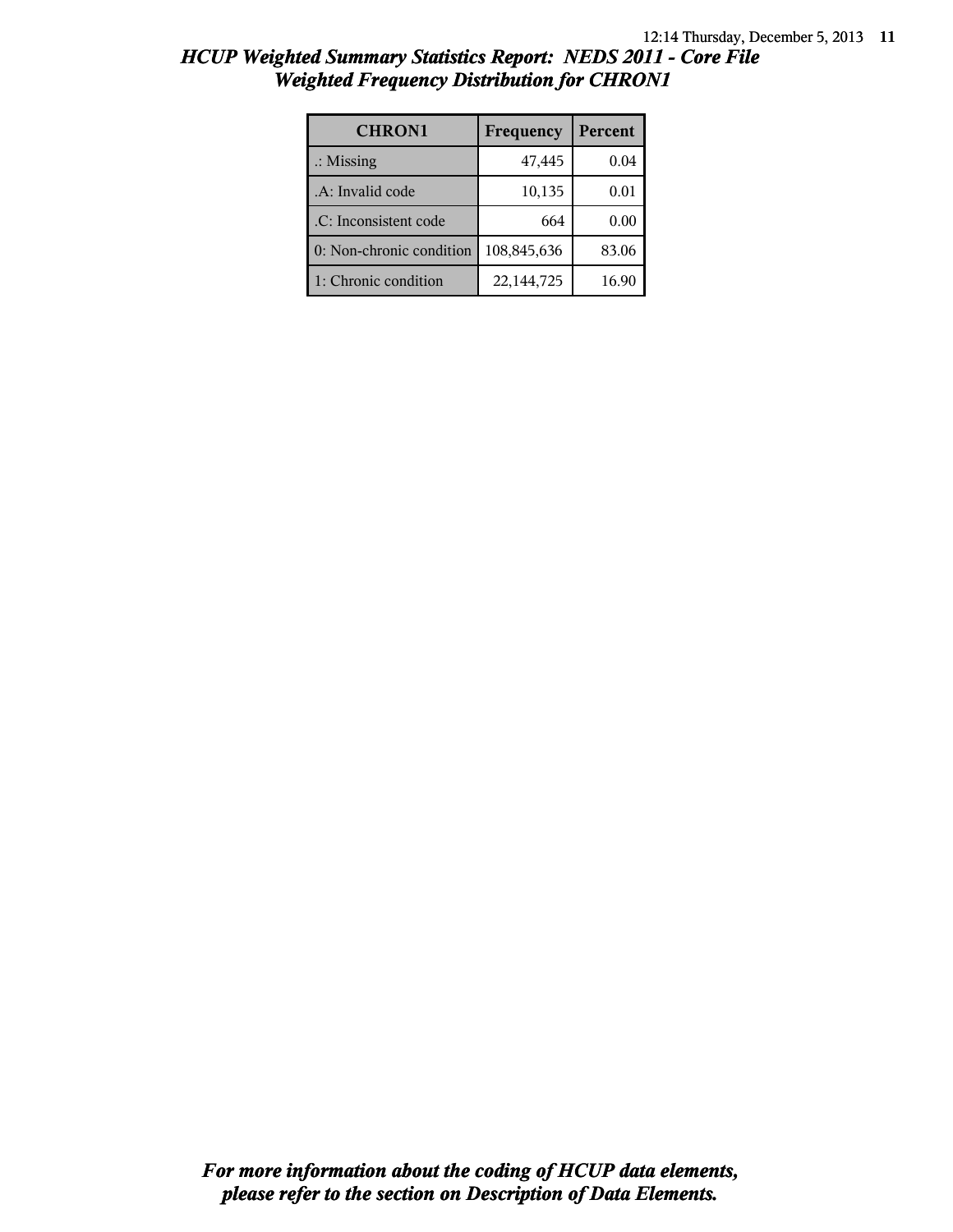# HCUP Weighted Summary Statistics Report: NEDS 2011 - Core File
## Weighted Frequency Distribution for CHRON1

| CHRON1 | Frequency | Percent |
|---|---|---|
| .: Missing | 47,445 | 0.04 |
| .A: Invalid code | 10,135 | 0.01 |
| .C: Inconsistent code | 664 | 0.00 |
| 0: Non-chronic condition | 108,845,636 | 83.06 |
| 1: Chronic condition | 22,144,725 | 16.90 |

***For more information about the coding of HCUP data elements, please refer to the section on Description of Data Elements.***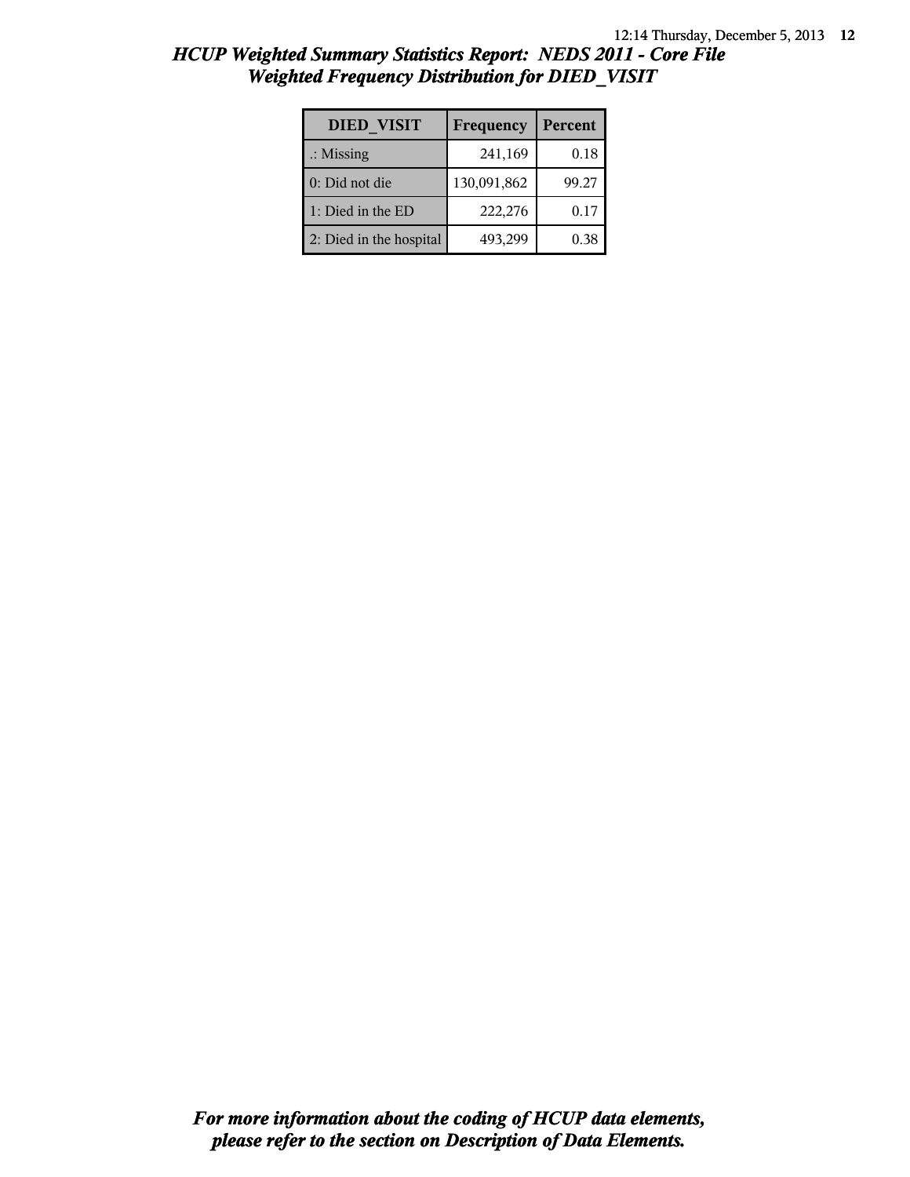# HCUP Weighted Summary Statistics Report: NEDS 2011 - Core File
## Weighted Frequency Distribution for DIED_VISIT

| DIED_VISIT | Frequency | Percent |
|---|---|---|
| .: Missing | 241,169 | 0.18 |
| 0: Did not die | 130,091,862 | 99.27 |
| 1: Died in the ED | 222,276 | 0.17 |
| 2: Died in the hospital | 493,299 | 0.38 |

***For more information about the coding of HCUP data elements, please refer to the section on Description of Data Elements.***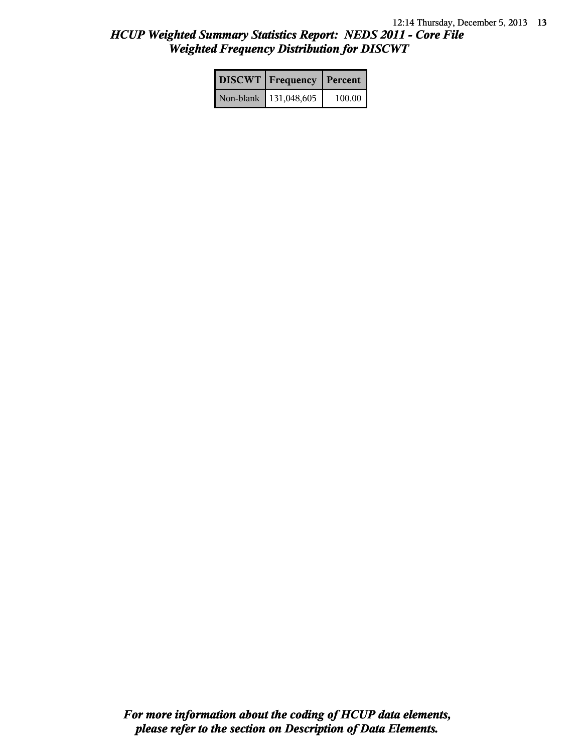# *HCUP Weighted Summary Statistics Report: NEDS 2011 - Core File*
## *Weighted Frequency Distribution for DISCWT*

| DISCWT | Frequency | Percent |
|---|---|---|
| Non-blank | 131,048,605 | 100.00 |

***For more information about the coding of HCUP data elements, please refer to the section on Description of Data Elements.***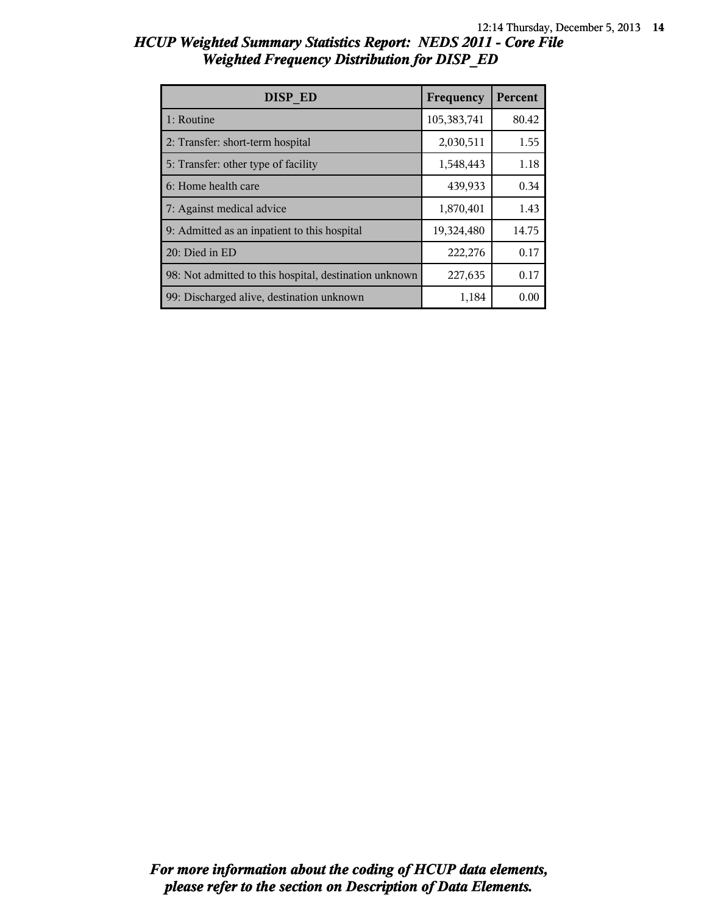# HCUP Weighted Summary Statistics Report: NEDS 2011 - Core File
## Weighted Frequency Distribution for DISP_ED

| DISP_ED | Frequency | Percent |
|---|---|---|
| 1: Routine | 105,383,741 | 80.42 |
| 2: Transfer: short-term hospital | 2,030,511 | 1.55 |
| 5: Transfer: other type of facility | 1,548,443 | 1.18 |
| 6: Home health care | 439,933 | 0.34 |
| 7: Against medical advice | 1,870,401 | 1.43 |
| 9: Admitted as an inpatient to this hospital | 19,324,480 | 14.75 |
| 20: Died in ED | 222,276 | 0.17 |
| 98: Not admitted to this hospital, destination unknown | 227,635 | 0.17 |
| 99: Discharged alive, destination unknown | 1,184 | 0.00 |

*For more information about the coding of HCUP data elements, please refer to the section on Description of Data Elements.*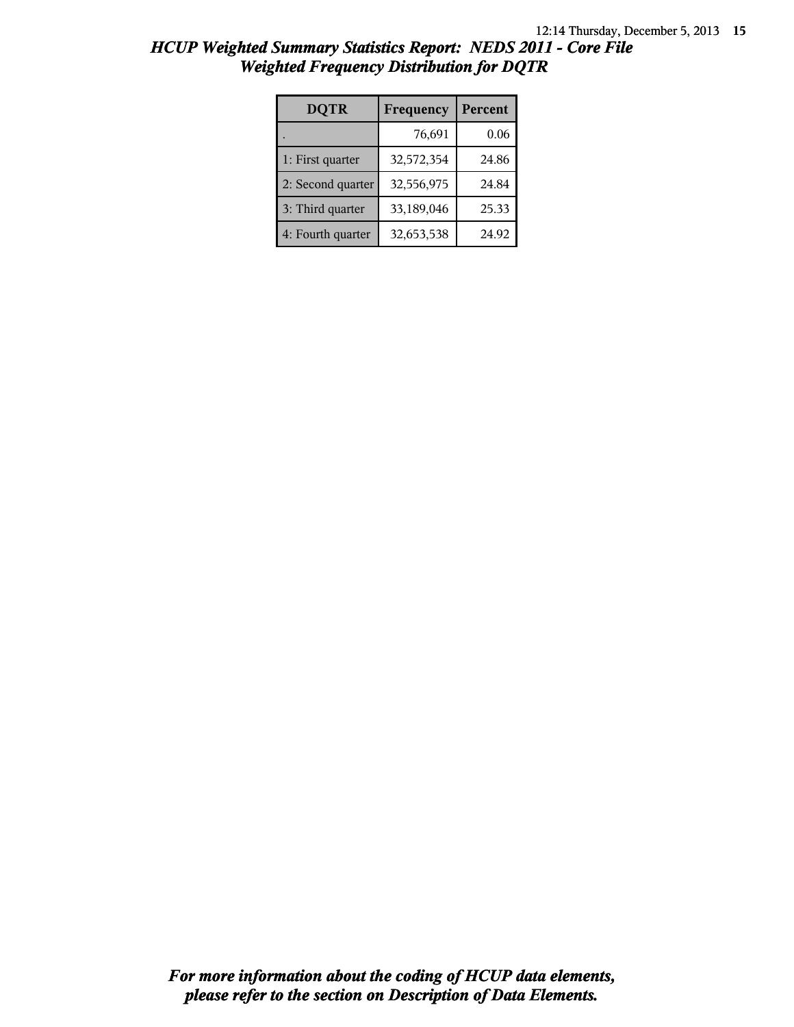# HCUP Weighted Summary Statistics Report: NEDS 2011 - Core File
## Weighted Frequency Distribution for DQTR

| DQTR | Frequency | Percent |
|---|---|---|
| . | 76,691 | 0.06 |
| 1: First quarter | 32,572,354 | 24.86 |
| 2: Second quarter | 32,556,975 | 24.84 |
| 3: Third quarter | 33,189,046 | 25.33 |
| 4: Fourth quarter | 32,653,538 | 24.92 |

***For more information about the coding of HCUP data elements, please refer to the section on Description of Data Elements.***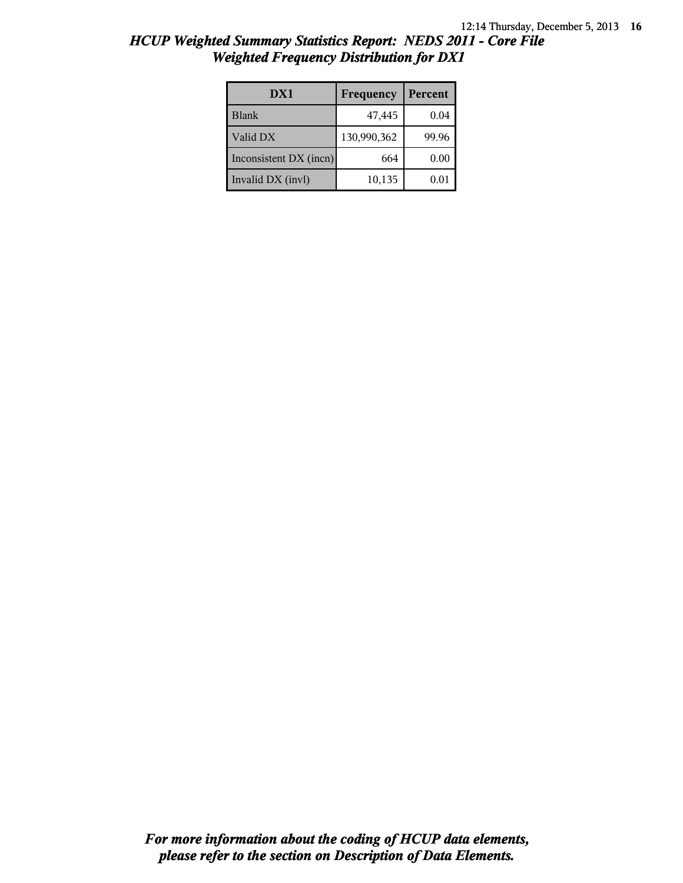# *HCUP Weighted Summary Statistics Report: NEDS 2011 - Core File*
## *Weighted Frequency Distribution for DX1*

| DX1 | Frequency | Percent |
|---|---|---|
| Blank | 47,445 | 0.04 |
| Valid DX | 130,990,362 | 99.96 |
| Inconsistent DX (incn) | 664 | 0.00 |
| Invalid DX (invl) | 10,135 | 0.01 |

***For more information about the coding of HCUP data elements, please refer to the section on Description of Data Elements.***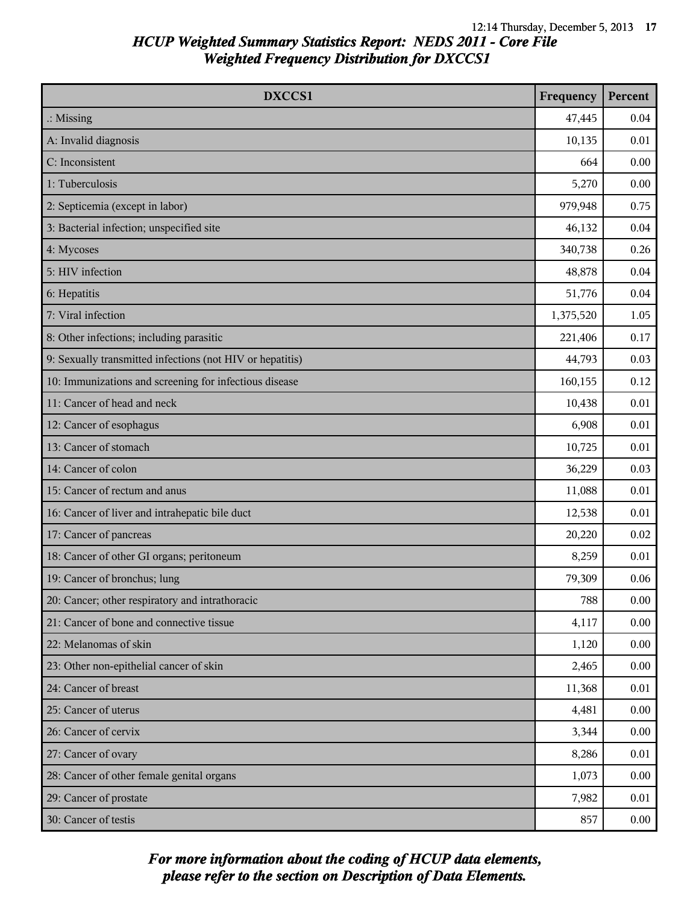# HCUP Weighted Summary Statistics Report: NEDS 2011 - Core File
## Weighted Frequency Distribution for DXCCS1

| DXCCS1 | Frequency | Percent |
|---|---|---|
| .: Missing | 47,445 | 0.04 |
| A: Invalid diagnosis | 10,135 | 0.01 |
| C: Inconsistent | 664 | 0.00 |
| 1: Tuberculosis | 5,270 | 0.00 |
| 2: Septicemia (except in labor) | 979,948 | 0.75 |
| 3: Bacterial infection; unspecified site | 46,132 | 0.04 |
| 4: Mycoses | 340,738 | 0.26 |
| 5: HIV infection | 48,878 | 0.04 |
| 6: Hepatitis | 51,776 | 0.04 |
| 7: Viral infection | 1,375,520 | 1.05 |
| 8: Other infections; including parasitic | 221,406 | 0.17 |
| 9: Sexually transmitted infections (not HIV or hepatitis) | 44,793 | 0.03 |
| 10: Immunizations and screening for infectious disease | 160,155 | 0.12 |
| 11: Cancer of head and neck | 10,438 | 0.01 |
| 12: Cancer of esophagus | 6,908 | 0.01 |
| 13: Cancer of stomach | 10,725 | 0.01 |
| 14: Cancer of colon | 36,229 | 0.03 |
| 15: Cancer of rectum and anus | 11,088 | 0.01 |
| 16: Cancer of liver and intrahepatic bile duct | 12,538 | 0.01 |
| 17: Cancer of pancreas | 20,220 | 0.02 |
| 18: Cancer of other GI organs; peritoneum | 8,259 | 0.01 |
| 19: Cancer of bronchus; lung | 79,309 | 0.06 |
| 20: Cancer; other respiratory and intrathoracic | 788 | 0.00 |
| 21: Cancer of bone and connective tissue | 4,117 | 0.00 |
| 22: Melanomas of skin | 1,120 | 0.00 |
| 23: Other non-epithelial cancer of skin | 2,465 | 0.00 |
| 24: Cancer of breast | 11,368 | 0.01 |
| 25: Cancer of uterus | 4,481 | 0.00 |
| 26: Cancer of cervix | 3,344 | 0.00 |
| 27: Cancer of ovary | 8,286 | 0.01 |
| 28: Cancer of other female genital organs | 1,073 | 0.00 |
| 29: Cancer of prostate | 7,982 | 0.01 |
| 30: Cancer of testis | 857 | 0.00 |

*For more information about the coding of HCUP data elements, please refer to the section on Description of Data Elements.*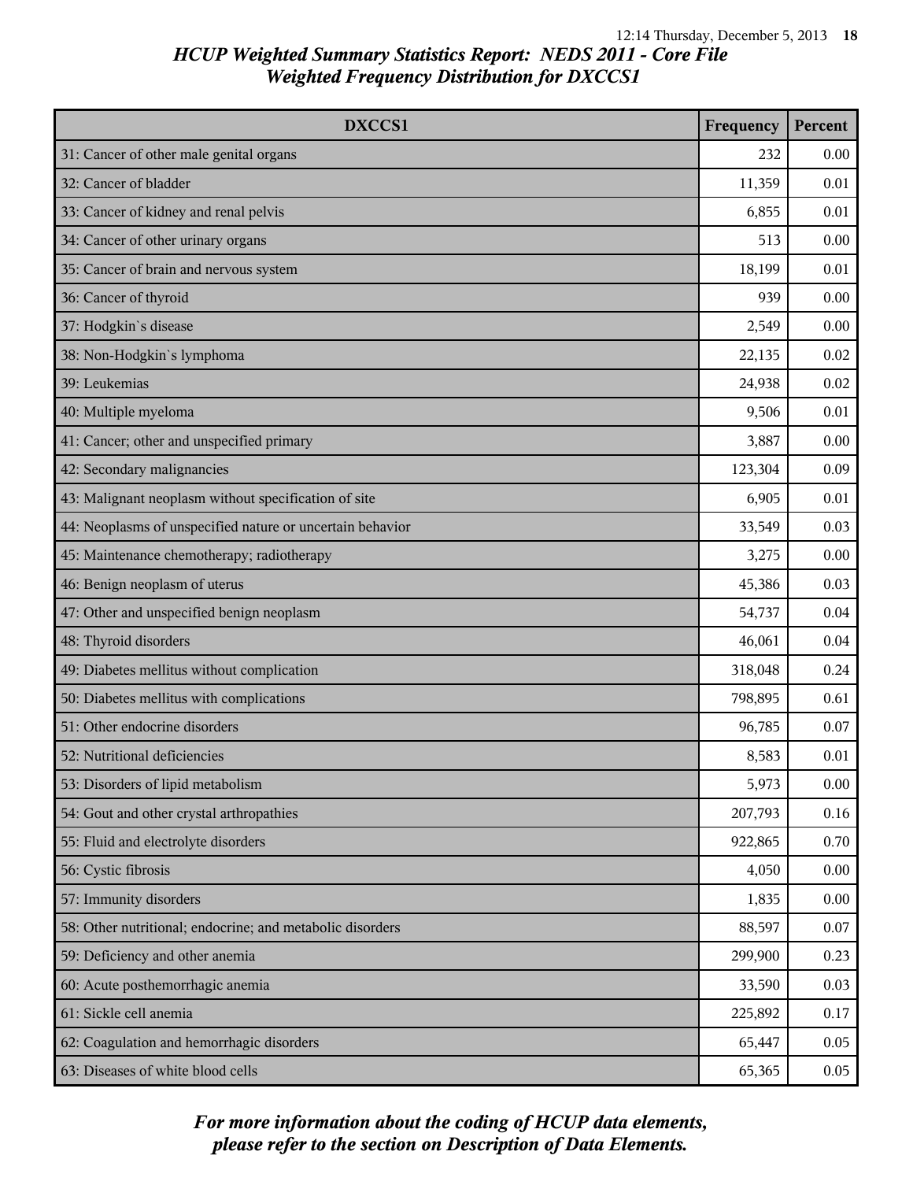# HCUP Weighted Summary Statistics Report: NEDS 2011 - Core File
## Weighted Frequency Distribution for DXCCS1

| DXCCS1 | Frequency | Percent |
|---|---|---|
| 31: Cancer of other male genital organs | 232 | 0.00 |
| 32: Cancer of bladder | 11,359 | 0.01 |
| 33: Cancer of kidney and renal pelvis | 6,855 | 0.01 |
| 34: Cancer of other urinary organs | 513 | 0.00 |
| 35: Cancer of brain and nervous system | 18,199 | 0.01 |
| 36: Cancer of thyroid | 939 | 0.00 |
| 37: Hodgkin`s disease | 2,549 | 0.00 |
| 38: Non-Hodgkin`s lymphoma | 22,135 | 0.02 |
| 39: Leukemias | 24,938 | 0.02 |
| 40: Multiple myeloma | 9,506 | 0.01 |
| 41: Cancer; other and unspecified primary | 3,887 | 0.00 |
| 42: Secondary malignancies | 123,304 | 0.09 |
| 43: Malignant neoplasm without specification of site | 6,905 | 0.01 |
| 44: Neoplasms of unspecified nature or uncertain behavior | 33,549 | 0.03 |
| 45: Maintenance chemotherapy; radiotherapy | 3,275 | 0.00 |
| 46: Benign neoplasm of uterus | 45,386 | 0.03 |
| 47: Other and unspecified benign neoplasm | 54,737 | 0.04 |
| 48: Thyroid disorders | 46,061 | 0.04 |
| 49: Diabetes mellitus without complication | 318,048 | 0.24 |
| 50: Diabetes mellitus with complications | 798,895 | 0.61 |
| 51: Other endocrine disorders | 96,785 | 0.07 |
| 52: Nutritional deficiencies | 8,583 | 0.01 |
| 53: Disorders of lipid metabolism | 5,973 | 0.00 |
| 54: Gout and other crystal arthropathies | 207,793 | 0.16 |
| 55: Fluid and electrolyte disorders | 922,865 | 0.70 |
| 56: Cystic fibrosis | 4,050 | 0.00 |
| 57: Immunity disorders | 1,835 | 0.00 |
| 58: Other nutritional; endocrine; and metabolic disorders | 88,597 | 0.07 |
| 59: Deficiency and other anemia | 299,900 | 0.23 |
| 60: Acute posthemorrhagic anemia | 33,590 | 0.03 |
| 61: Sickle cell anemia | 225,892 | 0.17 |
| 62: Coagulation and hemorrhagic disorders | 65,447 | 0.05 |
| 63: Diseases of white blood cells | 65,365 | 0.05 |

*For more information about the coding of HCUP data elements, please refer to the section on Description of Data Elements.*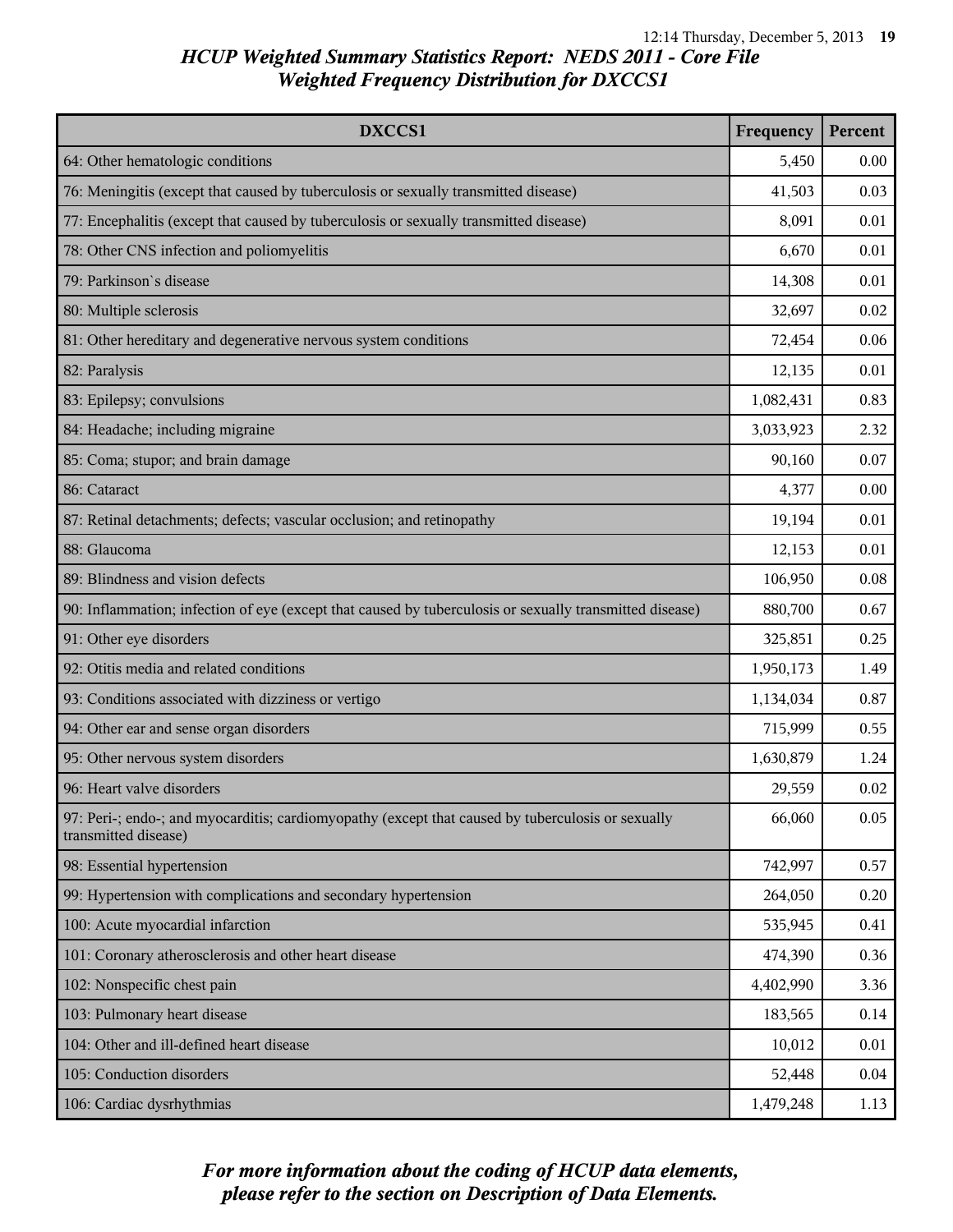# HCUP Weighted Summary Statistics Report: NEDS 2011 - Core File
## Weighted Frequency Distribution for DXCCS1

| DXCCS1 | Frequency | Percent |
|---|---|---|
| 64: Other hematologic conditions | 5,450 | 0.00 |
| 76: Meningitis (except that caused by tuberculosis or sexually transmitted disease) | 41,503 | 0.03 |
| 77: Encephalitis (except that caused by tuberculosis or sexually transmitted disease) | 8,091 | 0.01 |
| 78: Other CNS infection and poliomyelitis | 6,670 | 0.01 |
| 79: Parkinson`s disease | 14,308 | 0.01 |
| 80: Multiple sclerosis | 32,697 | 0.02 |
| 81: Other hereditary and degenerative nervous system conditions | 72,454 | 0.06 |
| 82: Paralysis | 12,135 | 0.01 |
| 83: Epilepsy; convulsions | 1,082,431 | 0.83 |
| 84: Headache; including migraine | 3,033,923 | 2.32 |
| 85: Coma; stupor; and brain damage | 90,160 | 0.07 |
| 86: Cataract | 4,377 | 0.00 |
| 87: Retinal detachments; defects; vascular occlusion; and retinopathy | 19,194 | 0.01 |
| 88: Glaucoma | 12,153 | 0.01 |
| 89: Blindness and vision defects | 106,950 | 0.08 |
| 90: Inflammation; infection of eye (except that caused by tuberculosis or sexually transmitted disease) | 880,700 | 0.67 |
| 91: Other eye disorders | 325,851 | 0.25 |
| 92: Otitis media and related conditions | 1,950,173 | 1.49 |
| 93: Conditions associated with dizziness or vertigo | 1,134,034 | 0.87 |
| 94: Other ear and sense organ disorders | 715,999 | 0.55 |
| 95: Other nervous system disorders | 1,630,879 | 1.24 |
| 96: Heart valve disorders | 29,559 | 0.02 |
| 97: Peri-; endo-; and myocarditis; cardiomyopathy (except that caused by tuberculosis or sexually transmitted disease) | 66,060 | 0.05 |
| 98: Essential hypertension | 742,997 | 0.57 |
| 99: Hypertension with complications and secondary hypertension | 264,050 | 0.20 |
| 100: Acute myocardial infarction | 535,945 | 0.41 |
| 101: Coronary atherosclerosis and other heart disease | 474,390 | 0.36 |
| 102: Nonspecific chest pain | 4,402,990 | 3.36 |
| 103: Pulmonary heart disease | 183,565 | 0.14 |
| 104: Other and ill-defined heart disease | 10,012 | 0.01 |
| 105: Conduction disorders | 52,448 | 0.04 |
| 106: Cardiac dysrhythmias | 1,479,248 | 1.13 |

*For more information about the coding of HCUP data elements, please refer to the section on Description of Data Elements.*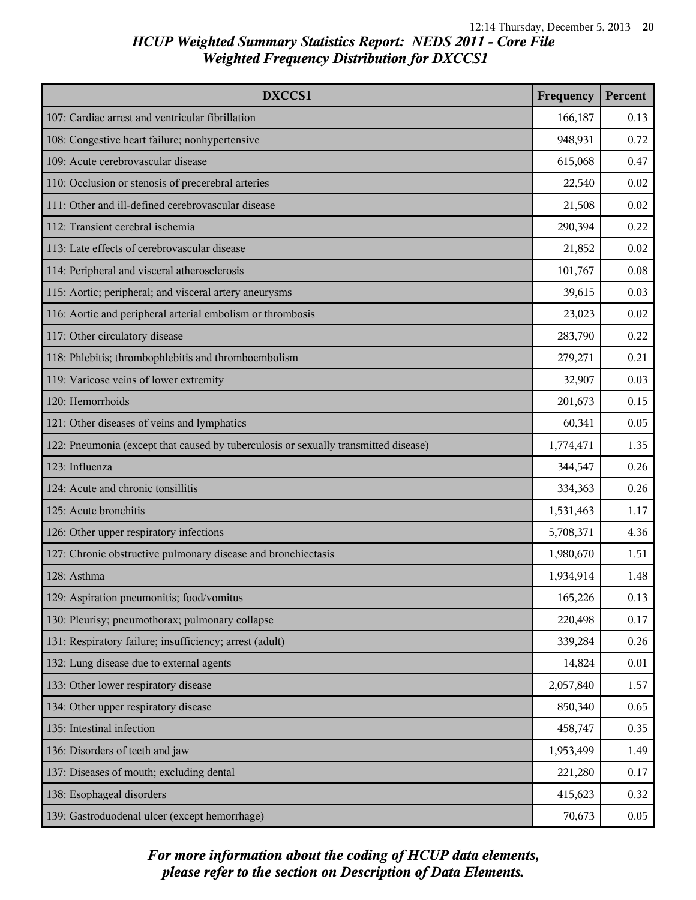# HCUP Weighted Summary Statistics Report: NEDS 2011 - Core File
## Weighted Frequency Distribution for DXCCS1

| DXCCS1 | Frequency | Percent |
|---|---|---|
| 107: Cardiac arrest and ventricular fibrillation | 166,187 | 0.13 |
| 108: Congestive heart failure; nonhypertensive | 948,931 | 0.72 |
| 109: Acute cerebrovascular disease | 615,068 | 0.47 |
| 110: Occlusion or stenosis of precerebral arteries | 22,540 | 0.02 |
| 111: Other and ill-defined cerebrovascular disease | 21,508 | 0.02 |
| 112: Transient cerebral ischemia | 290,394 | 0.22 |
| 113: Late effects of cerebrovascular disease | 21,852 | 0.02 |
| 114: Peripheral and visceral atherosclerosis | 101,767 | 0.08 |
| 115: Aortic; peripheral; and visceral artery aneurysms | 39,615 | 0.03 |
| 116: Aortic and peripheral arterial embolism or thrombosis | 23,023 | 0.02 |
| 117: Other circulatory disease | 283,790 | 0.22 |
| 118: Phlebitis; thrombophlebitis and thromboembolism | 279,271 | 0.21 |
| 119: Varicose veins of lower extremity | 32,907 | 0.03 |
| 120: Hemorrhoids | 201,673 | 0.15 |
| 121: Other diseases of veins and lymphatics | 60,341 | 0.05 |
| 122: Pneumonia (except that caused by tuberculosis or sexually transmitted disease) | 1,774,471 | 1.35 |
| 123: Influenza | 344,547 | 0.26 |
| 124: Acute and chronic tonsillitis | 334,363 | 0.26 |
| 125: Acute bronchitis | 1,531,463 | 1.17 |
| 126: Other upper respiratory infections | 5,708,371 | 4.36 |
| 127: Chronic obstructive pulmonary disease and bronchiectasis | 1,980,670 | 1.51 |
| 128: Asthma | 1,934,914 | 1.48 |
| 129: Aspiration pneumonitis; food/vomitus | 165,226 | 0.13 |
| 130: Pleurisy; pneumothorax; pulmonary collapse | 220,498 | 0.17 |
| 131: Respiratory failure; insufficiency; arrest (adult) | 339,284 | 0.26 |
| 132: Lung disease due to external agents | 14,824 | 0.01 |
| 133: Other lower respiratory disease | 2,057,840 | 1.57 |
| 134: Other upper respiratory disease | 850,340 | 0.65 |
| 135: Intestinal infection | 458,747 | 0.35 |
| 136: Disorders of teeth and jaw | 1,953,499 | 1.49 |
| 137: Diseases of mouth; excluding dental | 221,280 | 0.17 |
| 138: Esophageal disorders | 415,623 | 0.32 |
| 139: Gastroduodenal ulcer (except hemorrhage) | 70,673 | 0.05 |

*For more information about the coding of HCUP data elements, please refer to the section on Description of Data Elements.*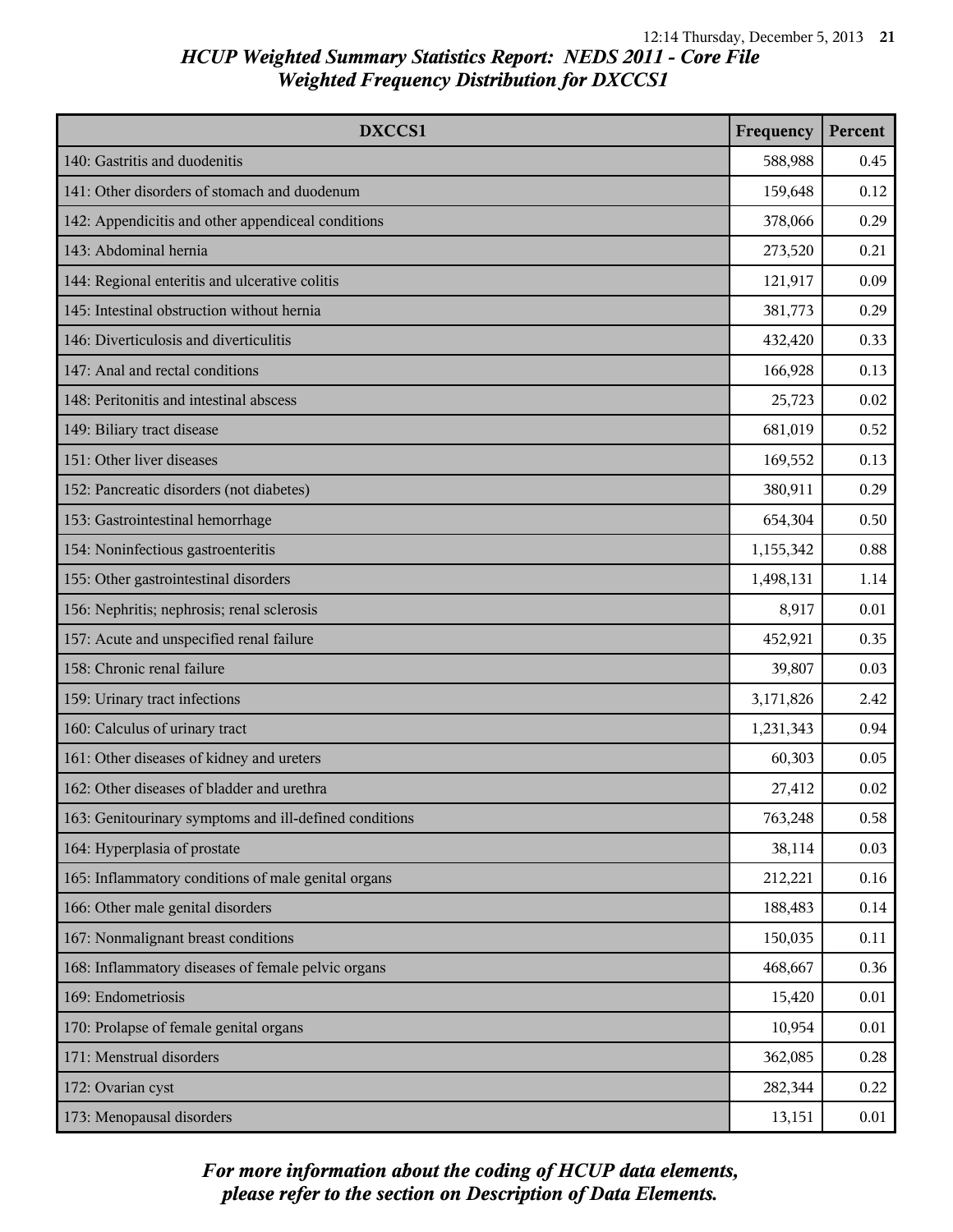## HCUP Weighted Summary Statistics Report: NEDS 2011 - Core File
## Weighted Frequency Distribution for DXCCS1

| DXCCS1 | Frequency | Percent |
|---|---|---|
| 140: Gastritis and duodenitis | 588,988 | 0.45 |
| 141: Other disorders of stomach and duodenum | 159,648 | 0.12 |
| 142: Appendicitis and other appendiceal conditions | 378,066 | 0.29 |
| 143: Abdominal hernia | 273,520 | 0.21 |
| 144: Regional enteritis and ulcerative colitis | 121,917 | 0.09 |
| 145: Intestinal obstruction without hernia | 381,773 | 0.29 |
| 146: Diverticulosis and diverticulitis | 432,420 | 0.33 |
| 147: Anal and rectal conditions | 166,928 | 0.13 |
| 148: Peritonitis and intestinal abscess | 25,723 | 0.02 |
| 149: Biliary tract disease | 681,019 | 0.52 |
| 151: Other liver diseases | 169,552 | 0.13 |
| 152: Pancreatic disorders (not diabetes) | 380,911 | 0.29 |
| 153: Gastrointestinal hemorrhage | 654,304 | 0.50 |
| 154: Noninfectious gastroenteritis | 1,155,342 | 0.88 |
| 155: Other gastrointestinal disorders | 1,498,131 | 1.14 |
| 156: Nephritis; nephrosis; renal sclerosis | 8,917 | 0.01 |
| 157: Acute and unspecified renal failure | 452,921 | 0.35 |
| 158: Chronic renal failure | 39,807 | 0.03 |
| 159: Urinary tract infections | 3,171,826 | 2.42 |
| 160: Calculus of urinary tract | 1,231,343 | 0.94 |
| 161: Other diseases of kidney and ureters | 60,303 | 0.05 |
| 162: Other diseases of bladder and urethra | 27,412 | 0.02 |
| 163: Genitourinary symptoms and ill-defined conditions | 763,248 | 0.58 |
| 164: Hyperplasia of prostate | 38,114 | 0.03 |
| 165: Inflammatory conditions of male genital organs | 212,221 | 0.16 |
| 166: Other male genital disorders | 188,483 | 0.14 |
| 167: Nonmalignant breast conditions | 150,035 | 0.11 |
| 168: Inflammatory diseases of female pelvic organs | 468,667 | 0.36 |
| 169: Endometriosis | 15,420 | 0.01 |
| 170: Prolapse of female genital organs | 10,954 | 0.01 |
| 171: Menstrual disorders | 362,085 | 0.28 |
| 172: Ovarian cyst | 282,344 | 0.22 |
| 173: Menopausal disorders | 13,151 | 0.01 |

*For more information about the coding of HCUP data elements, please refer to the section on Description of Data Elements.*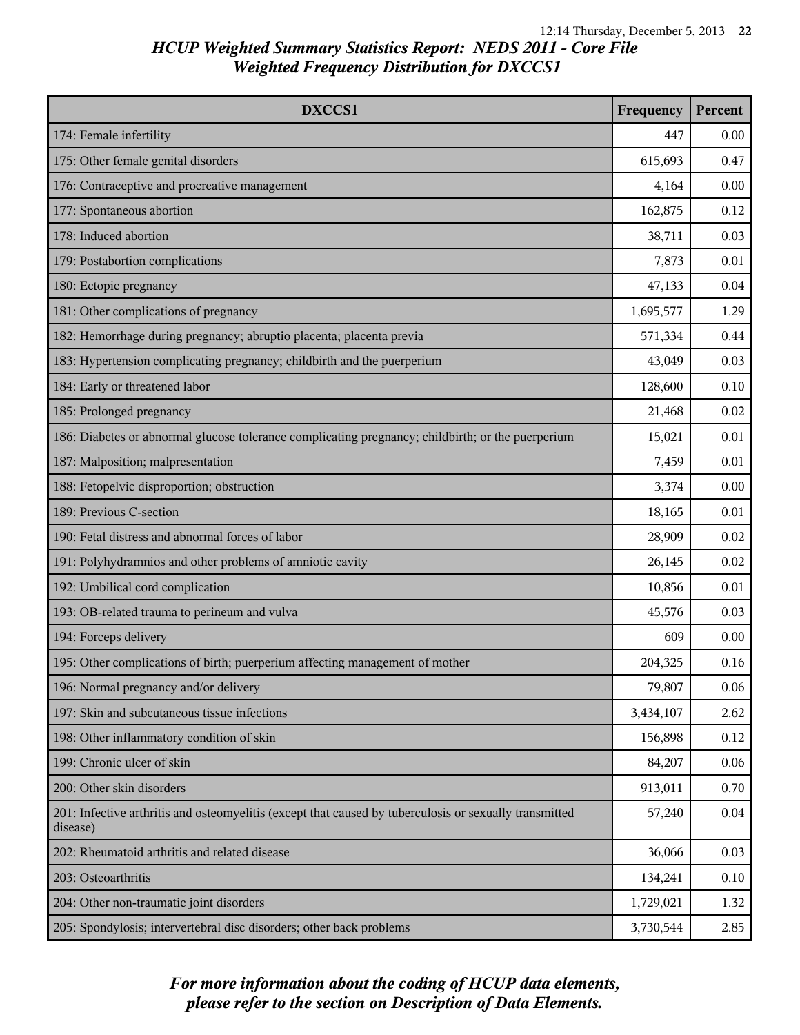# HCUP Weighted Summary Statistics Report: NEDS 2011 - Core File
## Weighted Frequency Distribution for DXCCS1

| DXCCS1 | Frequency | Percent |
|---|---|---|
| 174: Female infertility | 447 | 0.00 |
| 175: Other female genital disorders | 615,693 | 0.47 |
| 176: Contraceptive and procreative management | 4,164 | 0.00 |
| 177: Spontaneous abortion | 162,875 | 0.12 |
| 178: Induced abortion | 38,711 | 0.03 |
| 179: Postabortion complications | 7,873 | 0.01 |
| 180: Ectopic pregnancy | 47,133 | 0.04 |
| 181: Other complications of pregnancy | 1,695,577 | 1.29 |
| 182: Hemorrhage during pregnancy; abruptio placenta; placenta previa | 571,334 | 0.44 |
| 183: Hypertension complicating pregnancy; childbirth and the puerperium | 43,049 | 0.03 |
| 184: Early or threatened labor | 128,600 | 0.10 |
| 185: Prolonged pregnancy | 21,468 | 0.02 |
| 186: Diabetes or abnormal glucose tolerance complicating pregnancy; childbirth; or the puerperium | 15,021 | 0.01 |
| 187: Malposition; malpresentation | 7,459 | 0.01 |
| 188: Fetopelvic disproportion; obstruction | 3,374 | 0.00 |
| 189: Previous C-section | 18,165 | 0.01 |
| 190: Fetal distress and abnormal forces of labor | 28,909 | 0.02 |
| 191: Polyhydramnios and other problems of amniotic cavity | 26,145 | 0.02 |
| 192: Umbilical cord complication | 10,856 | 0.01 |
| 193: OB-related trauma to perineum and vulva | 45,576 | 0.03 |
| 194: Forceps delivery | 609 | 0.00 |
| 195: Other complications of birth; puerperium affecting management of mother | 204,325 | 0.16 |
| 196: Normal pregnancy and/or delivery | 79,807 | 0.06 |
| 197: Skin and subcutaneous tissue infections | 3,434,107 | 2.62 |
| 198: Other inflammatory condition of skin | 156,898 | 0.12 |
| 199: Chronic ulcer of skin | 84,207 | 0.06 |
| 200: Other skin disorders | 913,011 | 0.70 |
| 201: Infective arthritis and osteomyelitis (except that caused by tuberculosis or sexually transmitted disease) | 57,240 | 0.04 |
| 202: Rheumatoid arthritis and related disease | 36,066 | 0.03 |
| 203: Osteoarthritis | 134,241 | 0.10 |
| 204: Other non-traumatic joint disorders | 1,729,021 | 1.32 |
| 205: Spondylosis; intervertebral disc disorders; other back problems | 3,730,544 | 2.85 |

*For more information about the coding of HCUP data elements, please refer to the section on Description of Data Elements.*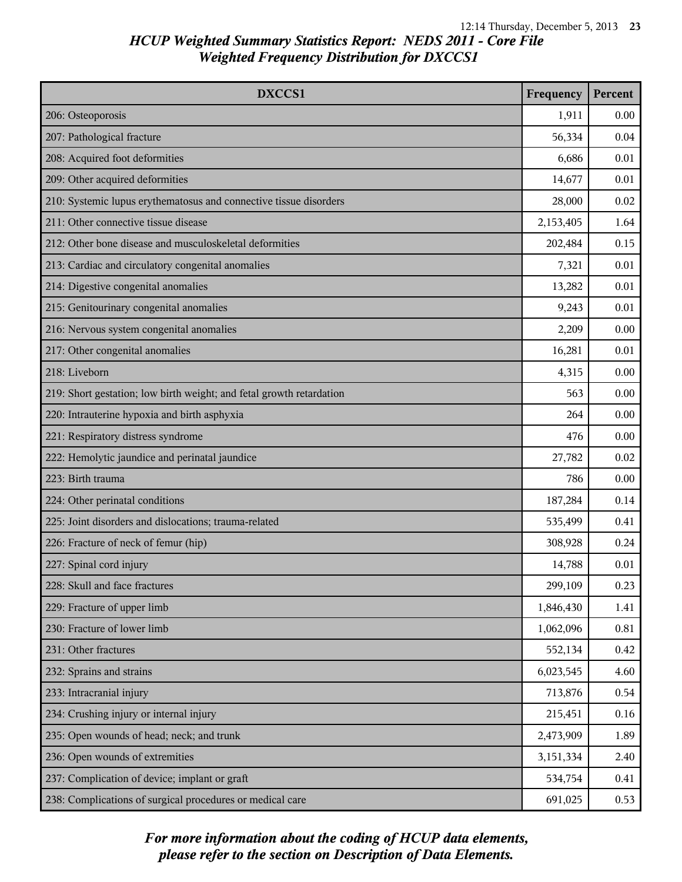# HCUP Weighted Summary Statistics Report: NEDS 2011 - Core File
## Weighted Frequency Distribution for DXCCS1

| DXCCS1 | Frequency | Percent |
|---|---|---|
| 206: Osteoporosis | 1,911 | 0.00 |
| 207: Pathological fracture | 56,334 | 0.04 |
| 208: Acquired foot deformities | 6,686 | 0.01 |
| 209: Other acquired deformities | 14,677 | 0.01 |
| 210: Systemic lupus erythematosus and connective tissue disorders | 28,000 | 0.02 |
| 211: Other connective tissue disease | 2,153,405 | 1.64 |
| 212: Other bone disease and musculoskeletal deformities | 202,484 | 0.15 |
| 213: Cardiac and circulatory congenital anomalies | 7,321 | 0.01 |
| 214: Digestive congenital anomalies | 13,282 | 0.01 |
| 215: Genitourinary congenital anomalies | 9,243 | 0.01 |
| 216: Nervous system congenital anomalies | 2,209 | 0.00 |
| 217: Other congenital anomalies | 16,281 | 0.01 |
| 218: Liveborn | 4,315 | 0.00 |
| 219: Short gestation; low birth weight; and fetal growth retardation | 563 | 0.00 |
| 220: Intrauterine hypoxia and birth asphyxia | 264 | 0.00 |
| 221: Respiratory distress syndrome | 476 | 0.00 |
| 222: Hemolytic jaundice and perinatal jaundice | 27,782 | 0.02 |
| 223: Birth trauma | 786 | 0.00 |
| 224: Other perinatal conditions | 187,284 | 0.14 |
| 225: Joint disorders and dislocations; trauma-related | 535,499 | 0.41 |
| 226: Fracture of neck of femur (hip) | 308,928 | 0.24 |
| 227: Spinal cord injury | 14,788 | 0.01 |
| 228: Skull and face fractures | 299,109 | 0.23 |
| 229: Fracture of upper limb | 1,846,430 | 1.41 |
| 230: Fracture of lower limb | 1,062,096 | 0.81 |
| 231: Other fractures | 552,134 | 0.42 |
| 232: Sprains and strains | 6,023,545 | 4.60 |
| 233: Intracranial injury | 713,876 | 0.54 |
| 234: Crushing injury or internal injury | 215,451 | 0.16 |
| 235: Open wounds of head; neck; and trunk | 2,473,909 | 1.89 |
| 236: Open wounds of extremities | 3,151,334 | 2.40 |
| 237: Complication of device; implant or graft | 534,754 | 0.41 |
| 238: Complications of surgical procedures or medical care | 691,025 | 0.53 |

*For more information about the coding of HCUP data elements, please refer to the section on Description of Data Elements.*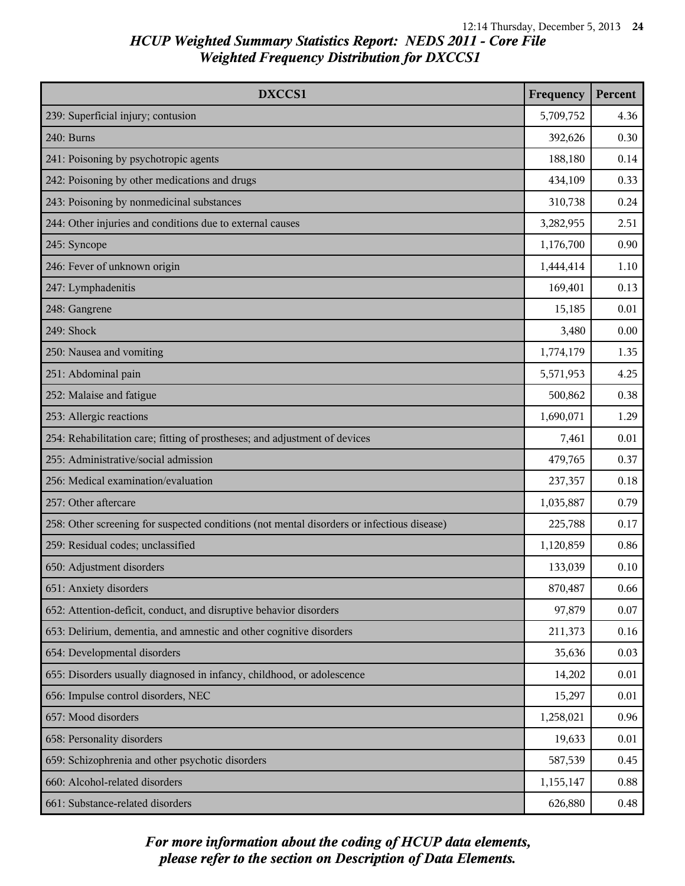# HCUP Weighted Summary Statistics Report: NEDS 2011 - Core File
## Weighted Frequency Distribution for DXCCS1

| DXCCS1 | Frequency | Percent |
|---|---|---|
| 239: Superficial injury; contusion | 5,709,752 | 4.36 |
| 240: Burns | 392,626 | 0.30 |
| 241: Poisoning by psychotropic agents | 188,180 | 0.14 |
| 242: Poisoning by other medications and drugs | 434,109 | 0.33 |
| 243: Poisoning by nonmedicinal substances | 310,738 | 0.24 |
| 244: Other injuries and conditions due to external causes | 3,282,955 | 2.51 |
| 245: Syncope | 1,176,700 | 0.90 |
| 246: Fever of unknown origin | 1,444,414 | 1.10 |
| 247: Lymphadenitis | 169,401 | 0.13 |
| 248: Gangrene | 15,185 | 0.01 |
| 249: Shock | 3,480 | 0.00 |
| 250: Nausea and vomiting | 1,774,179 | 1.35 |
| 251: Abdominal pain | 5,571,953 | 4.25 |
| 252: Malaise and fatigue | 500,862 | 0.38 |
| 253: Allergic reactions | 1,690,071 | 1.29 |
| 254: Rehabilitation care; fitting of prostheses; and adjustment of devices | 7,461 | 0.01 |
| 255: Administrative/social admission | 479,765 | 0.37 |
| 256: Medical examination/evaluation | 237,357 | 0.18 |
| 257: Other aftercare | 1,035,887 | 0.79 |
| 258: Other screening for suspected conditions (not mental disorders or infectious disease) | 225,788 | 0.17 |
| 259: Residual codes; unclassified | 1,120,859 | 0.86 |
| 650: Adjustment disorders | 133,039 | 0.10 |
| 651: Anxiety disorders | 870,487 | 0.66 |
| 652: Attention-deficit, conduct, and disruptive behavior disorders | 97,879 | 0.07 |
| 653: Delirium, dementia, and amnestic and other cognitive disorders | 211,373 | 0.16 |
| 654: Developmental disorders | 35,636 | 0.03 |
| 655: Disorders usually diagnosed in infancy, childhood, or adolescence | 14,202 | 0.01 |
| 656: Impulse control disorders, NEC | 15,297 | 0.01 |
| 657: Mood disorders | 1,258,021 | 0.96 |
| 658: Personality disorders | 19,633 | 0.01 |
| 659: Schizophrenia and other psychotic disorders | 587,539 | 0.45 |
| 660: Alcohol-related disorders | 1,155,147 | 0.88 |
| 661: Substance-related disorders | 626,880 | 0.48 |

*For more information about the coding of HCUP data elements, please refer to the section on Description of Data Elements.*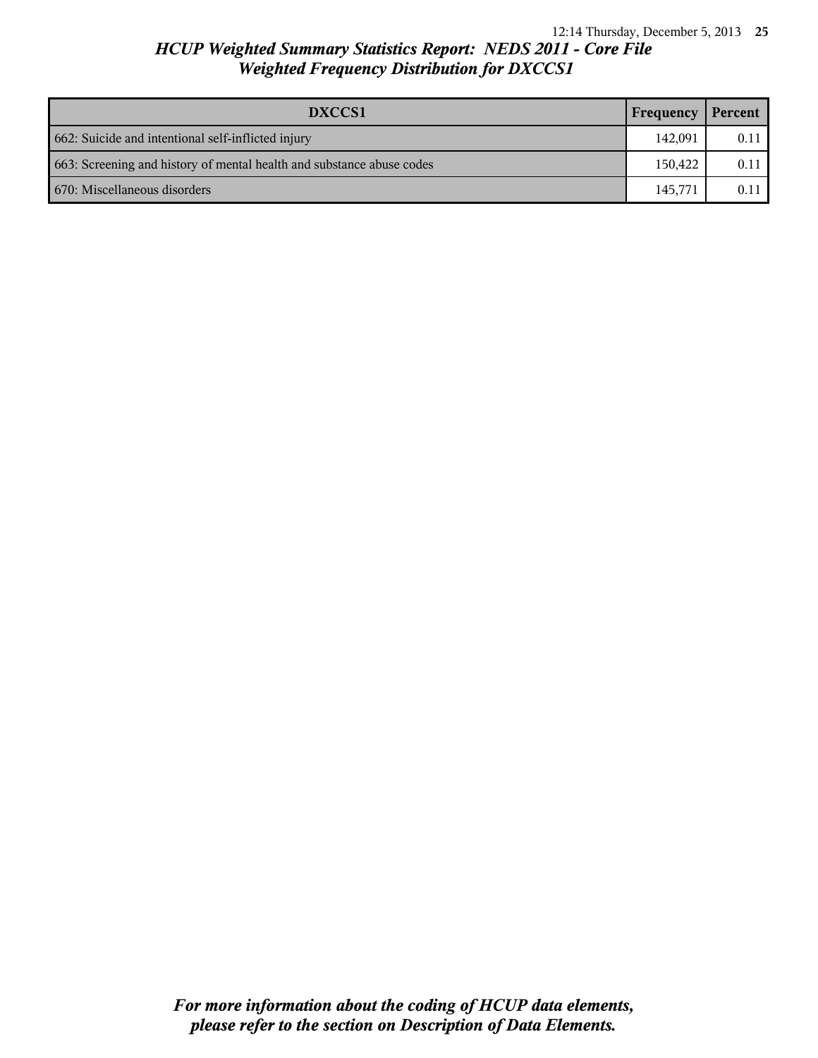## *HCUP Weighted Summary Statistics Report: NEDS 2011 - Core File*
## *Weighted Frequency Distribution for DXCCS1*

| DXCCS1 | Frequency | Percent |
|---|---|---|
| 662: Suicide and intentional self-inflicted injury | 142,091 | 0.11 |
| 663: Screening and history of mental health and substance abuse codes | 150,422 | 0.11 |
| 670: Miscellaneous disorders | 145,771 | 0.11 |

***For more information about the coding of HCUP data elements, please refer to the section on Description of Data Elements.***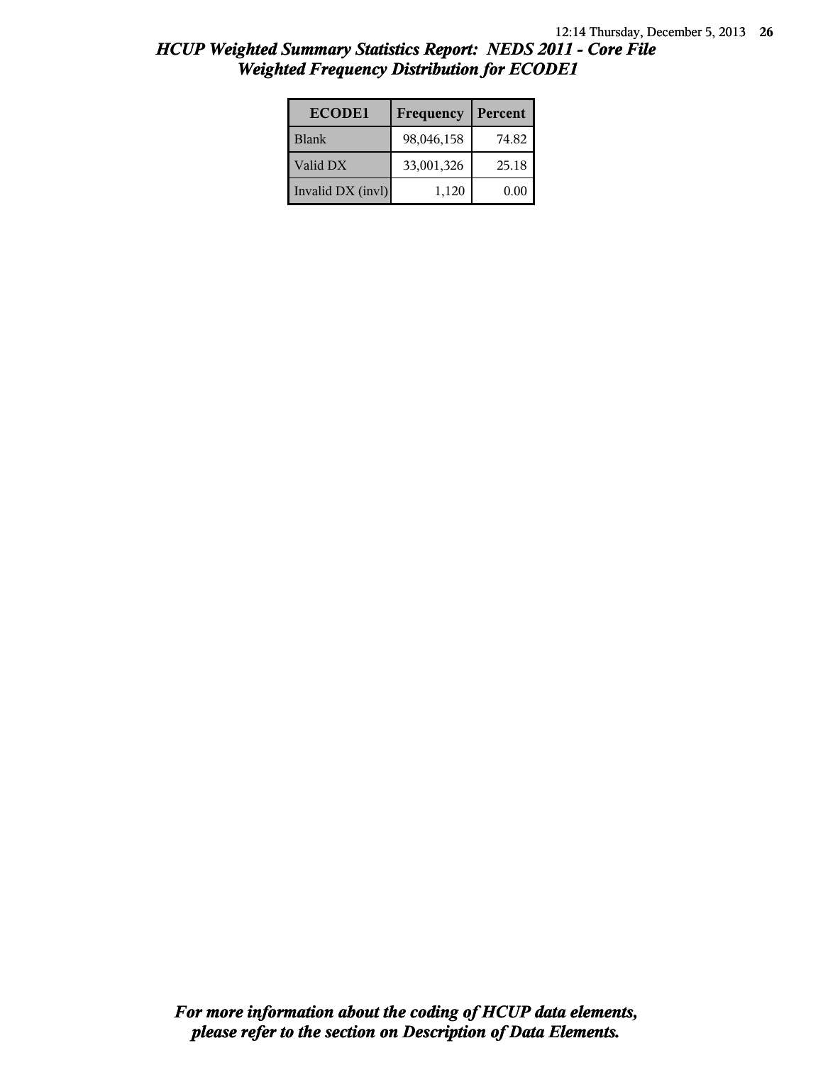# HCUP Weighted Summary Statistics Report: NEDS 2011 - Core File
## Weighted Frequency Distribution for ECODE1

| ECODE1 | Frequency | Percent |
|---|---|---|
| Blank | 98,046,158 | 74.82 |
| Valid DX | 33,001,326 | 25.18 |
| Invalid DX (invl) | 1,120 | 0.00 |

*For more information about the coding of HCUP data elements, please refer to the section on Description of Data Elements.*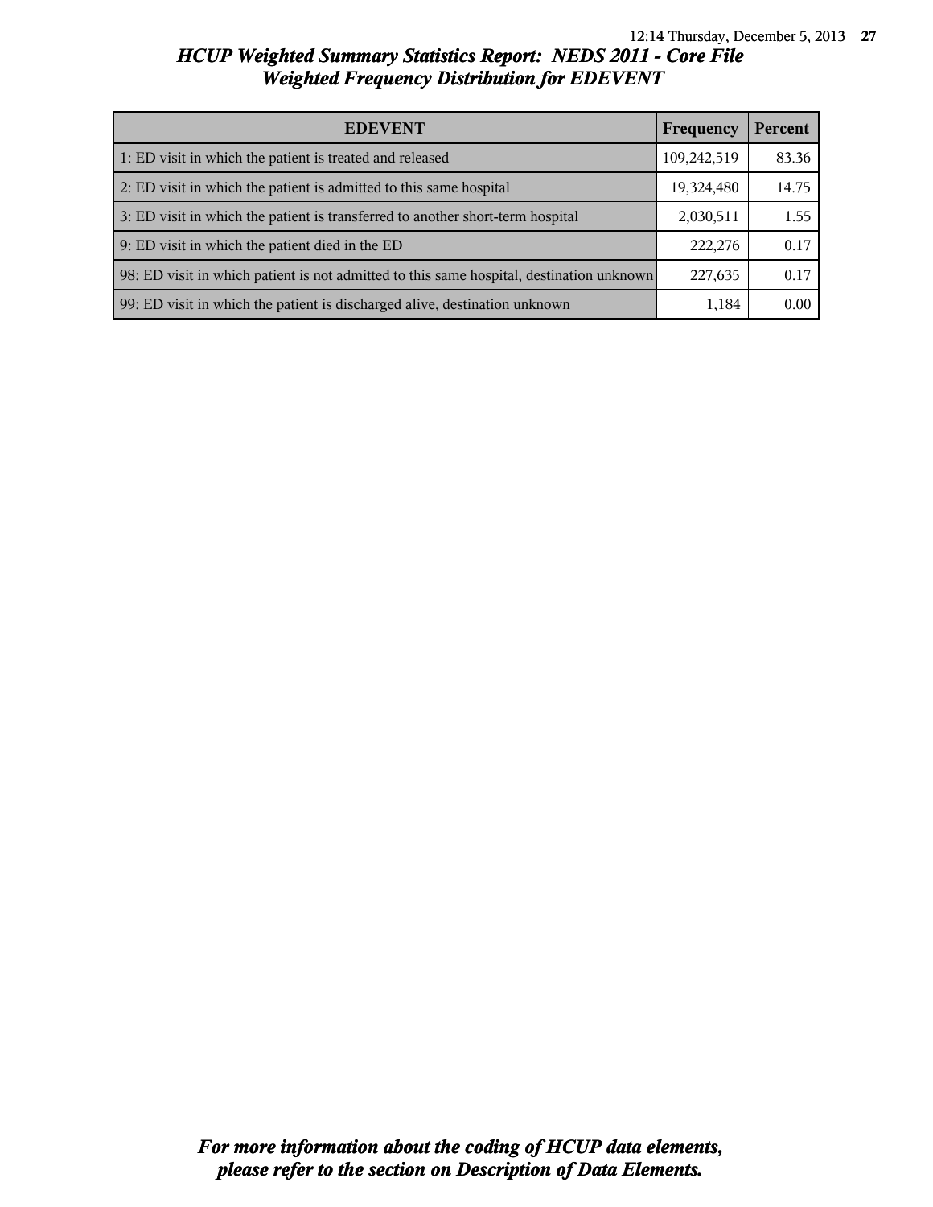## HCUP Weighted Summary Statistics Report: NEDS 2011 - Core File
## Weighted Frequency Distribution for EDEVENT

| EDEVENT | Frequency | Percent |
|---|---|---|
| 1: ED visit in which the patient is treated and released | 109,242,519 | 83.36 |
| 2: ED visit in which the patient is admitted to this same hospital | 19,324,480 | 14.75 |
| 3: ED visit in which the patient is transferred to another short-term hospital | 2,030,511 | 1.55 |
| 9: ED visit in which the patient died in the ED | 222,276 | 0.17 |
| 98: ED visit in which patient is not admitted to this same hospital, destination unknown | 227,635 | 0.17 |
| 99: ED visit in which the patient is discharged alive, destination unknown | 1,184 | 0.00 |

*For more information about the coding of HCUP data elements, please refer to the section on Description of Data Elements.*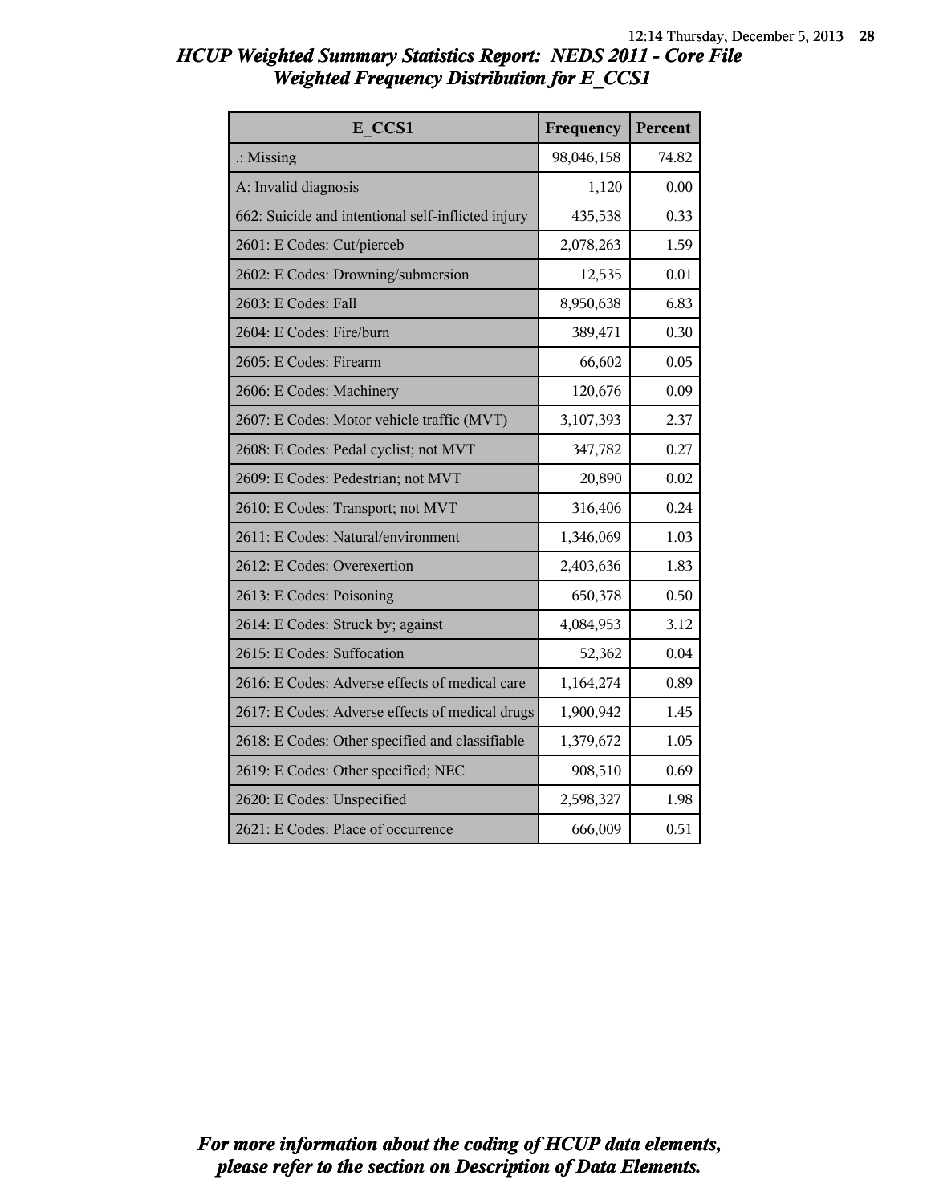# HCUP Weighted Summary Statistics Report: NEDS 2011 - Core File
## Weighted Frequency Distribution for E_CCS1

| E_CCS1 | Frequency | Percent |
|---|---|---|
| .: Missing | 98,046,158 | 74.82 |
| A: Invalid diagnosis | 1,120 | 0.00 |
| 662: Suicide and intentional self-inflicted injury | 435,538 | 0.33 |
| 2601: E Codes: Cut/pierceb | 2,078,263 | 1.59 |
| 2602: E Codes: Drowning/submersion | 12,535 | 0.01 |
| 2603: E Codes: Fall | 8,950,638 | 6.83 |
| 2604: E Codes: Fire/burn | 389,471 | 0.30 |
| 2605: E Codes: Firearm | 66,602 | 0.05 |
| 2606: E Codes: Machinery | 120,676 | 0.09 |
| 2607: E Codes: Motor vehicle traffic (MVT) | 3,107,393 | 2.37 |
| 2608: E Codes: Pedal cyclist; not MVT | 347,782 | 0.27 |
| 2609: E Codes: Pedestrian; not MVT | 20,890 | 0.02 |
| 2610: E Codes: Transport; not MVT | 316,406 | 0.24 |
| 2611: E Codes: Natural/environment | 1,346,069 | 1.03 |
| 2612: E Codes: Overexertion | 2,403,636 | 1.83 |
| 2613: E Codes: Poisoning | 650,378 | 0.50 |
| 2614: E Codes: Struck by; against | 4,084,953 | 3.12 |
| 2615: E Codes: Suffocation | 52,362 | 0.04 |
| 2616: E Codes: Adverse effects of medical care | 1,164,274 | 0.89 |
| 2617: E Codes: Adverse effects of medical drugs | 1,900,942 | 1.45 |
| 2618: E Codes: Other specified and classifiable | 1,379,672 | 1.05 |
| 2619: E Codes: Other specified; NEC | 908,510 | 0.69 |
| 2620: E Codes: Unspecified | 2,598,327 | 1.98 |
| 2621: E Codes: Place of occurrence | 666,009 | 0.51 |

*For more information about the coding of HCUP data elements, please refer to the section on Description of Data Elements.*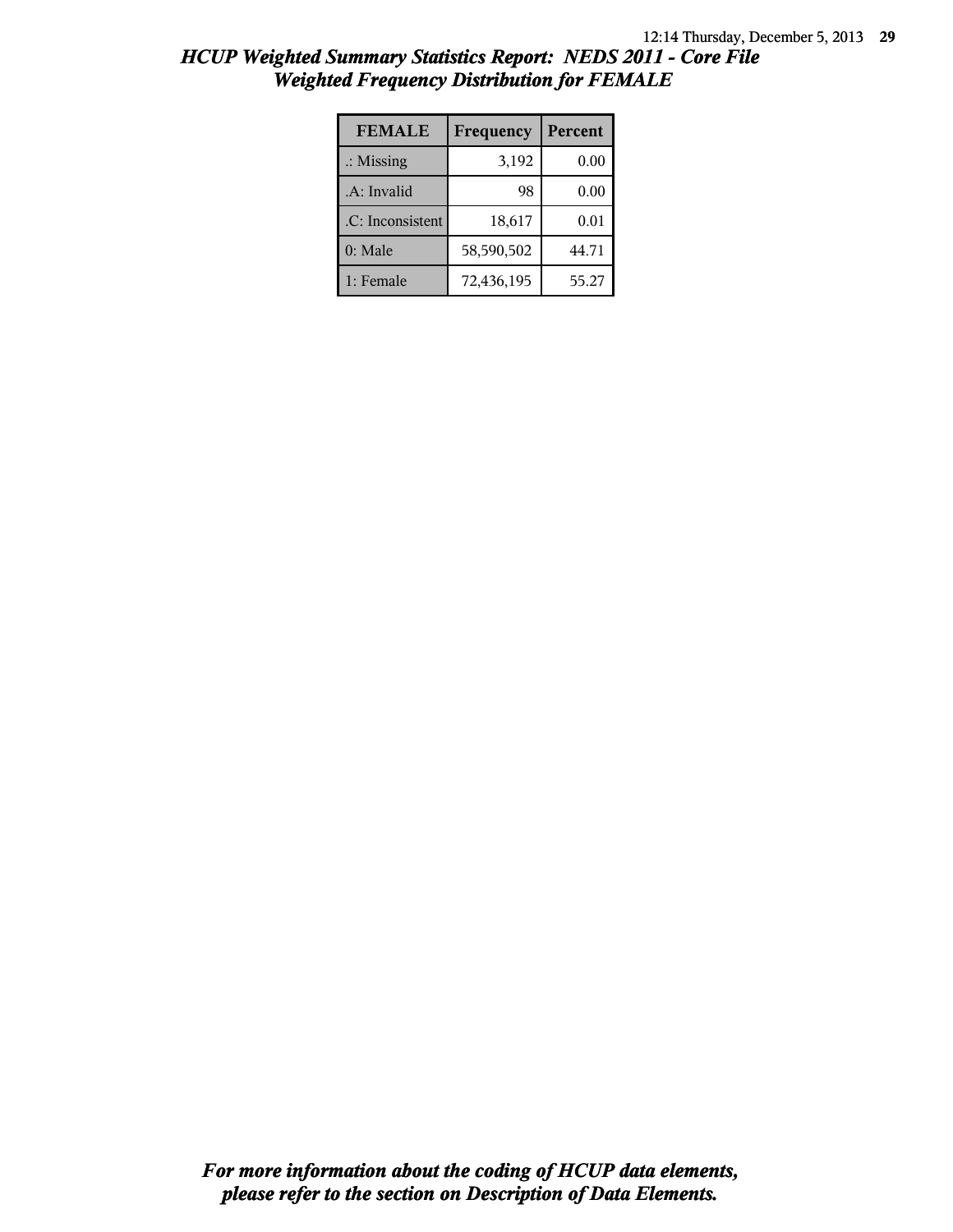# HCUP Weighted Summary Statistics Report: NEDS 2011 - Core File
## Weighted Frequency Distribution for FEMALE

| FEMALE | Frequency | Percent |
|---|---|---|
| .: Missing | 3,192 | 0.00 |
| .A: Invalid | 98 | 0.00 |
| .C: Inconsistent | 18,617 | 0.01 |
| 0: Male | 58,590,502 | 44.71 |
| 1: Female | 72,436,195 | 55.27 |

***For more information about the coding of HCUP data elements, please refer to the section on Description of Data Elements.***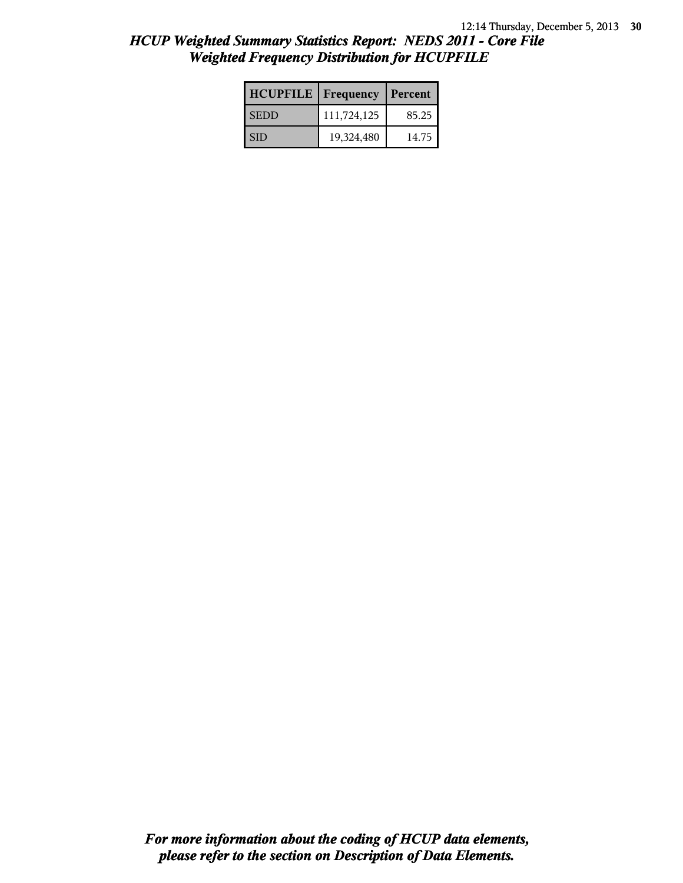# *HCUP Weighted Summary Statistics Report: NEDS 2011 - Core File*
## *Weighted Frequency Distribution for HCUPFILE*

| HCUPFILE | Frequency | Percent |
|---|---|---|
| SEDD | 111,724,125 | 85.25 |
| SID | 19,324,480 | 14.75 |

***For more information about the coding of HCUP data elements, please refer to the section on Description of Data Elements.***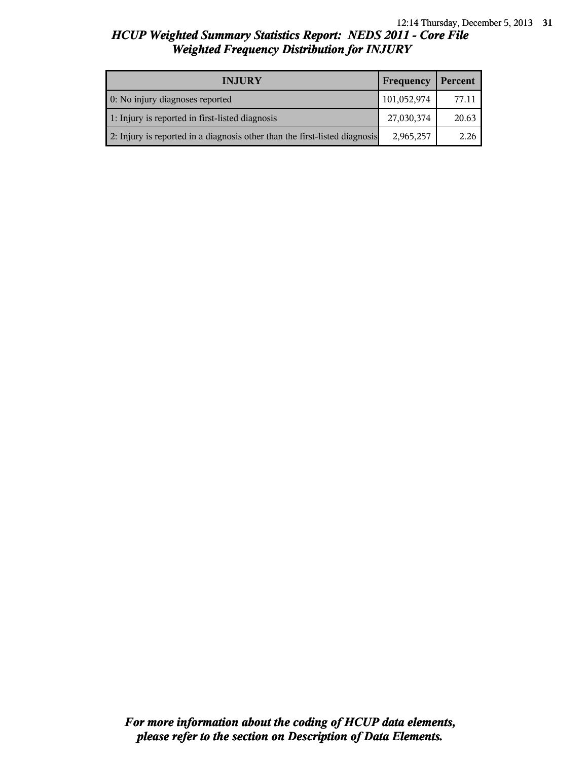# *HCUP Weighted Summary Statistics Report: NEDS 2011 - Core File*
## *Weighted Frequency Distribution for INJURY*

| INJURY | Frequency | Percent |
|---|---|---|
| 0: No injury diagnoses reported | 101,052,974 | 77.11 |
| 1: Injury is reported in first-listed diagnosis | 27,030,374 | 20.63 |
| 2: Injury is reported in a diagnosis other than the first-listed diagnosis | 2,965,257 | 2.26 |

*For more information about the coding of HCUP data elements, please refer to the section on Description of Data Elements.*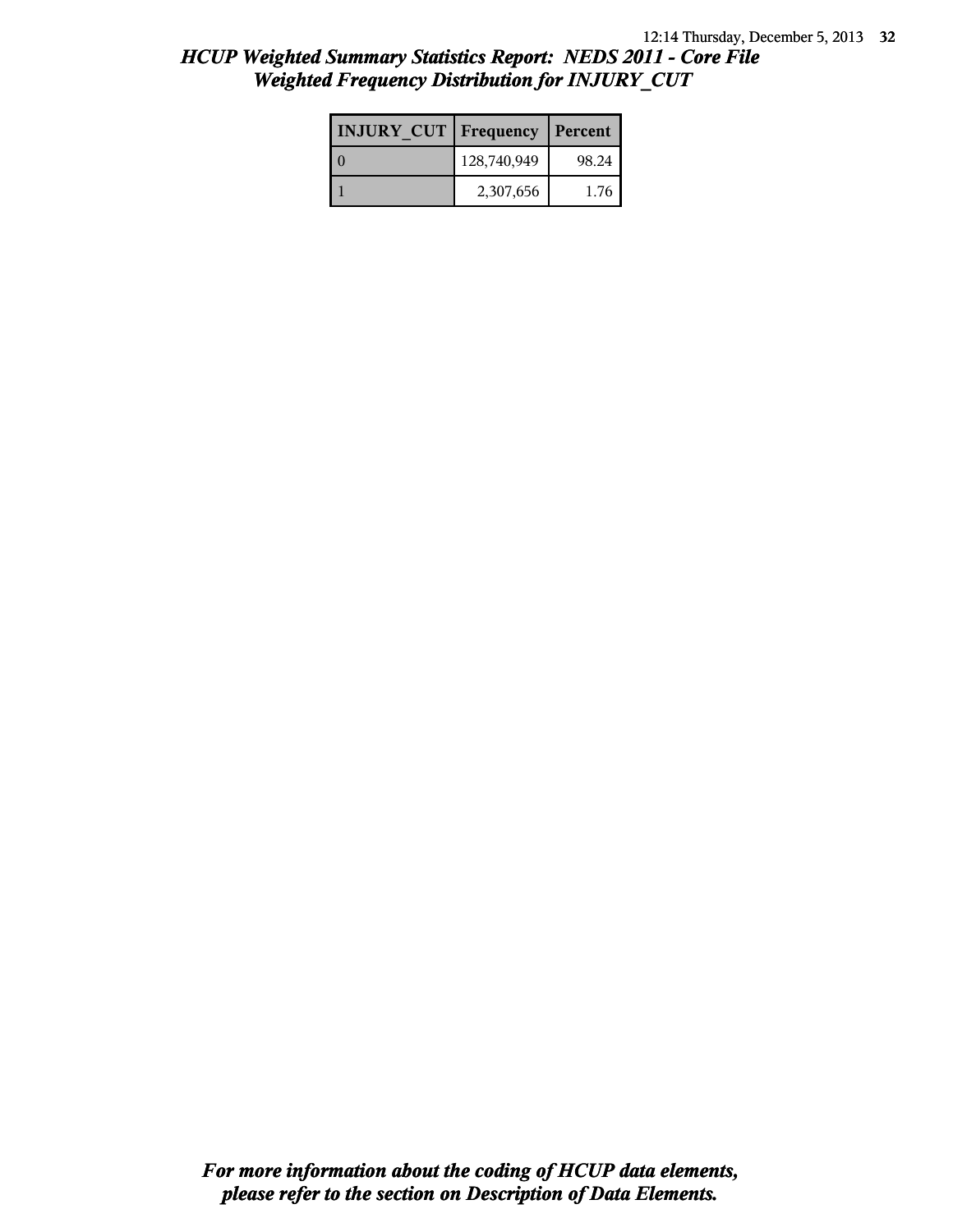# HCUP Weighted Summary Statistics Report: NEDS 2011 - Core File
## Weighted Frequency Distribution for INJURY_CUT

| INJURY_CUT | Frequency | Percent |
|---|---|---|
| 0 | 128,740,949 | 98.24 |
| 1 | 2,307,656 | 1.76 |

***For more information about the coding of HCUP data elements, please refer to the section on Description of Data Elements.***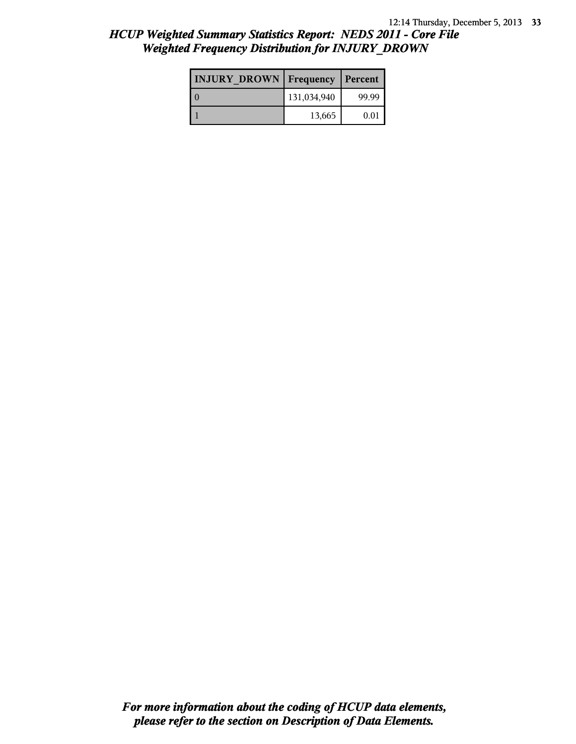## *HCUP Weighted Summary Statistics Report: NEDS 2011 - Core File*
## *Weighted Frequency Distribution for INJURY_DROWN*

| INJURY_DROWN | Frequency | Percent |
|---|---|---|
| 0 | 131,034,940 | 99.99 |
| 1 | 13,665 | 0.01 |

***For more information about the coding of HCUP data elements, please refer to the section on Description of Data Elements.***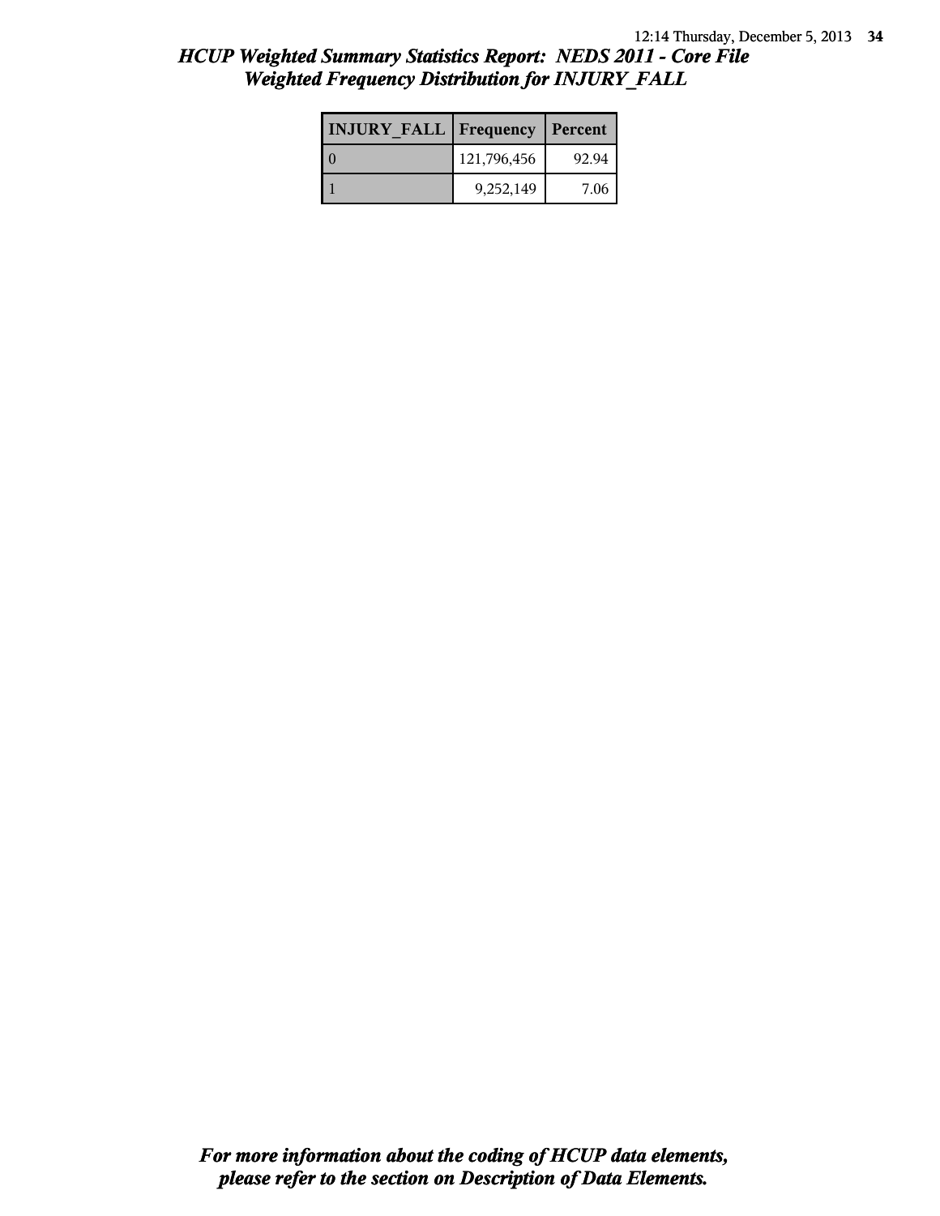# HCUP Weighted Summary Statistics Report: NEDS 2011 - Core File
## Weighted Frequency Distribution for INJURY_FALL

| INJURY_FALL | Frequency | Percent |
|---|---|---|
| 0 | 121,796,456 | 92.94 |
| 1 | 9,252,149 | 7.06 |

*For more information about the coding of HCUP data elements, please refer to the section on Description of Data Elements.*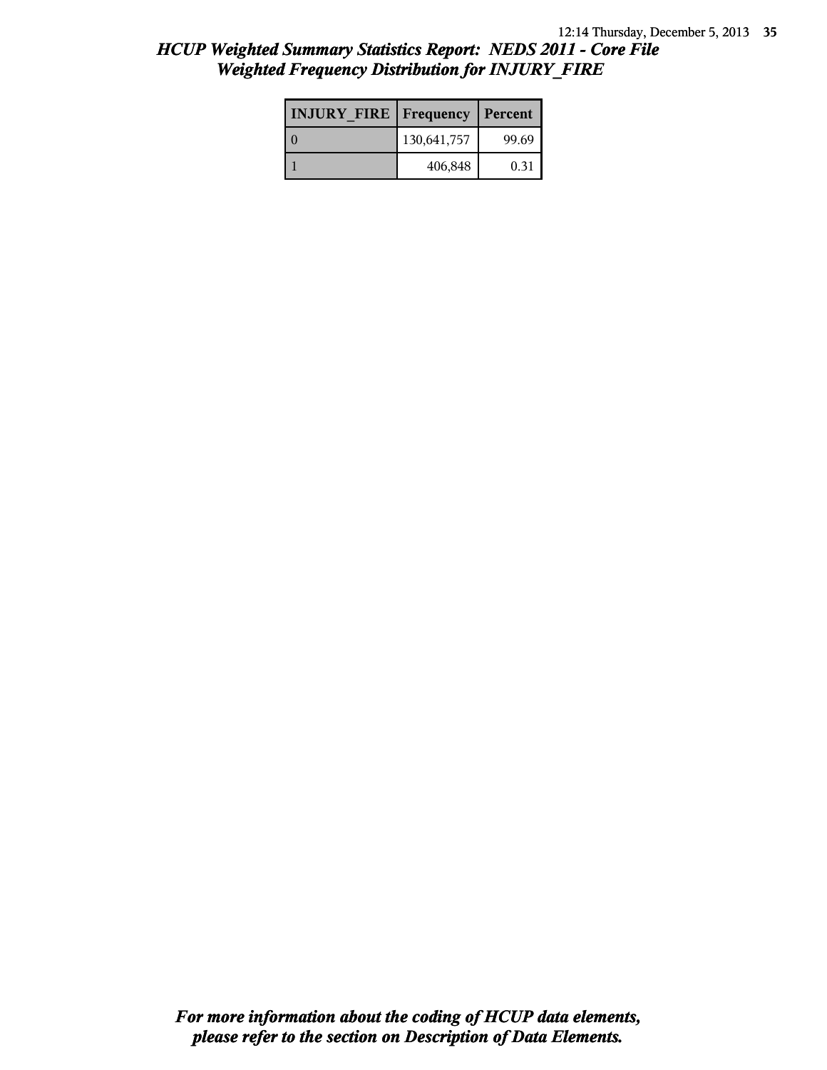# HCUP Weighted Summary Statistics Report: NEDS 2011 - Core File

## Weighted Frequency Distribution for INJURY_FIRE

| INJURY_FIRE | Frequency | Percent |
|---|---|---|
| 0 | 130,641,757 | 99.69 |
| 1 | 406,848 | 0.31 |

***For more information about the coding of HCUP data elements, please refer to the section on Description of Data Elements.***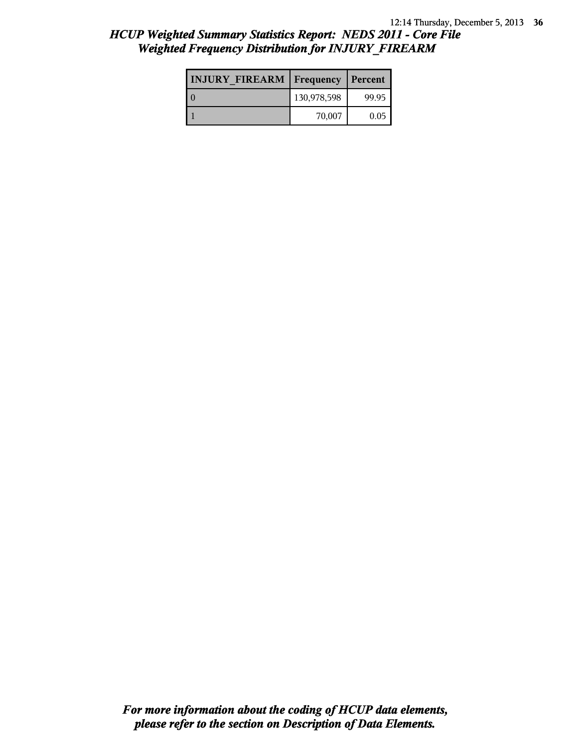## *HCUP Weighted Summary Statistics Report: NEDS 2011 - Core File*
## *Weighted Frequency Distribution for INJURY_FIREARM*

| INJURY_FIREARM | Frequency | Percent |
|---|---|---|
| 0 | 130,978,598 | 99.95 |
| 1 | 70,007 | 0.05 |

***For more information about the coding of HCUP data elements, please refer to the section on Description of Data Elements.***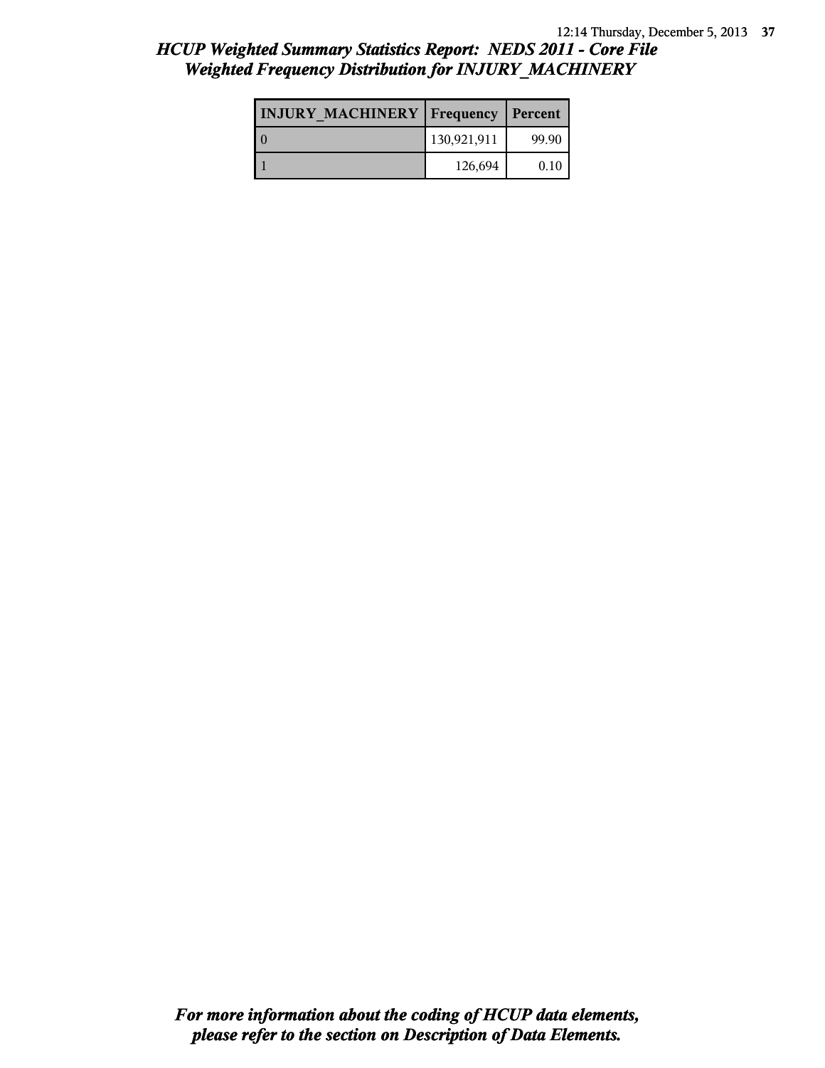## *HCUP Weighted Summary Statistics Report: NEDS 2011 - Core File*
## *Weighted Frequency Distribution for INJURY_MACHINERY*

| INJURY_MACHINERY | Frequency | Percent |
|---|---|---|
| 0 | 130,921,911 | 99.90 |
| 1 | 126,694 | 0.10 |

***For more information about the coding of HCUP data elements, please refer to the section on Description of Data Elements.***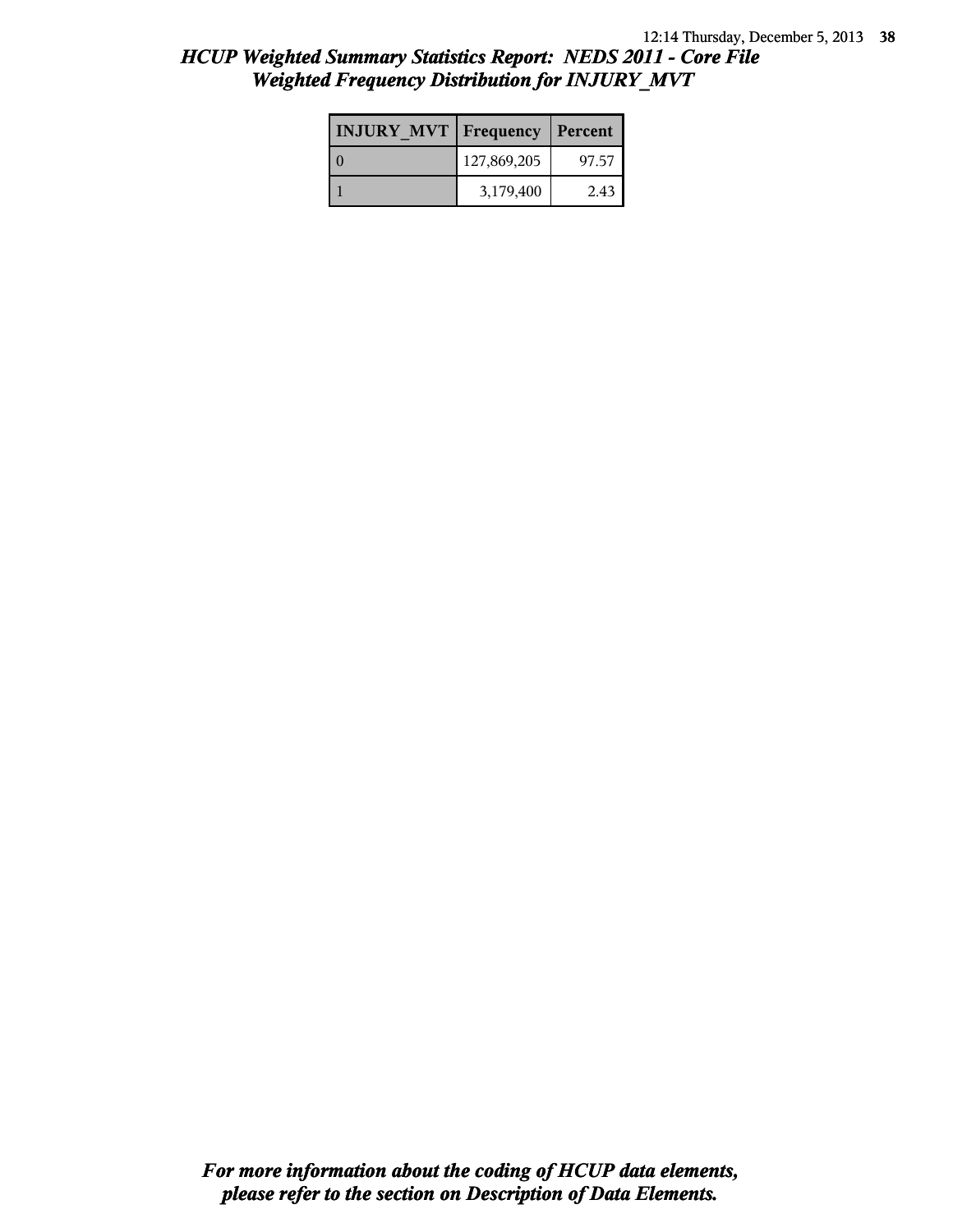## HCUP Weighted Summary Statistics Report: NEDS 2011 - Core File
## Weighted Frequency Distribution for INJURY_MVT

| INJURY_MVT | Frequency | Percent |
|---|---|---|
| 0 | 127,869,205 | 97.57 |
| 1 | 3,179,400 | 2.43 |

***For more information about the coding of HCUP data elements, please refer to the section on Description of Data Elements.***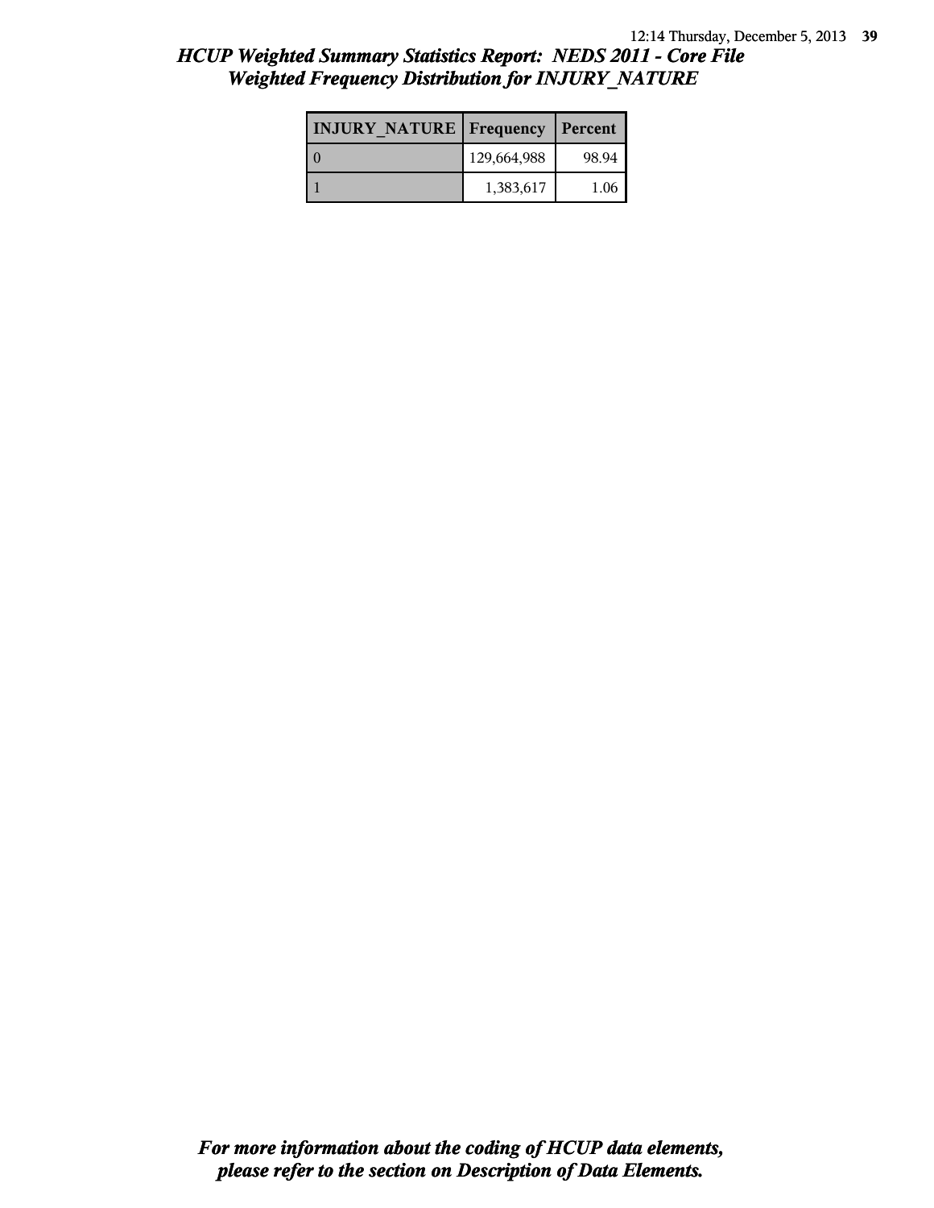## *HCUP Weighted Summary Statistics Report: NEDS 2011 - Core File*
## *Weighted Frequency Distribution for INJURY_NATURE*

| INJURY_NATURE | Frequency | Percent |
|---|---|---|
| 0 | 129,664,988 | 98.94 |
| 1 | 1,383,617 | 1.06 |

***For more information about the coding of HCUP data elements, please refer to the section on Description of Data Elements.***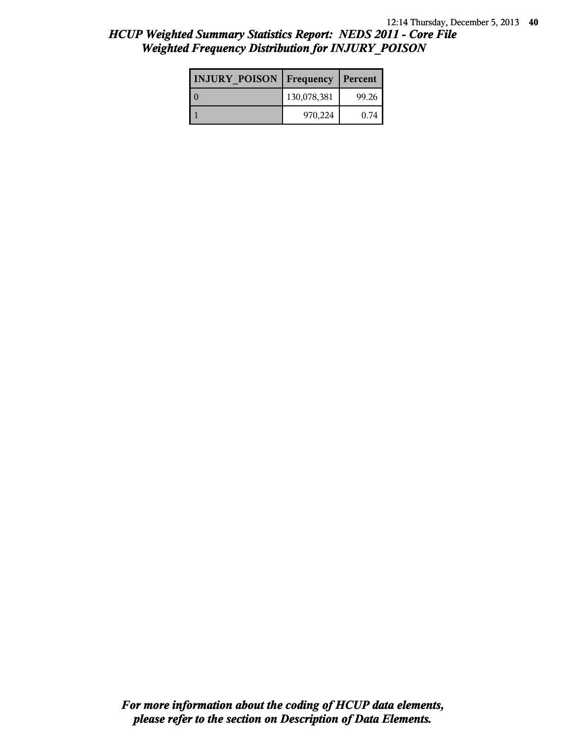# HCUP Weighted Summary Statistics Report: NEDS 2011 - Core File
## Weighted Frequency Distribution for INJURY_POISON

| INJURY_POISON | Frequency | Percent |
|---|---|---|
| 0 | 130,078,381 | 99.26 |
| 1 | 970,224 | 0.74 |

*For more information about the coding of HCUP data elements, please refer to the section on Description of Data Elements.*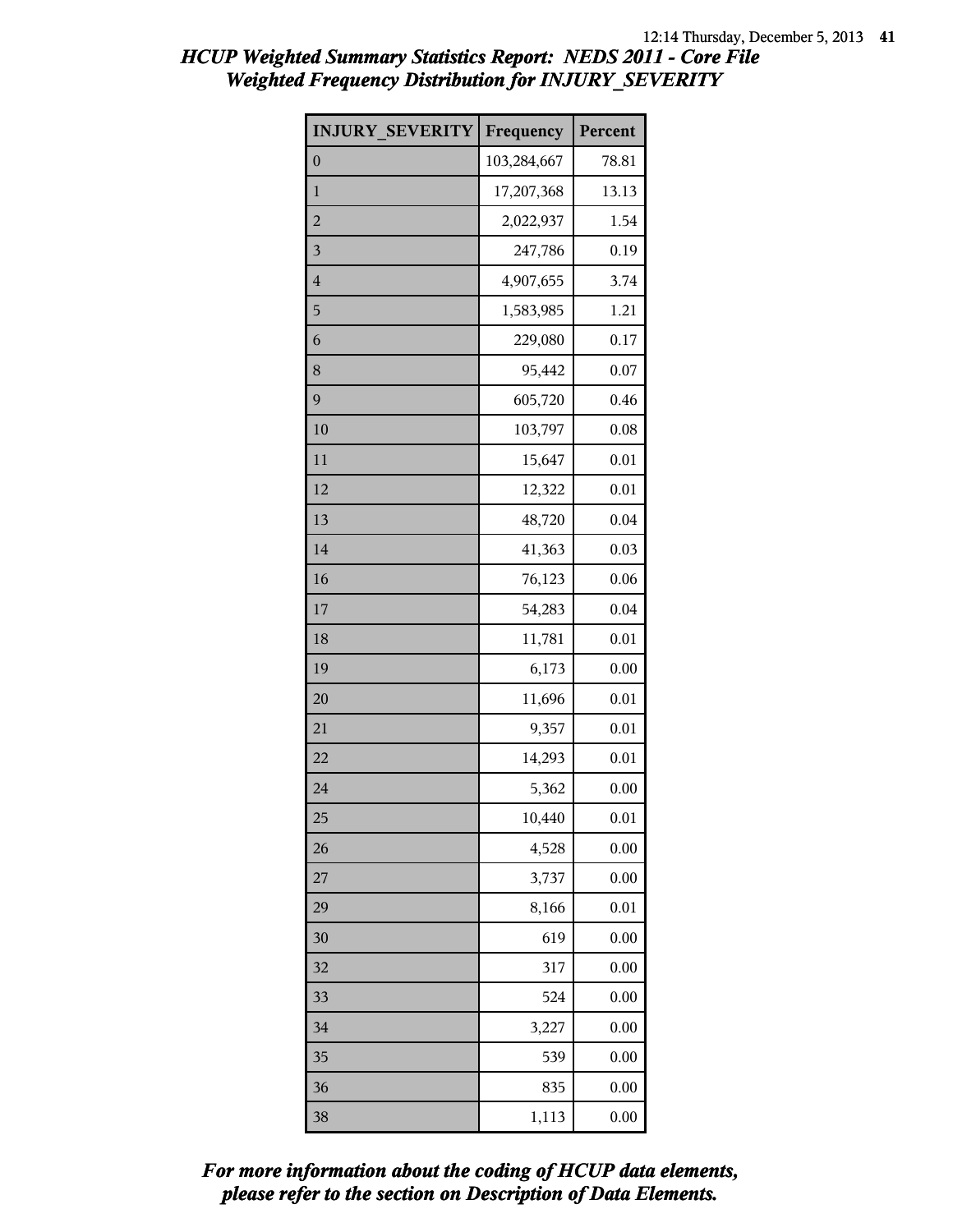# HCUP Weighted Summary Statistics Report: NEDS 2011 - Core File
## Weighted Frequency Distribution for INJURY_SEVERITY

| INJURY_SEVERITY | Frequency | Percent |
|---|---|---|
| 0 | 103,284,667 | 78.81 |
| 1 | 17,207,368 | 13.13 |
| 2 | 2,022,937 | 1.54 |
| 3 | 247,786 | 0.19 |
| 4 | 4,907,655 | 3.74 |
| 5 | 1,583,985 | 1.21 |
| 6 | 229,080 | 0.17 |
| 8 | 95,442 | 0.07 |
| 9 | 605,720 | 0.46 |
| 10 | 103,797 | 0.08 |
| 11 | 15,647 | 0.01 |
| 12 | 12,322 | 0.01 |
| 13 | 48,720 | 0.04 |
| 14 | 41,363 | 0.03 |
| 16 | 76,123 | 0.06 |
| 17 | 54,283 | 0.04 |
| 18 | 11,781 | 0.01 |
| 19 | 6,173 | 0.00 |
| 20 | 11,696 | 0.01 |
| 21 | 9,357 | 0.01 |
| 22 | 14,293 | 0.01 |
| 24 | 5,362 | 0.00 |
| 25 | 10,440 | 0.01 |
| 26 | 4,528 | 0.00 |
| 27 | 3,737 | 0.00 |
| 29 | 8,166 | 0.01 |
| 30 | 619 | 0.00 |
| 32 | 317 | 0.00 |
| 33 | 524 | 0.00 |
| 34 | 3,227 | 0.00 |
| 35 | 539 | 0.00 |
| 36 | 835 | 0.00 |
| 38 | 1,113 | 0.00 |

*For more information about the coding of HCUP data elements, please refer to the section on Description of Data Elements.*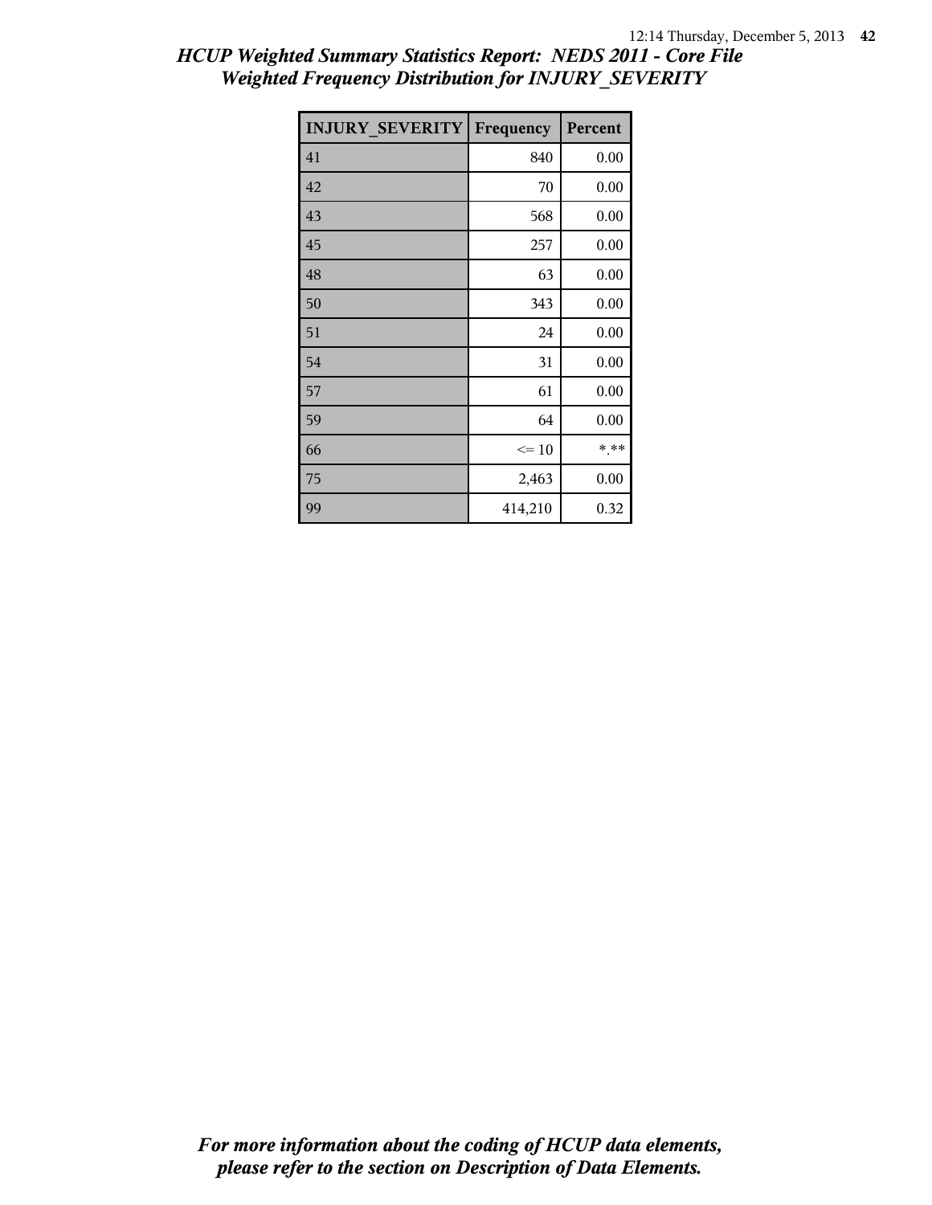# HCUP Weighted Summary Statistics Report: NEDS 2011 - Core File
## Weighted Frequency Distribution for INJURY_SEVERITY

| INJURY_SEVERITY | Frequency | Percent |
|---|---|---|
| 41 | 840 | 0.00 |
| 42 | 70 | 0.00 |
| 43 | 568 | 0.00 |
| 45 | 257 | 0.00 |
| 48 | 63 | 0.00 |
| 50 | 343 | 0.00 |
| 51 | 24 | 0.00 |
| 54 | 31 | 0.00 |
| 57 | 61 | 0.00 |
| 59 | 64 | 0.00 |
| 66 | <= 10 | *.** |
| 75 | 2,463 | 0.00 |
| 99 | 414,210 | 0.32 |

*For more information about the coding of HCUP data elements, please refer to the section on Description of Data Elements.*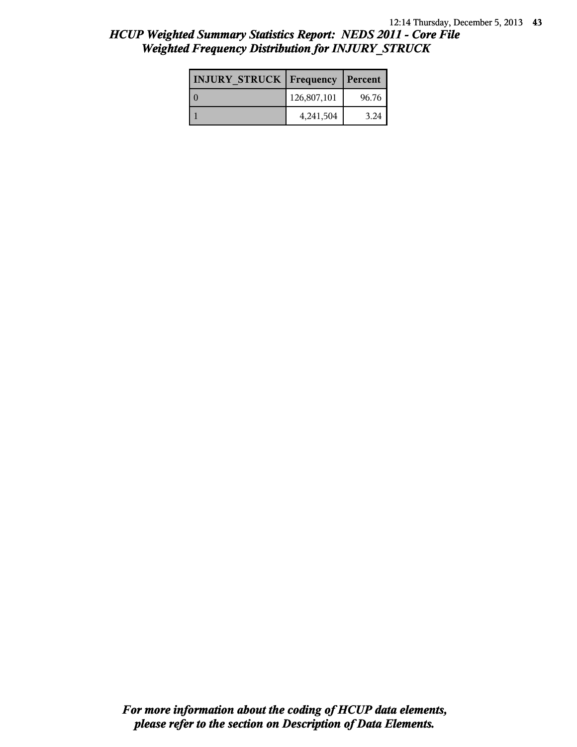# HCUP Weighted Summary Statistics Report: NEDS 2011 - Core File
## Weighted Frequency Distribution for INJURY_STRUCK

| INJURY_STRUCK | Frequency | Percent |
|---|---|---|
| 0 | 126,807,101 | 96.76 |
| 1 | 4,241,504 | 3.24 |

***For more information about the coding of HCUP data elements, please refer to the section on Description of Data Elements.***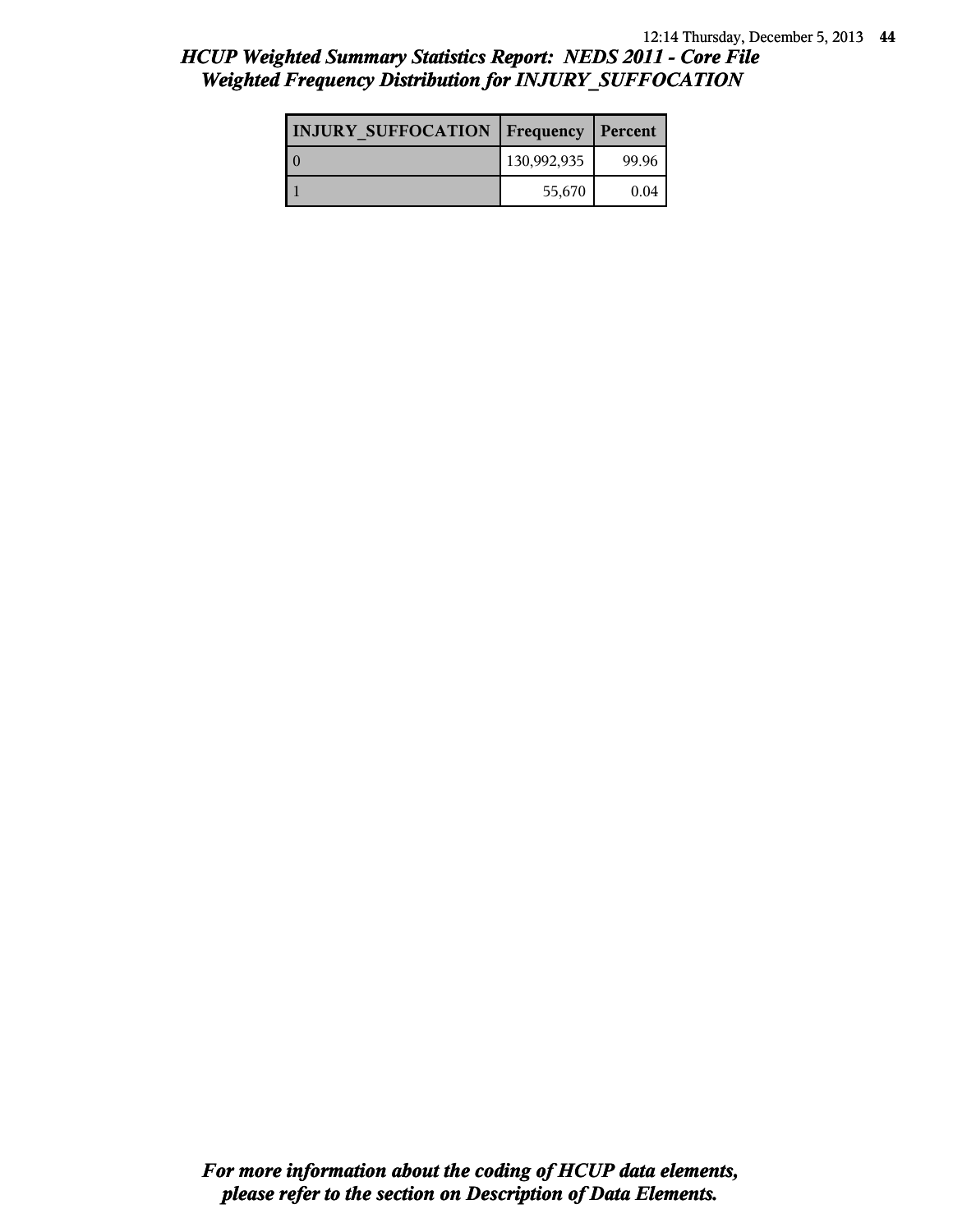## *HCUP Weighted Summary Statistics Report: NEDS 2011 - Core File*
## *Weighted Frequency Distribution for INJURY_SUFFOCATION*

| INJURY_SUFFOCATION | Frequency | Percent |
|---|---|---|
| 0 | 130,992,935 | 99.96 |
| 1 | 55,670 | 0.04 |

***For more information about the coding of HCUP data elements, please refer to the section on Description of Data Elements.***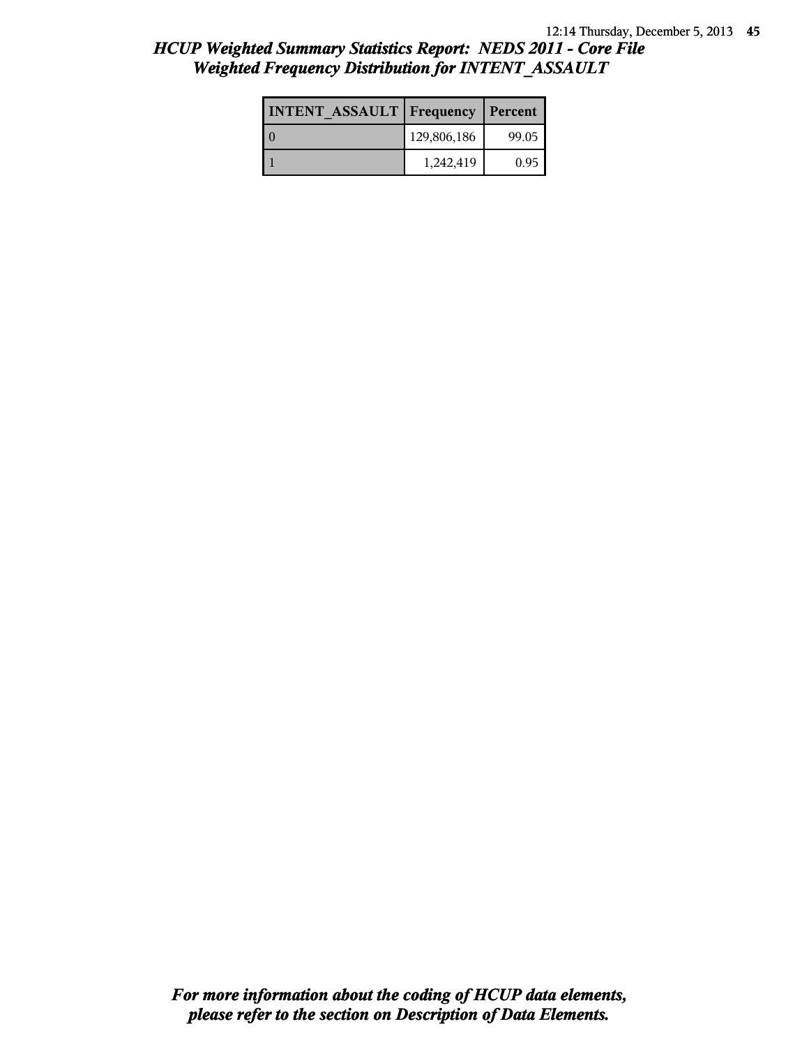# HCUP Weighted Summary Statistics Report: NEDS 2011 - Core File
## Weighted Frequency Distribution for INTENT_ASSAULT

| INTENT_ASSAULT | Frequency | Percent |
|---|---|---|
| 0 | 129,806,186 | 99.05 |
| 1 | 1,242,419 | 0.95 |

***For more information about the coding of HCUP data elements, please refer to the section on Description of Data Elements.***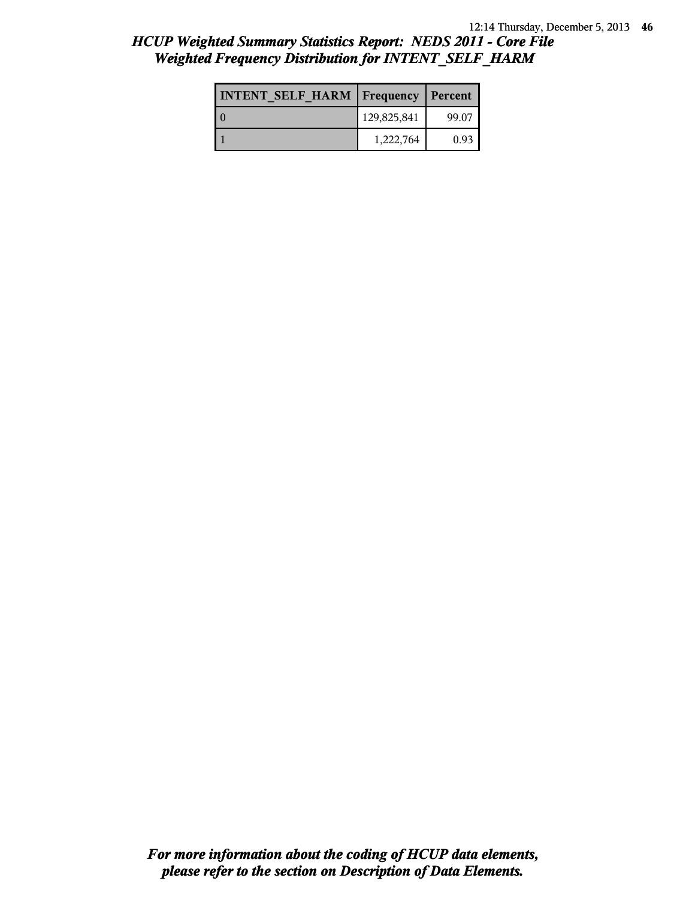# HCUP Weighted Summary Statistics Report: NEDS 2011 - Core File
## Weighted Frequency Distribution for INTENT_SELF_HARM

| INTENT_SELF_HARM | Frequency | Percent |
|---|---|---|
| 0 | 129,825,841 | 99.07 |
| 1 | 1,222,764 | 0.93 |

***For more information about the coding of HCUP data elements, please refer to the section on Description of Data Elements.***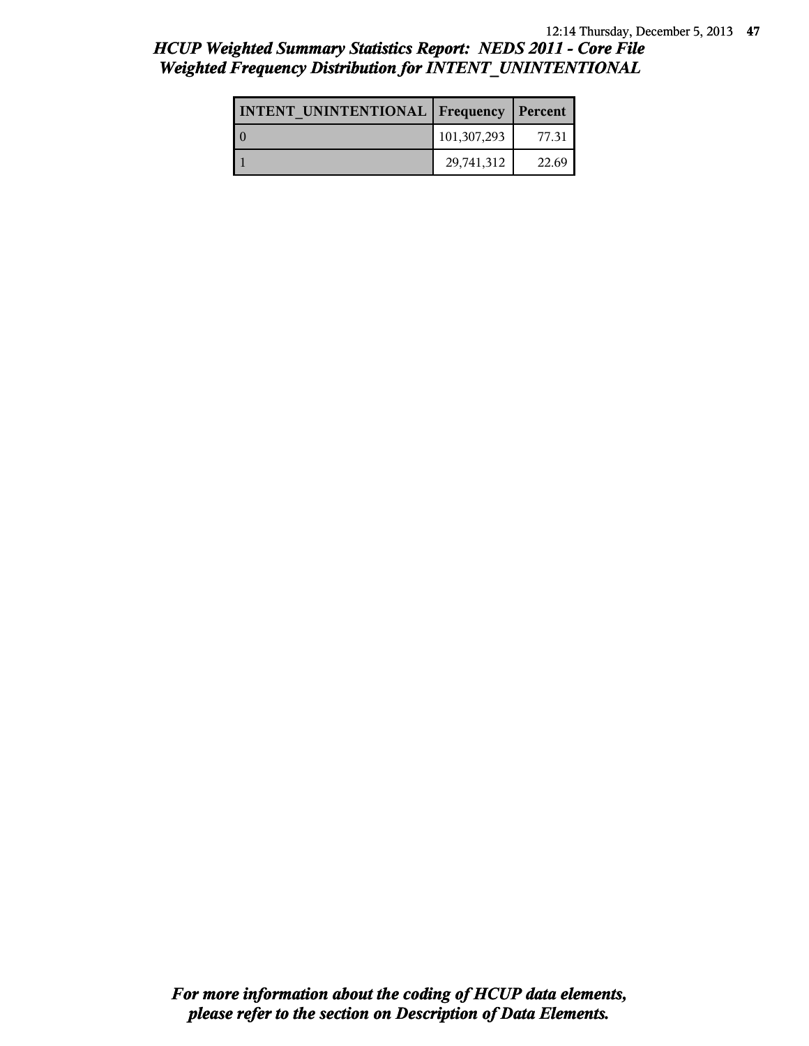# HCUP Weighted Summary Statistics Report: NEDS 2011 - Core File
## Weighted Frequency Distribution for INTENT_UNINTENTIONAL

| INTENT_UNINTENTIONAL | Frequency | Percent |
| --- | --- | --- |
| 0 | 101,307,293 | 77.31 |
| 1 | 29,741,312 | 22.69 |

***For more information about the coding of HCUP data elements, please refer to the section on Description of Data Elements.***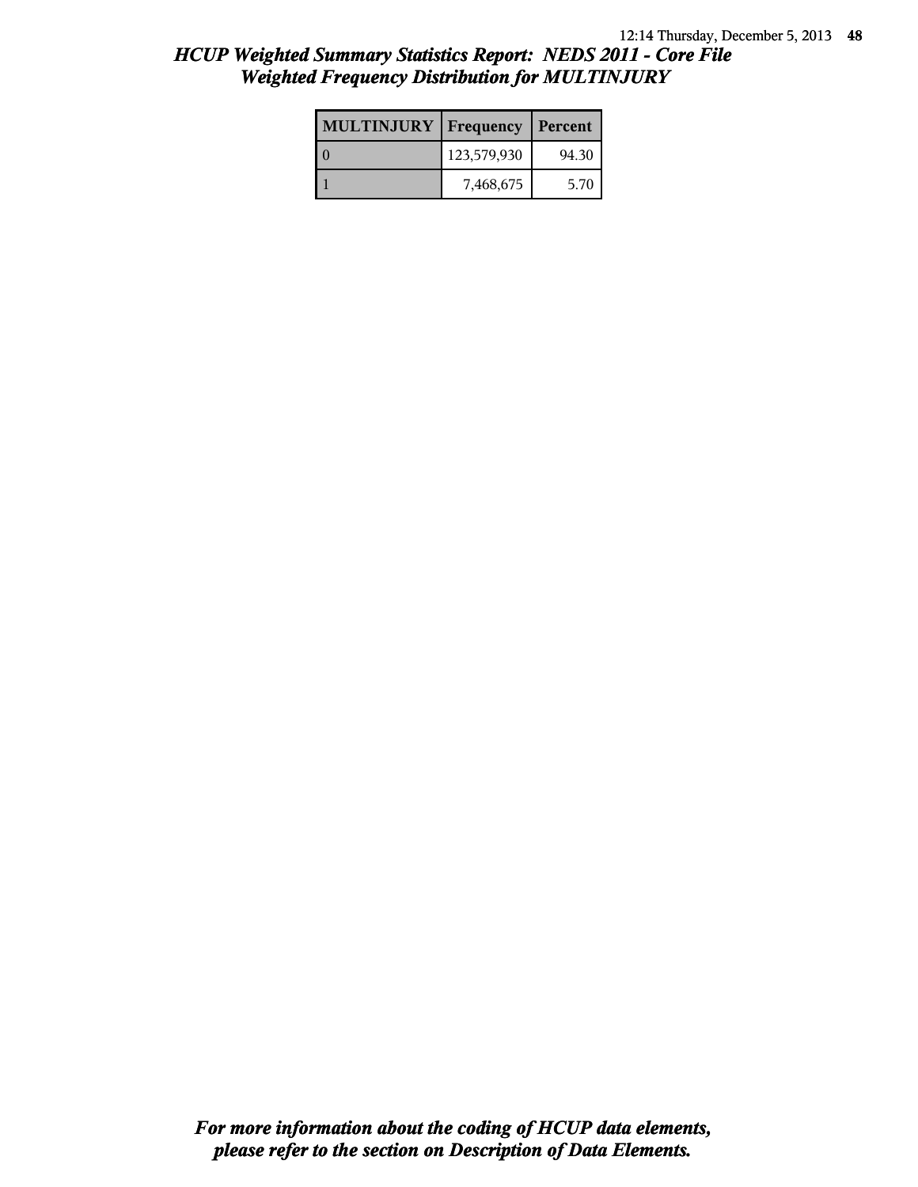# HCUP Weighted Summary Statistics Report: NEDS 2011 - Core File
## Weighted Frequency Distribution for MULTINJURY

| MULTINJURY | Frequency | Percent |
|---|---|---|
| 0 | 123,579,930 | 94.30 |
| 1 | 7,468,675 | 5.70 |

***For more information about the coding of HCUP data elements, please refer to the section on Description of Data Elements.***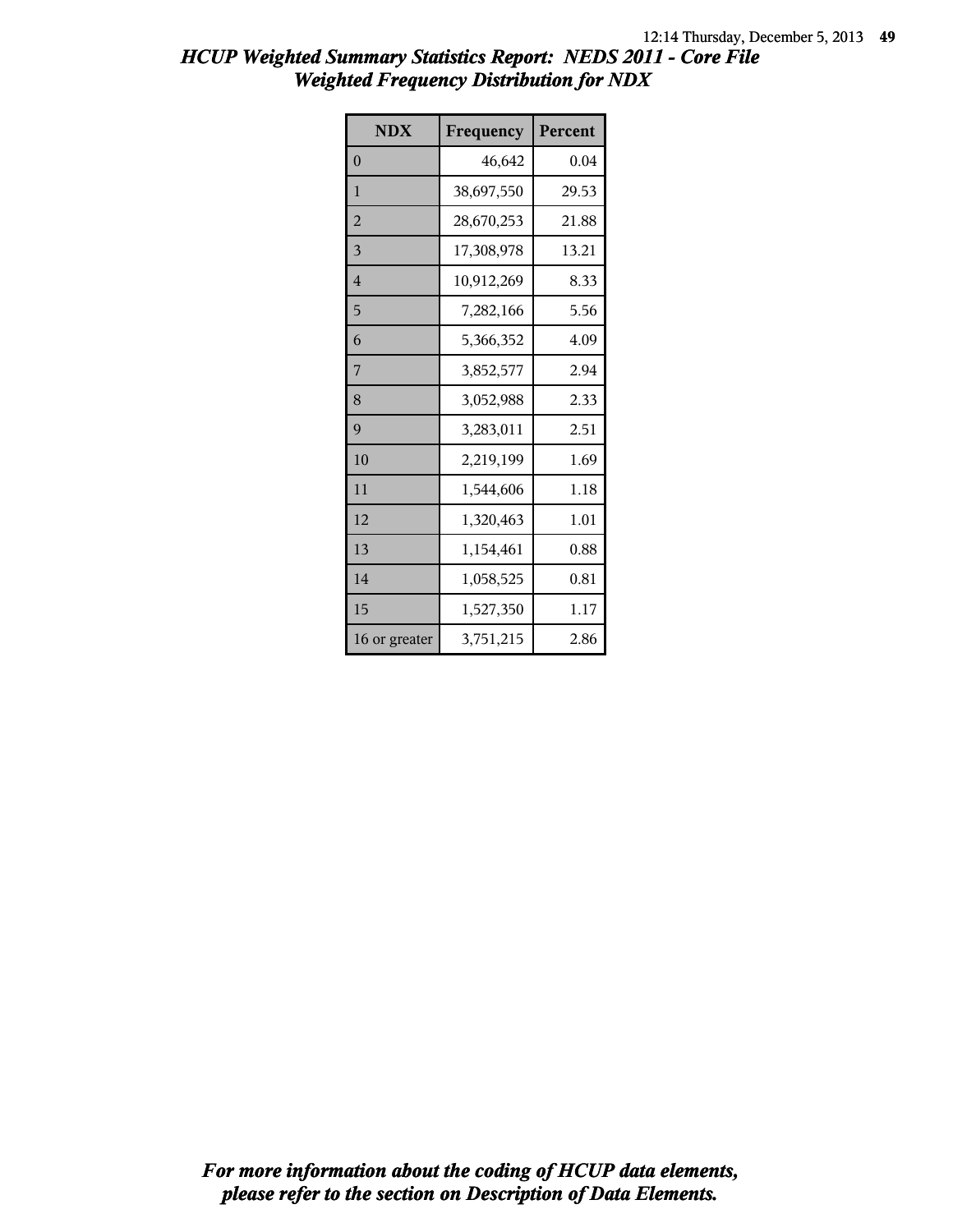# HCUP Weighted Summary Statistics Report: NEDS 2011 - Core File
## Weighted Frequency Distribution for NDX

| NDX | Frequency | Percent |
|---|---|---|
| 0 | 46,642 | 0.04 |
| 1 | 38,697,550 | 29.53 |
| 2 | 28,670,253 | 21.88 |
| 3 | 17,308,978 | 13.21 |
| 4 | 10,912,269 | 8.33 |
| 5 | 7,282,166 | 5.56 |
| 6 | 5,366,352 | 4.09 |
| 7 | 3,852,577 | 2.94 |
| 8 | 3,052,988 | 2.33 |
| 9 | 3,283,011 | 2.51 |
| 10 | 2,219,199 | 1.69 |
| 11 | 1,544,606 | 1.18 |
| 12 | 1,320,463 | 1.01 |
| 13 | 1,154,461 | 0.88 |
| 14 | 1,058,525 | 0.81 |
| 15 | 1,527,350 | 1.17 |
| 16 or greater | 3,751,215 | 2.86 |

*For more information about the coding of HCUP data elements, please refer to the section on Description of Data Elements.*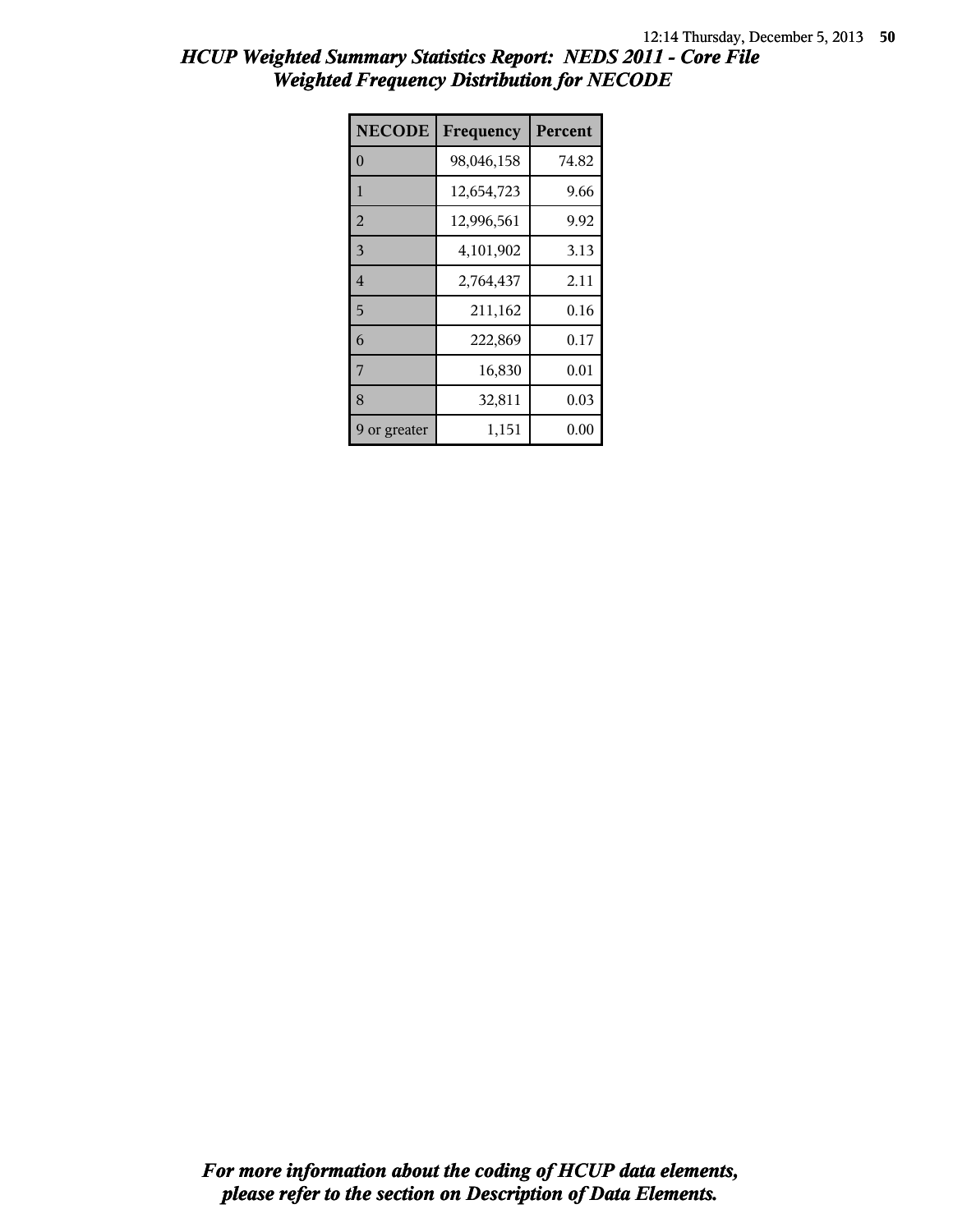# HCUP Weighted Summary Statistics Report: NEDS 2011 - Core File
## Weighted Frequency Distribution for NECODE

| NECODE | Frequency | Percent |
|---|---|---|
| 0 | 98,046,158 | 74.82 |
| 1 | 12,654,723 | 9.66 |
| 2 | 12,996,561 | 9.92 |
| 3 | 4,101,902 | 3.13 |
| 4 | 2,764,437 | 2.11 |
| 5 | 211,162 | 0.16 |
| 6 | 222,869 | 0.17 |
| 7 | 16,830 | 0.01 |
| 8 | 32,811 | 0.03 |
| 9 or greater | 1,151 | 0.00 |

*For more information about the coding of HCUP data elements, please refer to the section on Description of Data Elements.*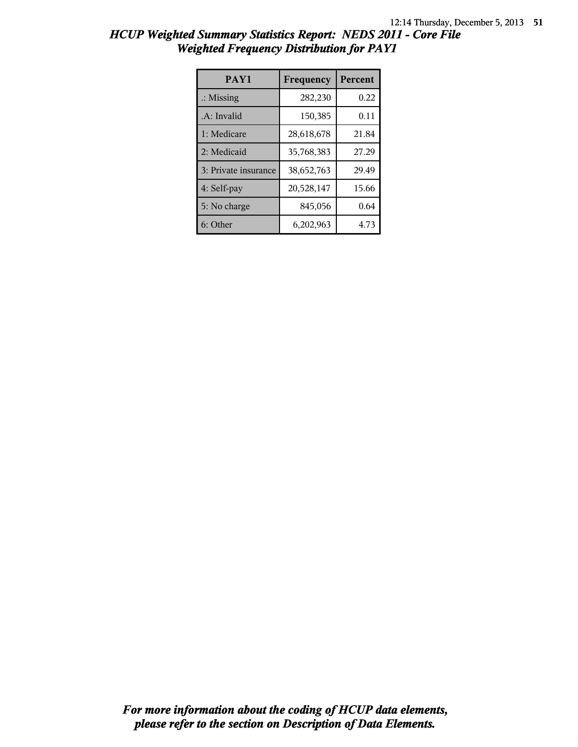# HCUP Weighted Summary Statistics Report: NEDS 2011 - Core File

## Weighted Frequency Distribution for PAY1

| PAY1 | Frequency | Percent |
|---|---|---|
| .: Missing | 282,230 | 0.22 |
| .A: Invalid | 150,385 | 0.11 |
| 1: Medicare | 28,618,678 | 21.84 |
| 2: Medicaid | 35,768,383 | 27.29 |
| 3: Private insurance | 38,652,763 | 29.49 |
| 4: Self-pay | 20,528,147 | 15.66 |
| 5: No charge | 845,056 | 0.64 |
| 6: Other | 6,202,963 | 4.73 |

***For more information about the coding of HCUP data elements, please refer to the section on Description of Data Elements.***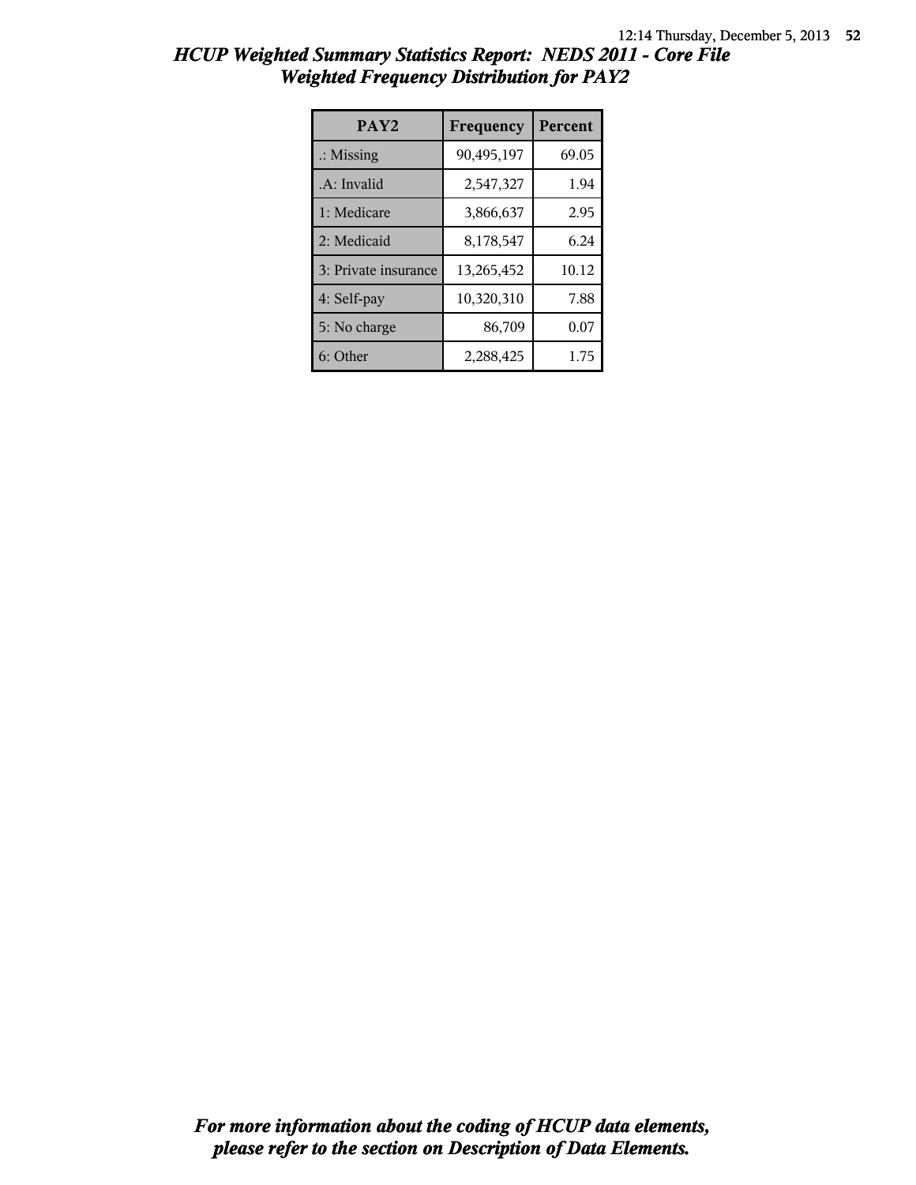## *HCUP Weighted Summary Statistics Report: NEDS 2011 - Core File*
## *Weighted Frequency Distribution for PAY2*

| PAY2 | Frequency | Percent |
|---|---|---|
| .: Missing | 90,495,197 | 69.05 |
| .A: Invalid | 2,547,327 | 1.94 |
| 1: Medicare | 3,866,637 | 2.95 |
| 2: Medicaid | 8,178,547 | 6.24 |
| 3: Private insurance | 13,265,452 | 10.12 |
| 4: Self-pay | 10,320,310 | 7.88 |
| 5: No charge | 86,709 | 0.07 |
| 6: Other | 2,288,425 | 1.75 |

***For more information about the coding of HCUP data elements, please refer to the section on Description of Data Elements.***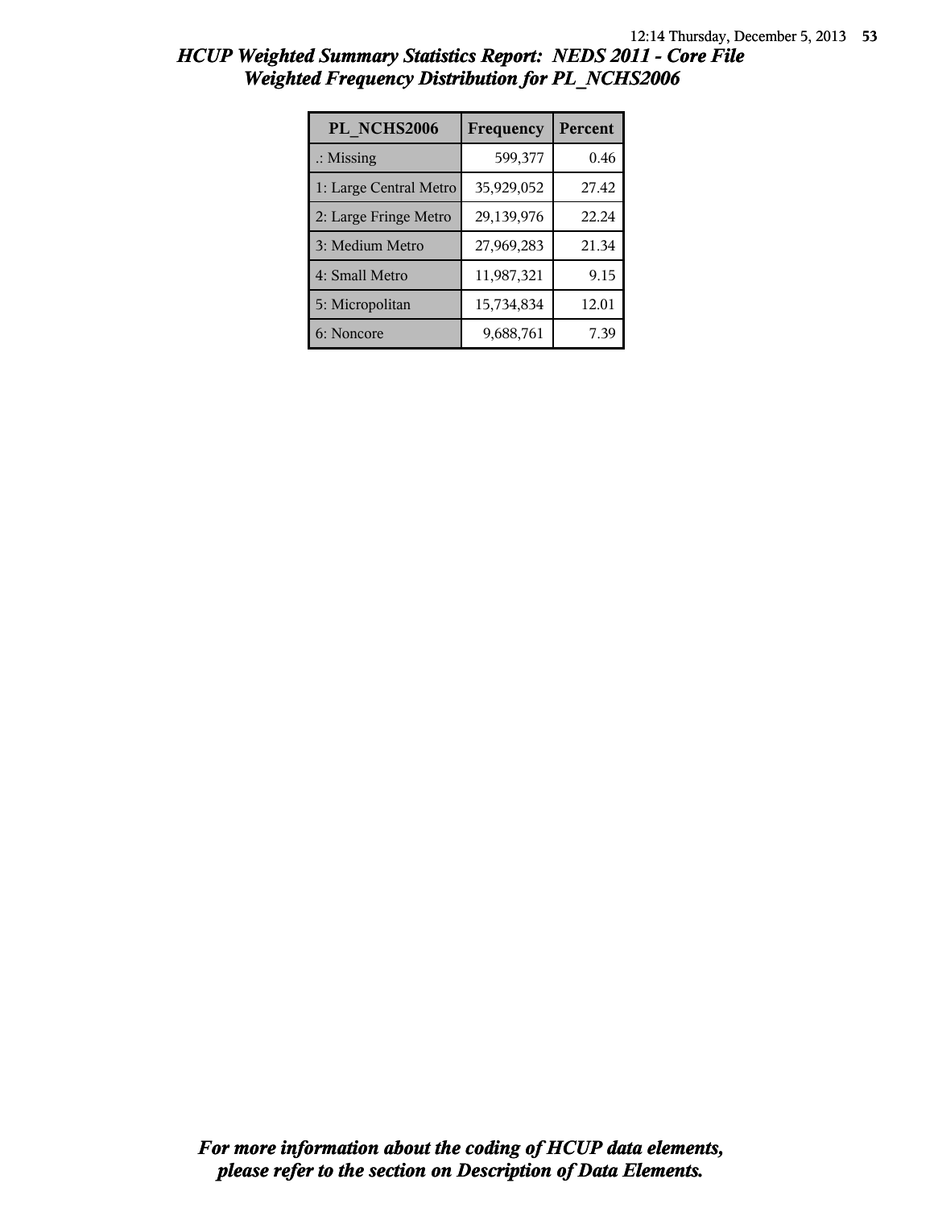# *HCUP Weighted Summary Statistics Report: NEDS 2011 - Core File*
## *Weighted Frequency Distribution for PL_NCHS2006*

| PL_NCHS2006 | Frequency | Percent |
|---|---|---|
| .: Missing | 599,377 | 0.46 |
| 1: Large Central Metro | 35,929,052 | 27.42 |
| 2: Large Fringe Metro | 29,139,976 | 22.24 |
| 3: Medium Metro | 27,969,283 | 21.34 |
| 4: Small Metro | 11,987,321 | 9.15 |
| 5: Micropolitan | 15,734,834 | 12.01 |
| 6: Noncore | 9,688,761 | 7.39 |

***For more information about the coding of HCUP data elements, please refer to the section on Description of Data Elements.***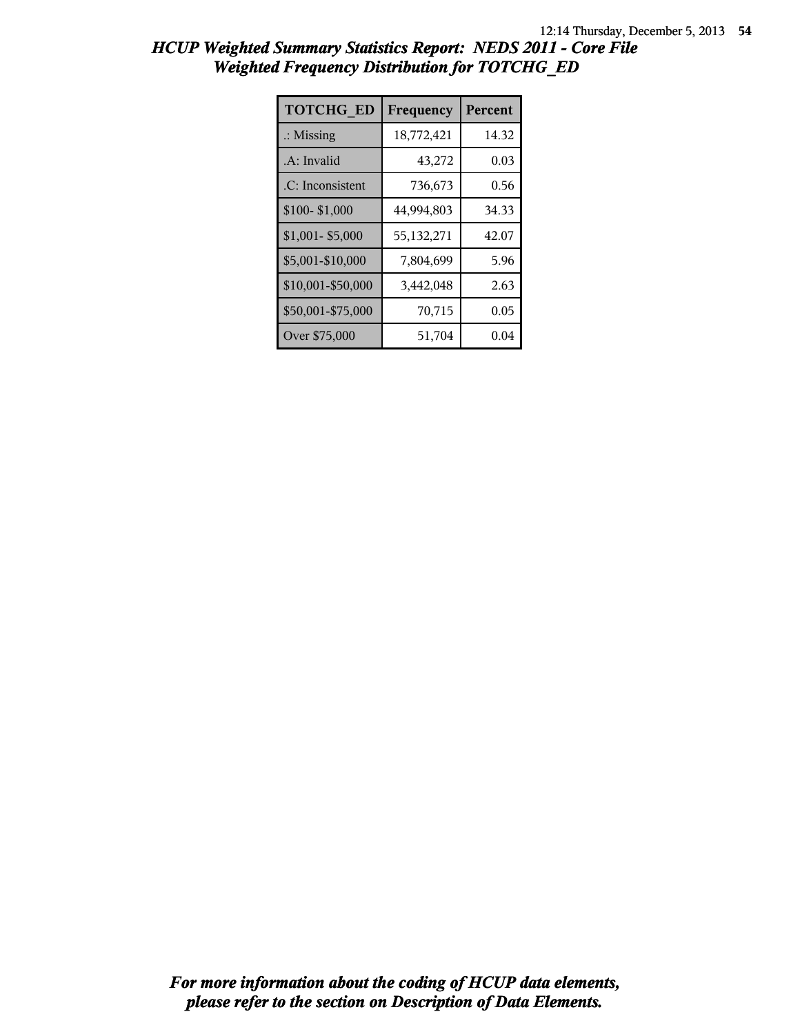# HCUP Weighted Summary Statistics Report: NEDS 2011 - Core File
## Weighted Frequency Distribution for TOTCHG_ED

| TOTCHG_ED | Frequency | Percent |
|---|---|---|
| .: Missing | 18,772,421 | 14.32 |
| .A: Invalid | 43,272 | 0.03 |
| .C: Inconsistent | 736,673 | 0.56 |
| $100- $1,000 | 44,994,803 | 34.33 |
| $1,001- $5,000 | 55,132,271 | 42.07 |
| $5,001-$10,000 | 7,804,699 | 5.96 |
| $10,001-$50,000 | 3,442,048 | 2.63 |
| $50,001-$75,000 | 70,715 | 0.05 |
| Over $75,000 | 51,704 | 0.04 |

*For more information about the coding of HCUP data elements, please refer to the section on Description of Data Elements.*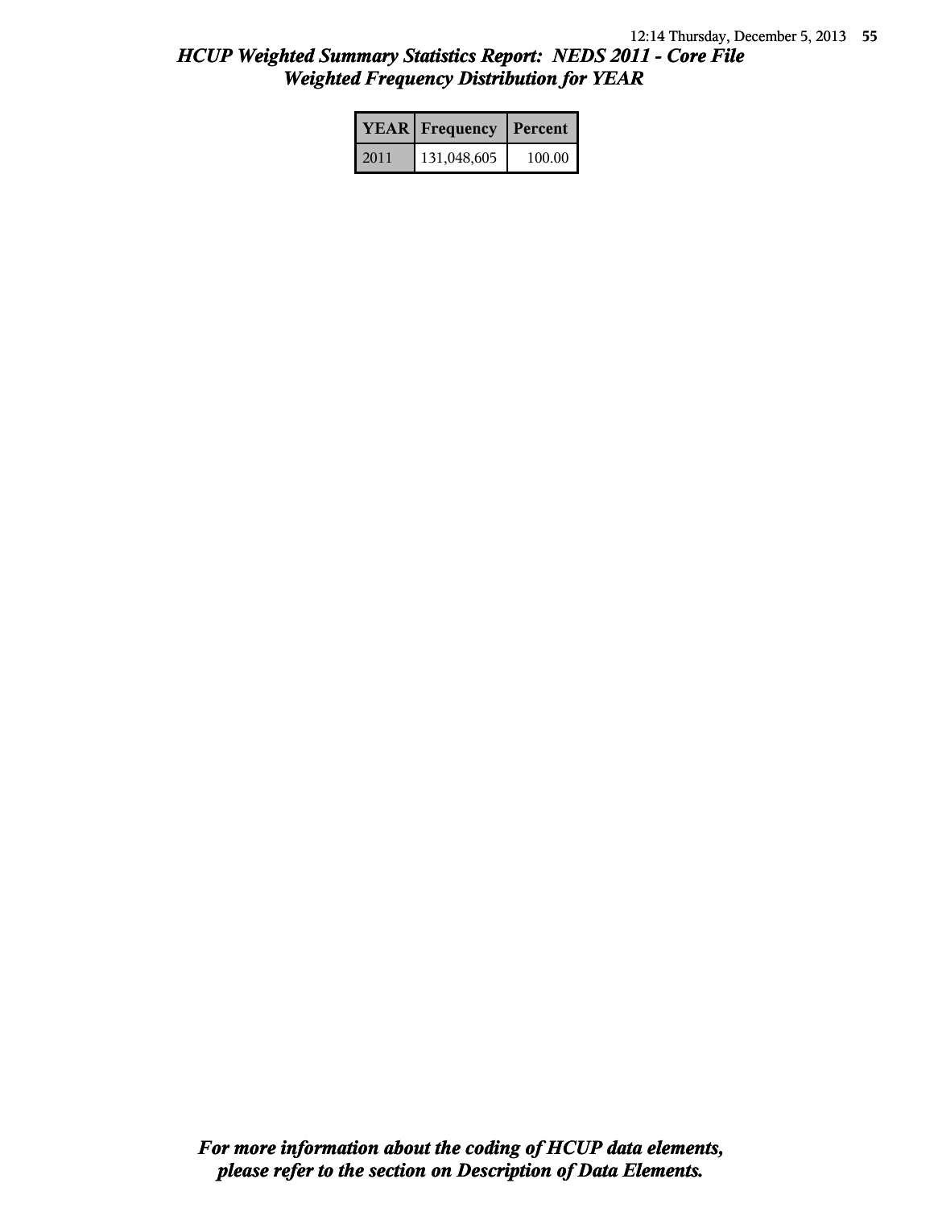*HCUP Weighted Summary Statistics Report: NEDS 2011 - Core File*
*Weighted Frequency Distribution for YEAR*

| YEAR | Frequency | Percent |
|---|---|---|
| 2011 | 131,048,605 | 100.00 |

***For more information about the coding of HCUP data elements, please refer to the section on Description of Data Elements.***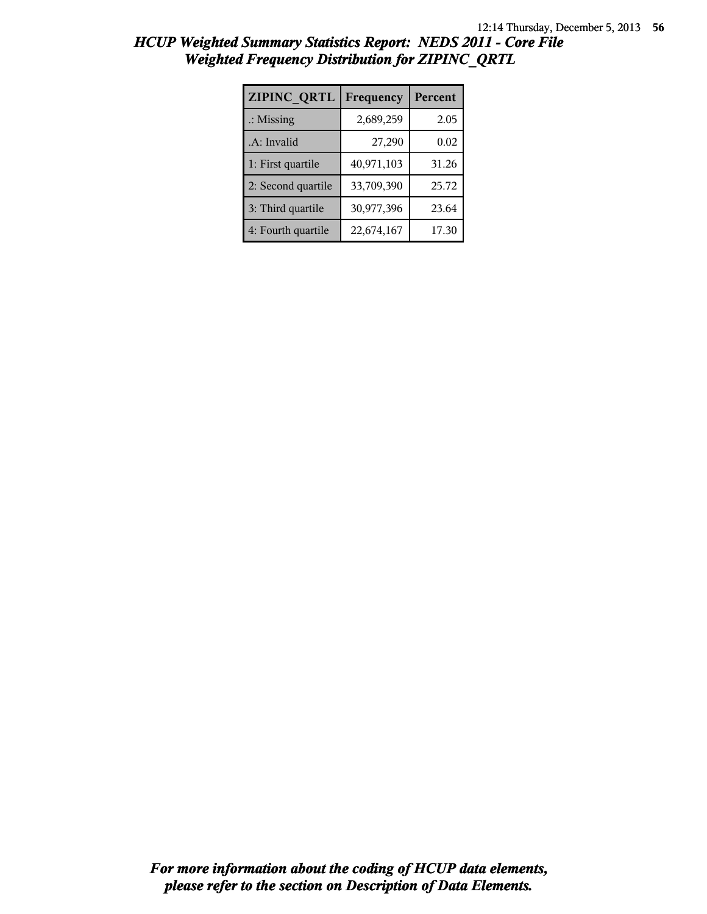# HCUP Weighted Summary Statistics Report: NEDS 2011 - Core File
## Weighted Frequency Distribution for ZIPINC_QRTL

| ZIPINC_QRTL | Frequency | Percent |
|---|---|---|
| .: Missing | 2,689,259 | 2.05 |
| .A: Invalid | 27,290 | 0.02 |
| 1: First quartile | 40,971,103 | 31.26 |
| 2: Second quartile | 33,709,390 | 25.72 |
| 3: Third quartile | 30,977,396 | 23.64 |
| 4: Fourth quartile | 22,674,167 | 17.30 |

***For more information about the coding of HCUP data elements, please refer to the section on Description of Data Elements.***